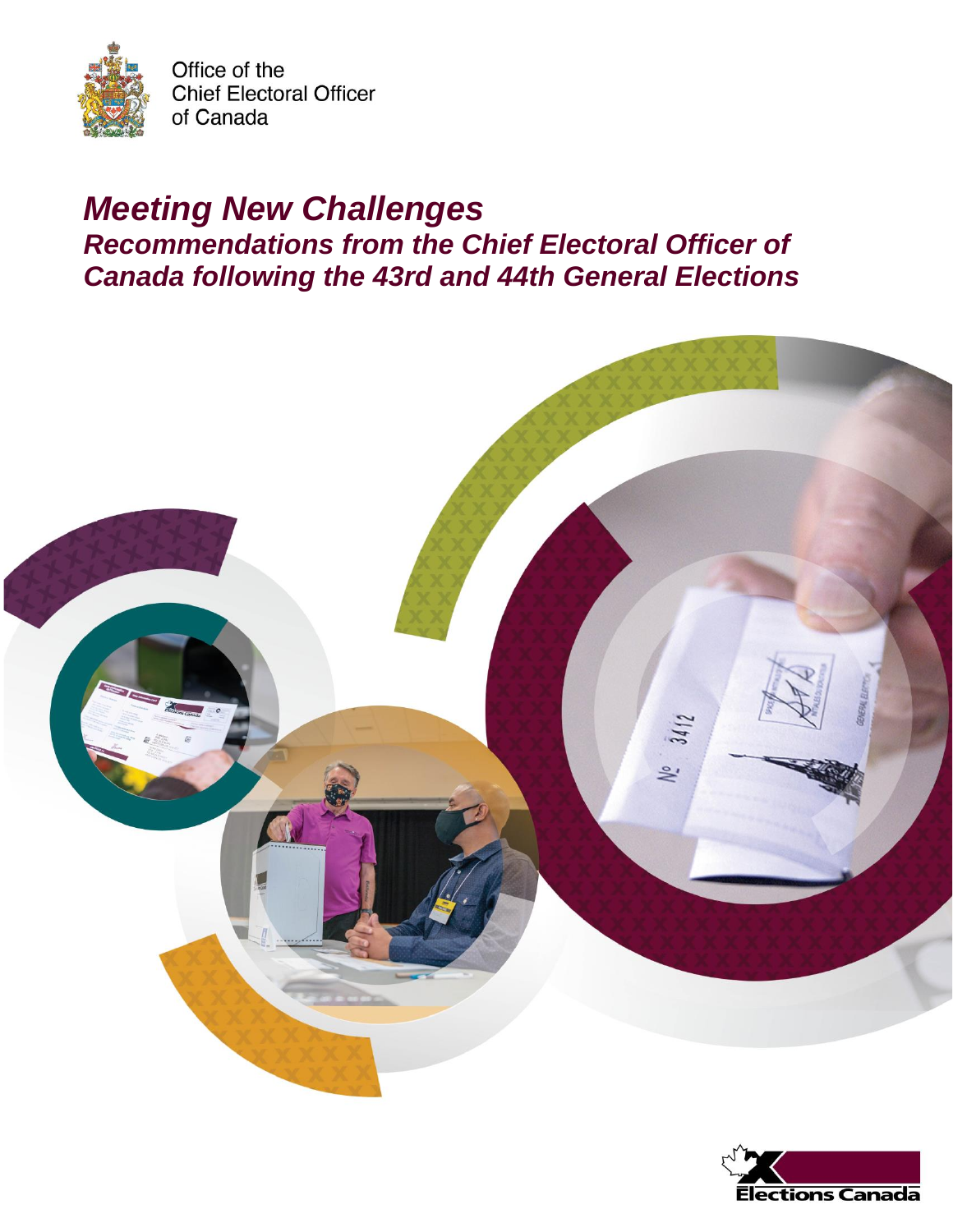Office of the
Chief Electoral Officer
of Canada

# *Meeting New Challenges*

## *Recommendations from the Chief Electoral Officer of Canada following the 43rd and 44th General Elections*

Elections Canada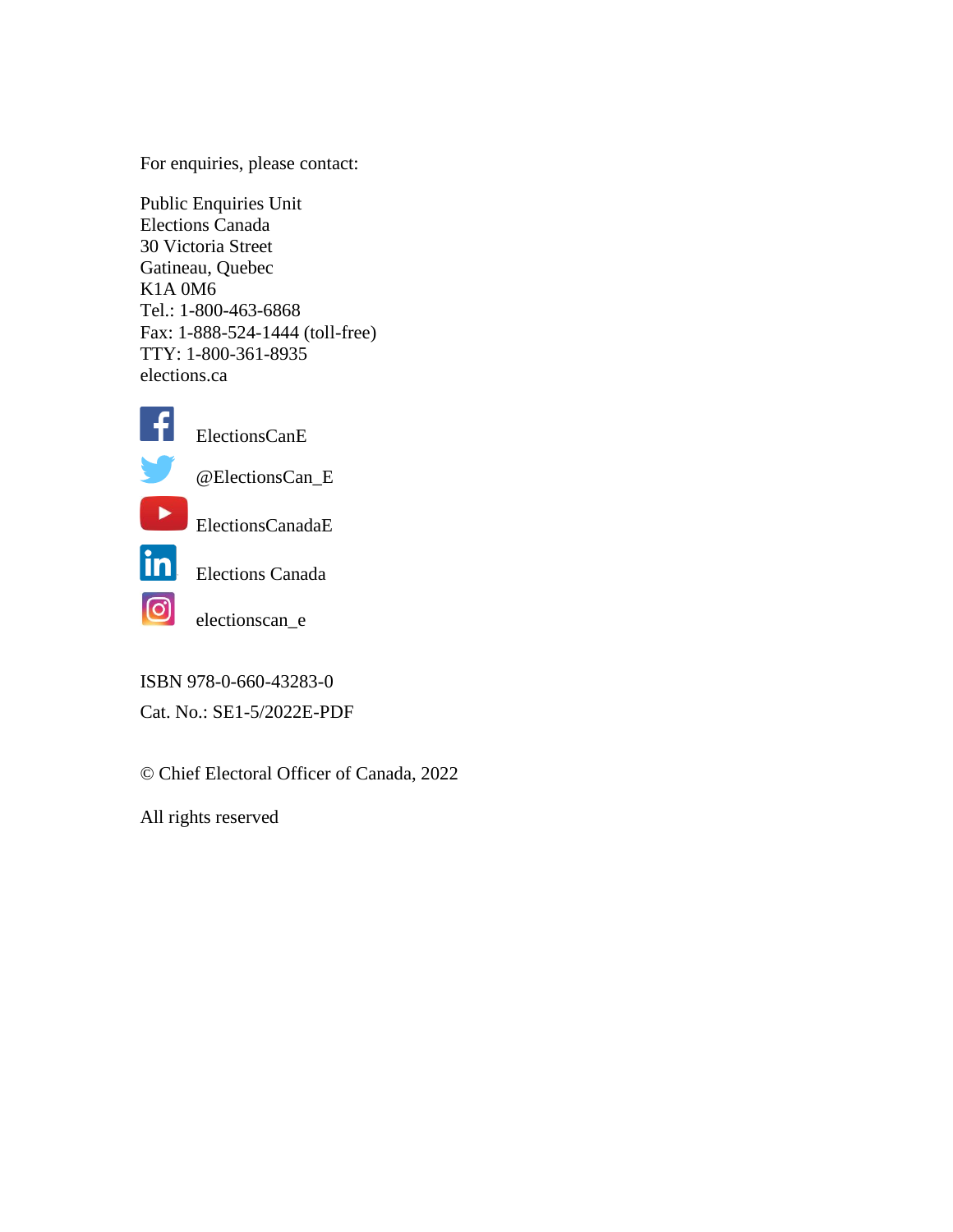For enquiries, please contact:

Public Enquiries Unit
Elections Canada
30 Victoria Street
Gatineau, Quebec
K1A 0M6
Tel.: 1-800-463-6868
Fax: 1-888-524-1444 (toll-free)
TTY: 1-800-361-8935
elections.ca

ElectionsCanE

@ElectionsCan_E

ElectionsCanadaE

Elections Canada

electionscan_e

ISBN 978-0-660-43283-0

Cat. No.: SE1-5/2022E-PDF

© Chief Electoral Officer of Canada, 2022

All rights reserved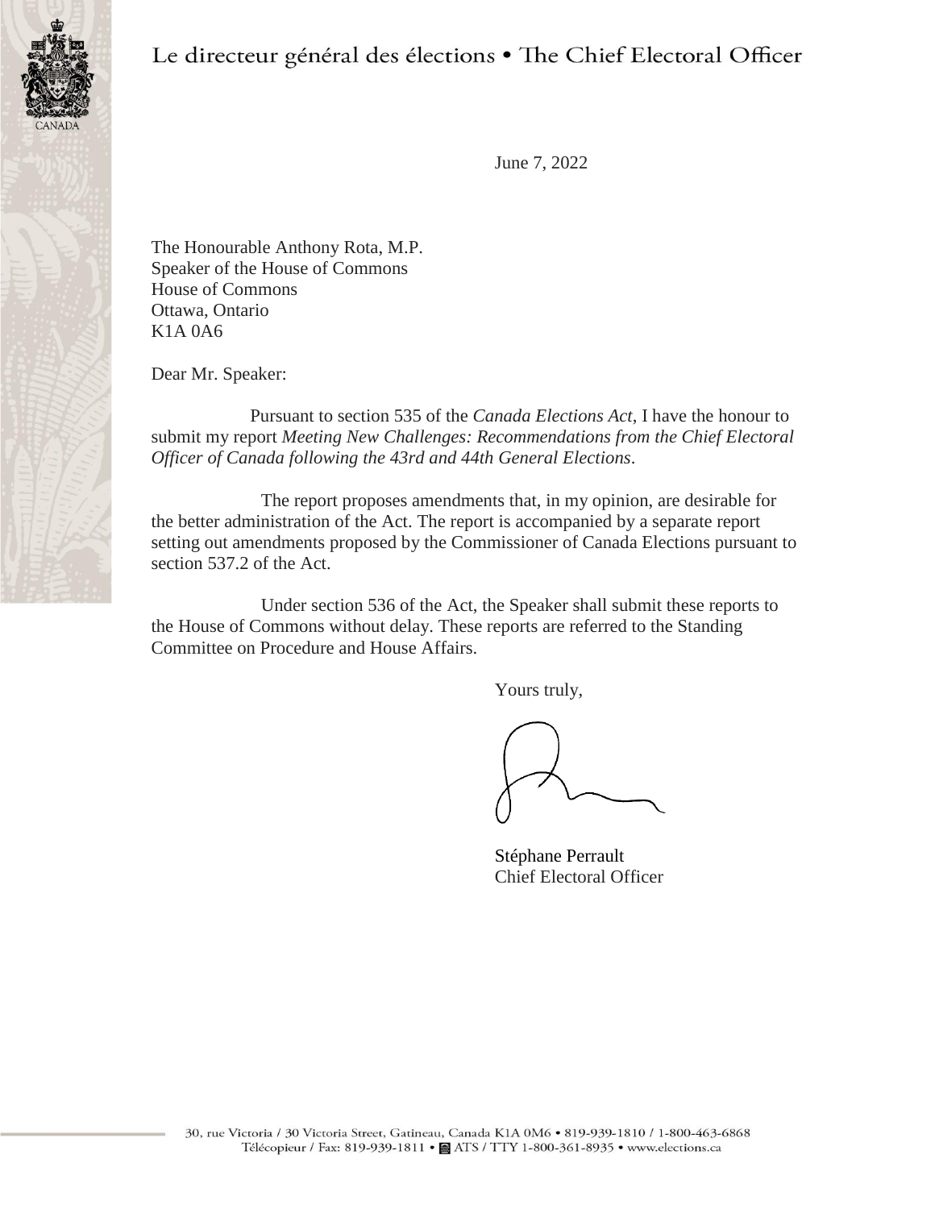Le directeur général des élections • The Chief Electoral Officer

June 7, 2022

The Honourable Anthony Rota, M.P.
Speaker of the House of Commons
House of Commons
Ottawa, Ontario
K1A 0A6

Dear Mr. Speaker:

Pursuant to section 535 of the *Canada Elections Act*, I have the honour to submit my report *Meeting New Challenges: Recommendations from the Chief Electoral Officer of Canada following the 43rd and 44th General Elections*.

The report proposes amendments that, in my opinion, are desirable for the better administration of the Act. The report is accompanied by a separate report setting out amendments proposed by the Commissioner of Canada Elections pursuant to section 537.2 of the Act.

Under section 536 of the Act, the Speaker shall submit these reports to the House of Commons without delay. These reports are referred to the Standing Committee on Procedure and House Affairs.

Yours truly,

Stéphane Perrault
Chief Electoral Officer

30, rue Victoria / 30 Victoria Street, Gatineau, Canada K1A 0M6 • 819-939-1810 / 1-800-463-6868
Télécopieur / Fax: 819-939-1811 • ATS / TTY 1-800-361-8935 • www.elections.ca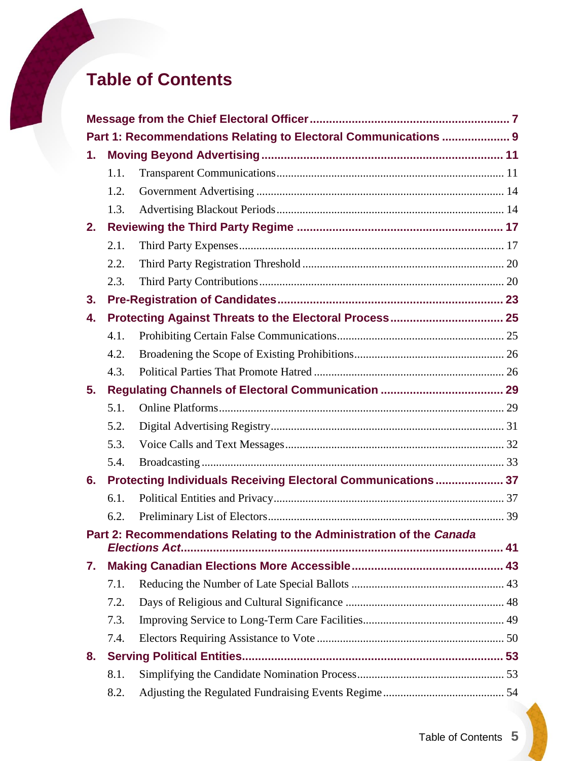# Table of Contents

**Message from the Chief Electoral Officer .............................................................. 7**

**Part 1: Recommendations Relating to Electoral Communications ..................... 9**

**1. Moving Beyond Advertising ......................................................................... 11**

- 1.1. Transparent Communications ........................................................................... 11
- 1.2. Government Advertising ................................................................................... 14
- 1.3. Advertising Blackout Periods ............................................................................ 14

**2. Reviewing the Third Party Regime ............................................................... 17**

- 2.1. Third Party Expenses ........................................................................................ 17
- 2.2. Third Party Registration Threshold ................................................................... 20
- 2.3. Third Party Contributions .................................................................................. 20

**3. Pre-Registration of Candidates ..................................................................... 23**

**4. Protecting Against Threats to the Electoral Process .................................. 25**

- 4.1. Prohibiting Certain False Communications ....................................................... 25
- 4.2. Broadening the Scope of Existing Prohibitions ................................................. 26
- 4.3. Political Parties That Promote Hatred .............................................................. 26

**5. Regulating Channels of Electoral Communication ..................................... 29**

- 5.1. Online Platforms ............................................................................................... 29
- 5.2. Digital Advertising Registry .............................................................................. 31
- 5.3. Voice Calls and Text Messages ........................................................................ 32
- 5.4. Broadcasting ..................................................................................................... 33

**6. Protecting Individuals Receiving Electoral Communications ..................... 37**

- 6.1. Political Entities and Privacy ............................................................................. 37
- 6.2. Preliminary List of Electors ............................................................................... 39

**Part 2: Recommendations Relating to the Administration of the *Canada Elections Act* .................................................................................................... 41**

**7. Making Canadian Elections More Accessible .............................................. 43**

- 7.1. Reducing the Number of Late Special Ballots .................................................. 43
- 7.2. Days of Religious and Cultural Significance ..................................................... 48
- 7.3. Improving Service to Long-Term Care Facilities ............................................... 49
- 7.4. Electors Requiring Assistance to Vote .............................................................. 50

**8. Serving Political Entities ................................................................................ 53**

- 8.1. Simplifying the Candidate Nomination Process ................................................ 53
- 8.2. Adjusting the Regulated Fundraising Events Regime ........................................ 54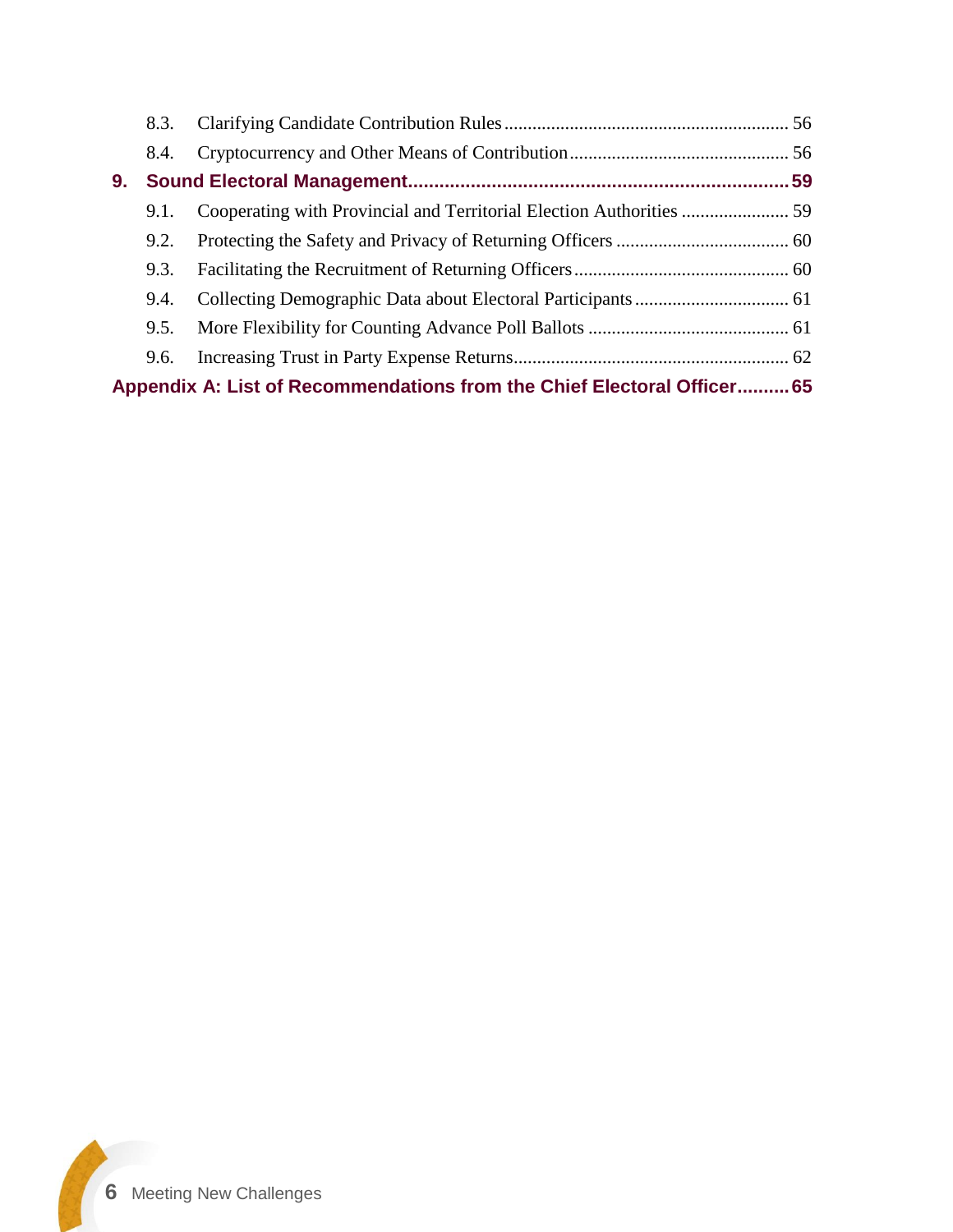8.3. Clarifying Candidate Contribution Rules ............................................................ 56

8.4. Cryptocurrency and Other Means of Contribution ............................................... 56

**9. Sound Electoral Management ......................................................................... 59**

9.1. Cooperating with Provincial and Territorial Election Authorities ....................... 59

9.2. Protecting the Safety and Privacy of Returning Officers ..................................... 60

9.3. Facilitating the Recruitment of Returning Officers .............................................. 60

9.4. Collecting Demographic Data about Electoral Participants ................................. 61

9.5. More Flexibility for Counting Advance Poll Ballots ........................................... 61

9.6. Increasing Trust in Party Expense Returns .......................................................... 62

**Appendix A: List of Recommendations from the Chief Electoral Officer .......... 65**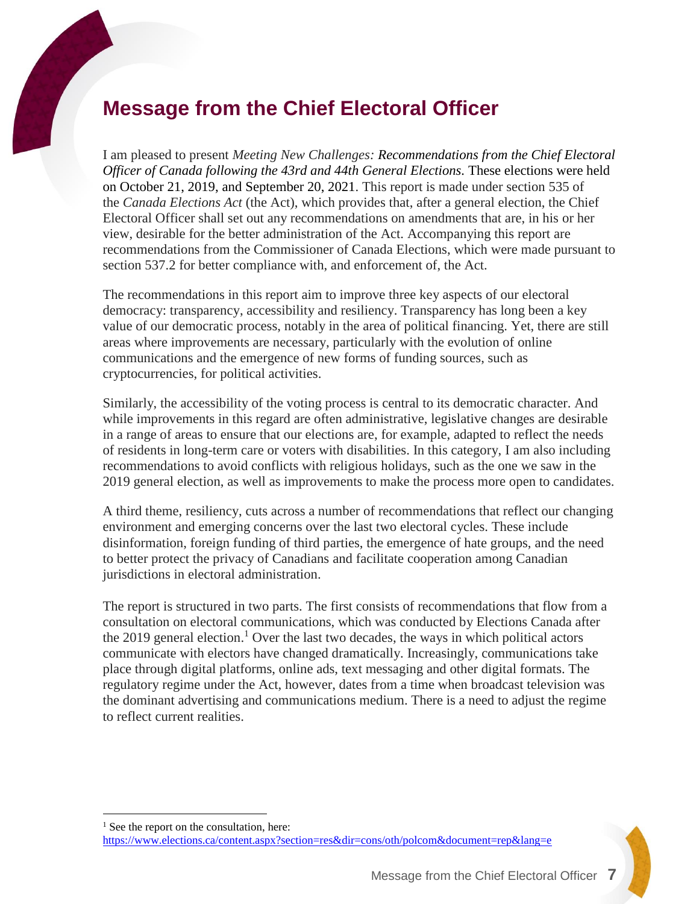# Message from the Chief Electoral Officer

I am pleased to present *Meeting New Challenges: Recommendations from the Chief Electoral Officer of Canada following the 43rd and 44th General Elections*. These elections were held on October 21, 2019, and September 20, 2021. This report is made under section 535 of the *Canada Elections Act* (the Act), which provides that, after a general election, the Chief Electoral Officer shall set out any recommendations on amendments that are, in his or her view, desirable for the better administration of the Act. Accompanying this report are recommendations from the Commissioner of Canada Elections, which were made pursuant to section 537.2 for better compliance with, and enforcement of, the Act.

The recommendations in this report aim to improve three key aspects of our electoral democracy: transparency, accessibility and resiliency. Transparency has long been a key value of our democratic process, notably in the area of political financing. Yet, there are still areas where improvements are necessary, particularly with the evolution of online communications and the emergence of new forms of funding sources, such as cryptocurrencies, for political activities.

Similarly, the accessibility of the voting process is central to its democratic character. And while improvements in this regard are often administrative, legislative changes are desirable in a range of areas to ensure that our elections are, for example, adapted to reflect the needs of residents in long-term care or voters with disabilities. In this category, I am also including recommendations to avoid conflicts with religious holidays, such as the one we saw in the 2019 general election, as well as improvements to make the process more open to candidates.

A third theme, resiliency, cuts across a number of recommendations that reflect our changing environment and emerging concerns over the last two electoral cycles. These include disinformation, foreign funding of third parties, the emergence of hate groups, and the need to better protect the privacy of Canadians and facilitate cooperation among Canadian jurisdictions in electoral administration.

The report is structured in two parts. The first consists of recommendations that flow from a consultation on electoral communications, which was conducted by Elections Canada after the 2019 general election.[1] Over the last two decades, the ways in which political actors communicate with electors have changed dramatically. Increasingly, communications take place through digital platforms, online ads, text messaging and other digital formats. The regulatory regime under the Act, however, dates from a time when broadcast television was the dominant advertising and communications medium. There is a need to adjust the regime to reflect current realities.

---

[1] See the report on the consultation, here: https://www.elections.ca/content.aspx?section=res&dir=cons/oth/polcom&document=rep&lang=e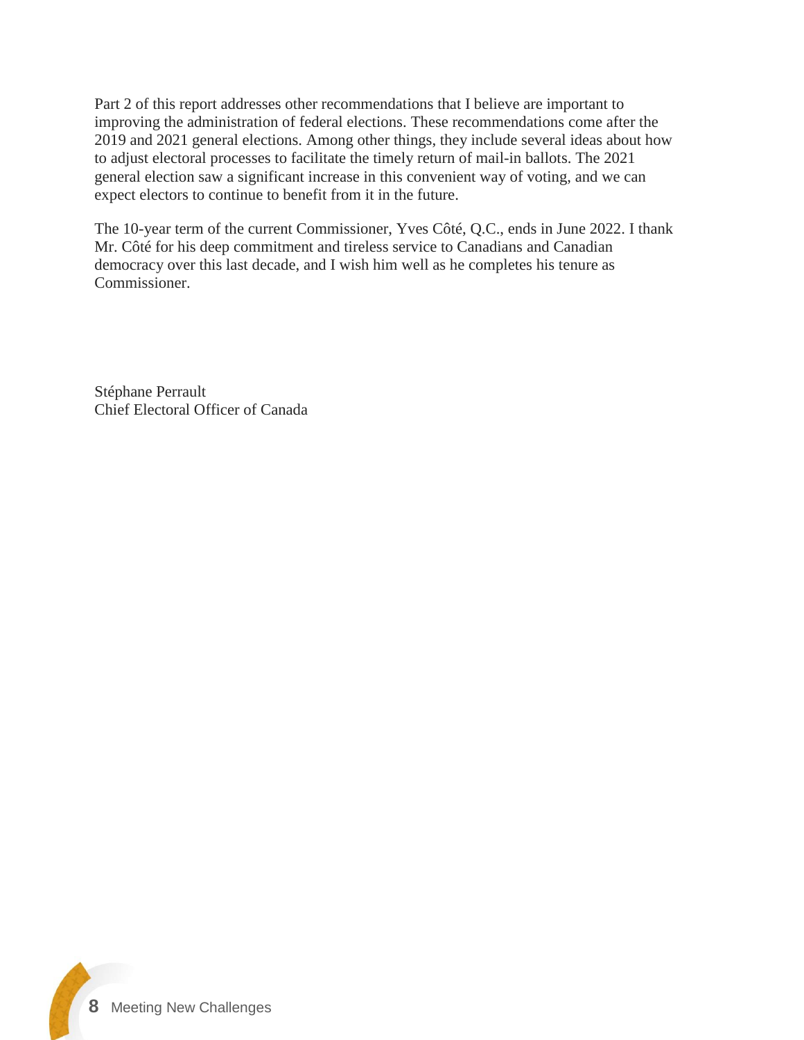Part 2 of this report addresses other recommendations that I believe are important to improving the administration of federal elections. These recommendations come after the 2019 and 2021 general elections. Among other things, they include several ideas about how to adjust electoral processes to facilitate the timely return of mail-in ballots. The 2021 general election saw a significant increase in this convenient way of voting, and we can expect electors to continue to benefit from it in the future.

The 10-year term of the current Commissioner, Yves Côté, Q.C., ends in June 2022. I thank Mr. Côté for his deep commitment and tireless service to Canadians and Canadian democracy over this last decade, and I wish him well as he completes his tenure as Commissioner.

Stéphane Perrault
Chief Electoral Officer of Canada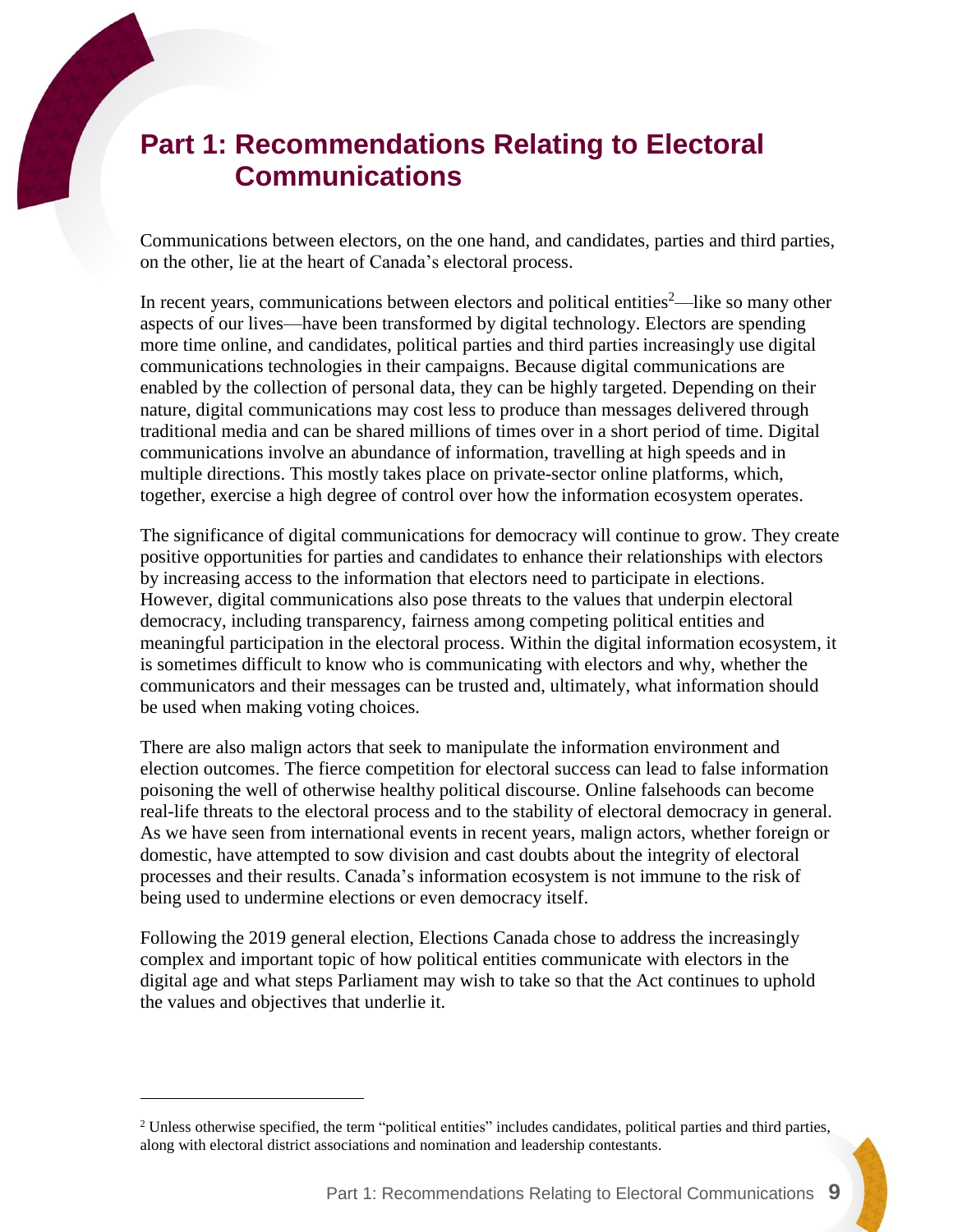# Part 1: Recommendations Relating to Electoral Communications

Communications between electors, on the one hand, and candidates, parties and third parties, on the other, lie at the heart of Canada's electoral process.

In recent years, communications between electors and political entities[2]—like so many other aspects of our lives—have been transformed by digital technology. Electors are spending more time online, and candidates, political parties and third parties increasingly use digital communications technologies in their campaigns. Because digital communications are enabled by the collection of personal data, they can be highly targeted. Depending on their nature, digital communications may cost less to produce than messages delivered through traditional media and can be shared millions of times over in a short period of time. Digital communications involve an abundance of information, travelling at high speeds and in multiple directions. This mostly takes place on private-sector online platforms, which, together, exercise a high degree of control over how the information ecosystem operates.

The significance of digital communications for democracy will continue to grow. They create positive opportunities for parties and candidates to enhance their relationships with electors by increasing access to the information that electors need to participate in elections. However, digital communications also pose threats to the values that underpin electoral democracy, including transparency, fairness among competing political entities and meaningful participation in the electoral process. Within the digital information ecosystem, it is sometimes difficult to know who is communicating with electors and why, whether the communicators and their messages can be trusted and, ultimately, what information should be used when making voting choices.

There are also malign actors that seek to manipulate the information environment and election outcomes. The fierce competition for electoral success can lead to false information poisoning the well of otherwise healthy political discourse. Online falsehoods can become real-life threats to the electoral process and to the stability of electoral democracy in general. As we have seen from international events in recent years, malign actors, whether foreign or domestic, have attempted to sow division and cast doubts about the integrity of electoral processes and their results. Canada's information ecosystem is not immune to the risk of being used to undermine elections or even democracy itself.

Following the 2019 general election, Elections Canada chose to address the increasingly complex and important topic of how political entities communicate with electors in the digital age and what steps Parliament may wish to take so that the Act continues to uphold the values and objectives that underlie it.

---

[2] Unless otherwise specified, the term "political entities" includes candidates, political parties and third parties, along with electoral district associations and nomination and leadership contestants.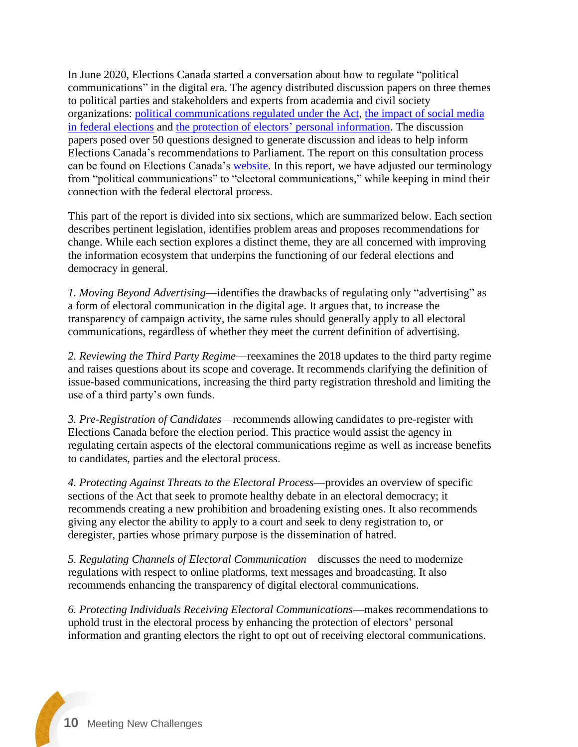In June 2020, Elections Canada started a conversation about how to regulate "political communications" in the digital era. The agency distributed discussion papers on three themes to political parties and stakeholders and experts from academia and civil society organizations: political communications regulated under the Act, the impact of social media in federal elections and the protection of electors' personal information. The discussion papers posed over 50 questions designed to generate discussion and ideas to help inform Elections Canada's recommendations to Parliament. The report on this consultation process can be found on Elections Canada's website. In this report, we have adjusted our terminology from "political communications" to "electoral communications," while keeping in mind their connection with the federal electoral process.

This part of the report is divided into six sections, which are summarized below. Each section describes pertinent legislation, identifies problem areas and proposes recommendations for change. While each section explores a distinct theme, they are all concerned with improving the information ecosystem that underpins the functioning of our federal elections and democracy in general.

*1. Moving Beyond Advertising*—identifies the drawbacks of regulating only "advertising" as a form of electoral communication in the digital age. It argues that, to increase the transparency of campaign activity, the same rules should generally apply to all electoral communications, regardless of whether they meet the current definition of advertising.

*2. Reviewing the Third Party Regime*—reexamines the 2018 updates to the third party regime and raises questions about its scope and coverage. It recommends clarifying the definition of issue-based communications, increasing the third party registration threshold and limiting the use of a third party's own funds.

*3. Pre-Registration of Candidates*—recommends allowing candidates to pre-register with Elections Canada before the election period. This practice would assist the agency in regulating certain aspects of the electoral communications regime as well as increase benefits to candidates, parties and the electoral process.

*4. Protecting Against Threats to the Electoral Process*—provides an overview of specific sections of the Act that seek to promote healthy debate in an electoral democracy; it recommends creating a new prohibition and broadening existing ones. It also recommends giving any elector the ability to apply to a court and seek to deny registration to, or deregister, parties whose primary purpose is the dissemination of hatred.

*5. Regulating Channels of Electoral Communication*—discusses the need to modernize regulations with respect to online platforms, text messages and broadcasting. It also recommends enhancing the transparency of digital electoral communications.

*6. Protecting Individuals Receiving Electoral Communications*—makes recommendations to uphold trust in the electoral process by enhancing the protection of electors' personal information and granting electors the right to opt out of receiving electoral communications.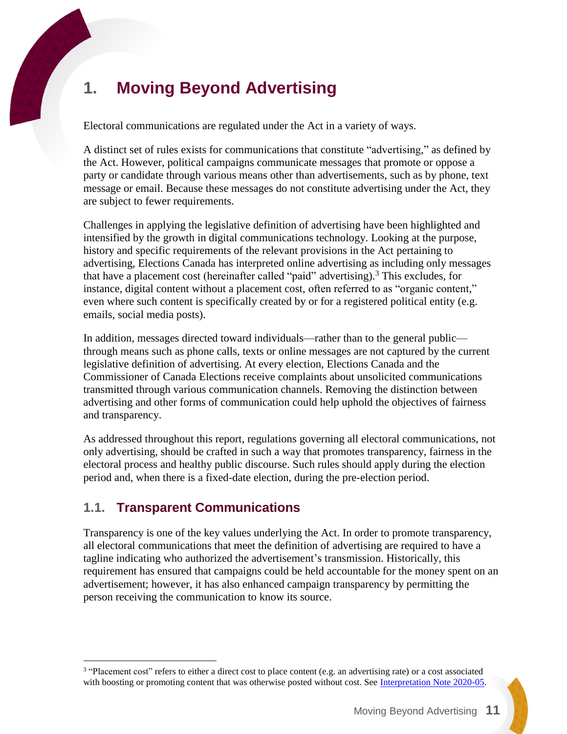# 1. Moving Beyond Advertising

Electoral communications are regulated under the Act in a variety of ways.

A distinct set of rules exists for communications that constitute "advertising," as defined by the Act. However, political campaigns communicate messages that promote or oppose a party or candidate through various means other than advertisements, such as by phone, text message or email. Because these messages do not constitute advertising under the Act, they are subject to fewer requirements.

Challenges in applying the legislative definition of advertising have been highlighted and intensified by the growth in digital communications technology. Looking at the purpose, history and specific requirements of the relevant provisions in the Act pertaining to advertising, Elections Canada has interpreted online advertising as including only messages that have a placement cost (hereinafter called "paid" advertising).[3] This excludes, for instance, digital content without a placement cost, often referred to as "organic content," even where such content is specifically created by or for a registered political entity (e.g. emails, social media posts).

In addition, messages directed toward individuals—rather than to the general public—through means such as phone calls, texts or online messages are not captured by the current legislative definition of advertising. At every election, Elections Canada and the Commissioner of Canada Elections receive complaints about unsolicited communications transmitted through various communication channels. Removing the distinction between advertising and other forms of communication could help uphold the objectives of fairness and transparency.

As addressed throughout this report, regulations governing all electoral communications, not only advertising, should be crafted in such a way that promotes transparency, fairness in the electoral process and healthy public discourse. Such rules should apply during the election period and, when there is a fixed-date election, during the pre-election period.

## 1.1. Transparent Communications

Transparency is one of the key values underlying the Act. In order to promote transparency, all electoral communications that meet the definition of advertising are required to have a tagline indicating who authorized the advertisement's transmission. Historically, this requirement has ensured that campaigns could be held accountable for the money spent on an advertisement; however, it has also enhanced campaign transparency by permitting the person receiving the communication to know its source.

---

[3] "Placement cost" refers to either a direct cost to place content (e.g. an advertising rate) or a cost associated with boosting or promoting content that was otherwise posted without cost. See Interpretation Note 2020-05.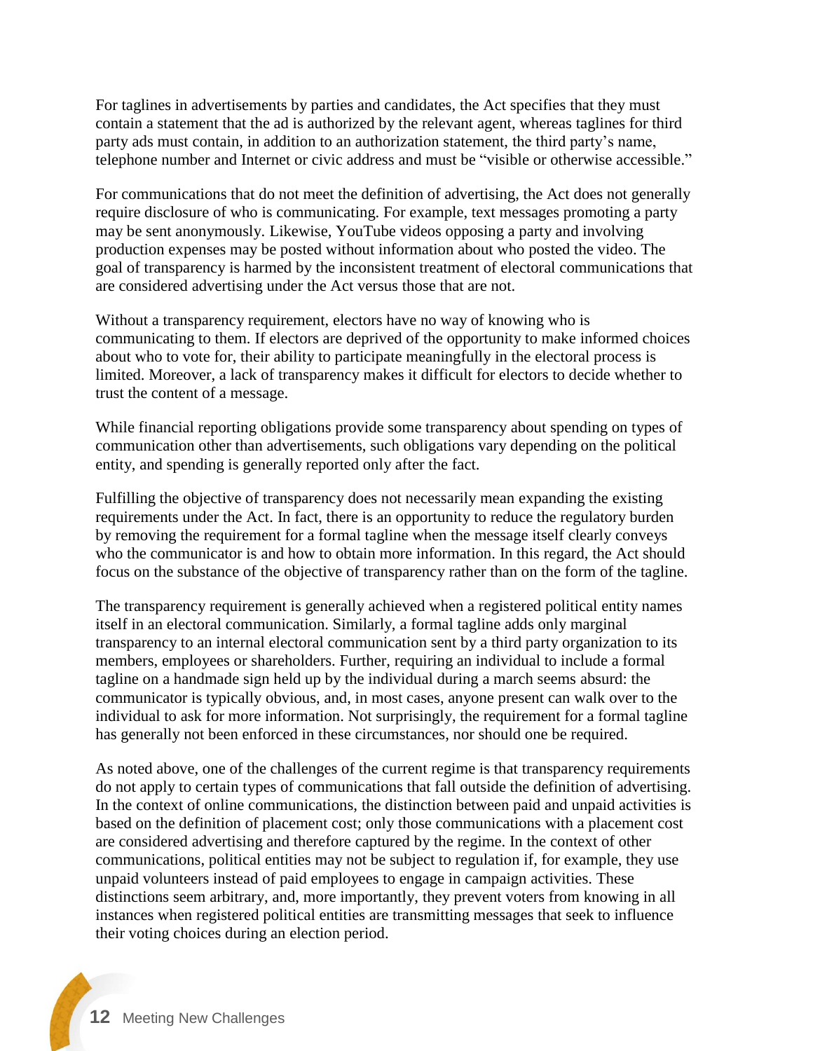For taglines in advertisements by parties and candidates, the Act specifies that they must contain a statement that the ad is authorized by the relevant agent, whereas taglines for third party ads must contain, in addition to an authorization statement, the third party's name, telephone number and Internet or civic address and must be "visible or otherwise accessible."

For communications that do not meet the definition of advertising, the Act does not generally require disclosure of who is communicating. For example, text messages promoting a party may be sent anonymously. Likewise, YouTube videos opposing a party and involving production expenses may be posted without information about who posted the video. The goal of transparency is harmed by the inconsistent treatment of electoral communications that are considered advertising under the Act versus those that are not.

Without a transparency requirement, electors have no way of knowing who is communicating to them. If electors are deprived of the opportunity to make informed choices about who to vote for, their ability to participate meaningfully in the electoral process is limited. Moreover, a lack of transparency makes it difficult for electors to decide whether to trust the content of a message.

While financial reporting obligations provide some transparency about spending on types of communication other than advertisements, such obligations vary depending on the political entity, and spending is generally reported only after the fact.

Fulfilling the objective of transparency does not necessarily mean expanding the existing requirements under the Act. In fact, there is an opportunity to reduce the regulatory burden by removing the requirement for a formal tagline when the message itself clearly conveys who the communicator is and how to obtain more information. In this regard, the Act should focus on the substance of the objective of transparency rather than on the form of the tagline.

The transparency requirement is generally achieved when a registered political entity names itself in an electoral communication. Similarly, a formal tagline adds only marginal transparency to an internal electoral communication sent by a third party organization to its members, employees or shareholders. Further, requiring an individual to include a formal tagline on a handmade sign held up by the individual during a march seems absurd: the communicator is typically obvious, and, in most cases, anyone present can walk over to the individual to ask for more information. Not surprisingly, the requirement for a formal tagline has generally not been enforced in these circumstances, nor should one be required.

As noted above, one of the challenges of the current regime is that transparency requirements do not apply to certain types of communications that fall outside the definition of advertising. In the context of online communications, the distinction between paid and unpaid activities is based on the definition of placement cost; only those communications with a placement cost are considered advertising and therefore captured by the regime. In the context of other communications, political entities may not be subject to regulation if, for example, they use unpaid volunteers instead of paid employees to engage in campaign activities. These distinctions seem arbitrary, and, more importantly, they prevent voters from knowing in all instances when registered political entities are transmitting messages that seek to influence their voting choices during an election period.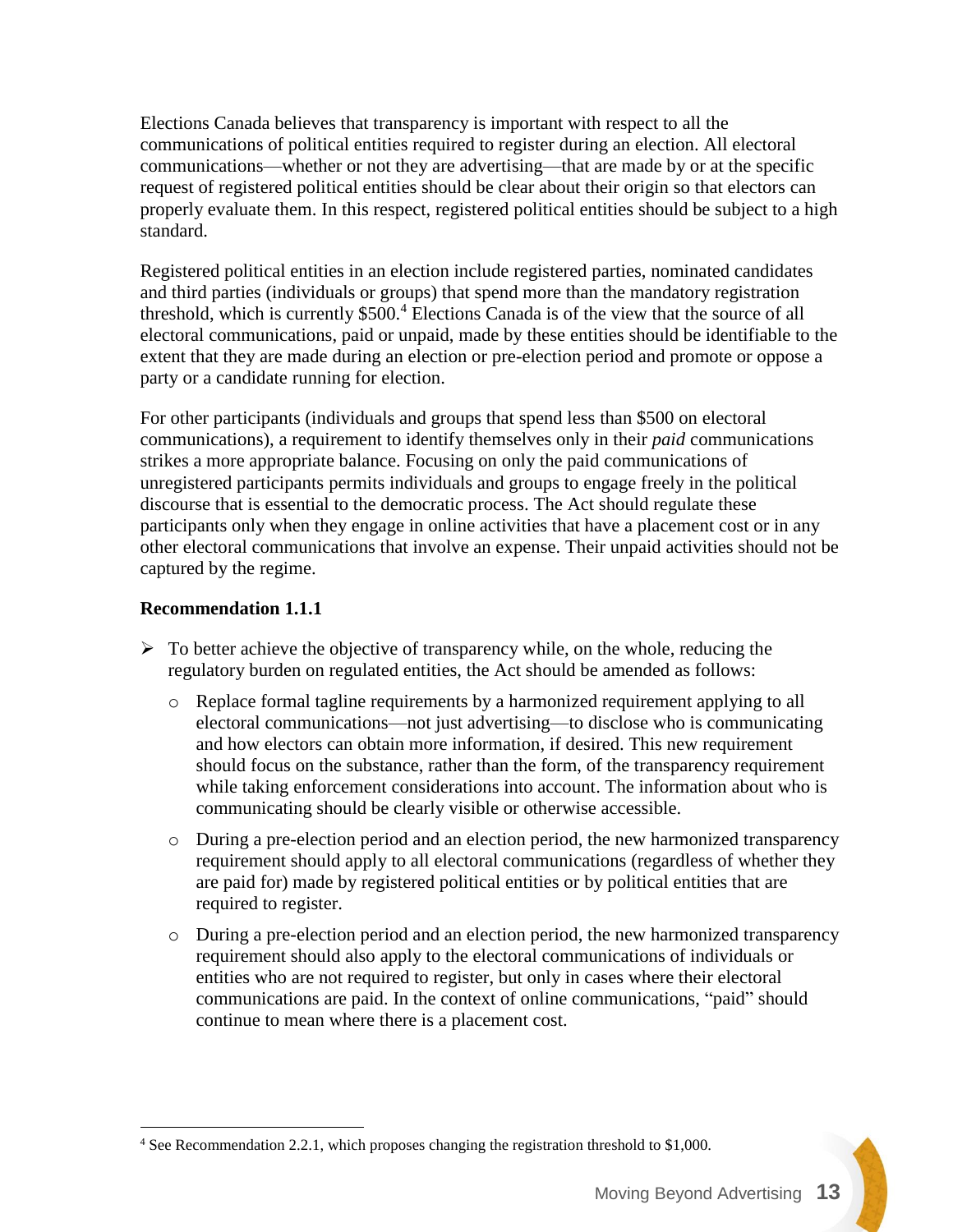Elections Canada believes that transparency is important with respect to all the communications of political entities required to register during an election. All electoral communications—whether or not they are advertising—that are made by or at the specific request of registered political entities should be clear about their origin so that electors can properly evaluate them. In this respect, registered political entities should be subject to a high standard.

Registered political entities in an election include registered parties, nominated candidates and third parties (individuals or groups) that spend more than the mandatory registration threshold, which is currently $500.[4] Elections Canada is of the view that the source of all electoral communications, paid or unpaid, made by these entities should be identifiable to the extent that they are made during an election or pre-election period and promote or oppose a party or a candidate running for election.

For other participants (individuals and groups that spend less than $500 on electoral communications), a requirement to identify themselves only in their *paid* communications strikes a more appropriate balance. Focusing on only the paid communications of unregistered participants permits individuals and groups to engage freely in the political discourse that is essential to the democratic process. The Act should regulate these participants only when they engage in online activities that have a placement cost or in any other electoral communications that involve an expense. Their unpaid activities should not be captured by the regime.

**Recommendation 1.1.1**

- To better achieve the objective of transparency while, on the whole, reducing the regulatory burden on regulated entities, the Act should be amended as follows:
  - Replace formal tagline requirements by a harmonized requirement applying to all electoral communications—not just advertising—to disclose who is communicating and how electors can obtain more information, if desired. This new requirement should focus on the substance, rather than the form, of the transparency requirement while taking enforcement considerations into account. The information about who is communicating should be clearly visible or otherwise accessible.
  - During a pre-election period and an election period, the new harmonized transparency requirement should apply to all electoral communications (regardless of whether they are paid for) made by registered political entities or by political entities that are required to register.
  - During a pre-election period and an election period, the new harmonized transparency requirement should also apply to the electoral communications of individuals or entities who are not required to register, but only in cases where their electoral communications are paid. In the context of online communications, "paid" should continue to mean where there is a placement cost.

---

[4] See Recommendation 2.2.1, which proposes changing the registration threshold to $1,000.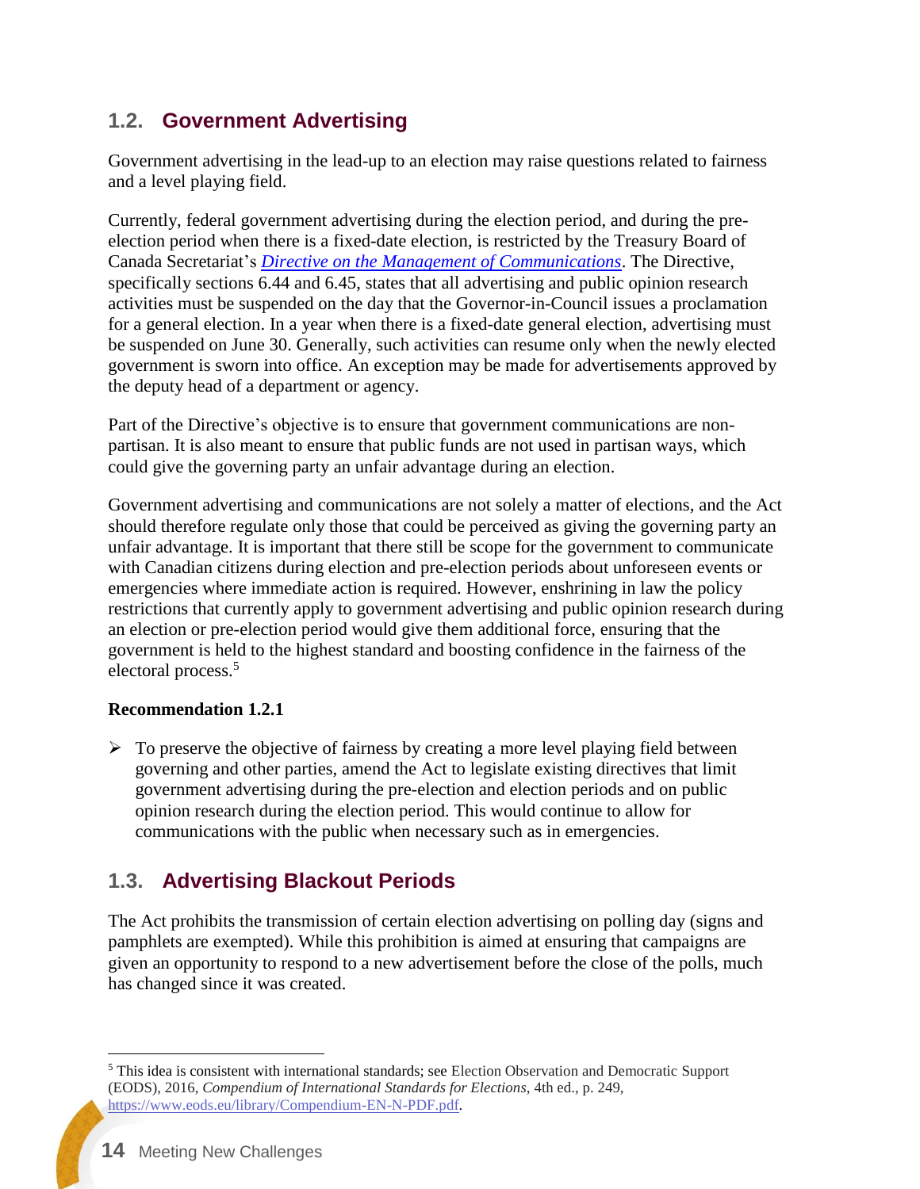## 1.2. Government Advertising

Government advertising in the lead-up to an election may raise questions related to fairness and a level playing field.

Currently, federal government advertising during the election period, and during the pre-election period when there is a fixed-date election, is restricted by the Treasury Board of Canada Secretariat's *Directive on the Management of Communications*. The Directive, specifically sections 6.44 and 6.45, states that all advertising and public opinion research activities must be suspended on the day that the Governor-in-Council issues a proclamation for a general election. In a year when there is a fixed-date general election, advertising must be suspended on June 30. Generally, such activities can resume only when the newly elected government is sworn into office. An exception may be made for advertisements approved by the deputy head of a department or agency.

Part of the Directive's objective is to ensure that government communications are non-partisan. It is also meant to ensure that public funds are not used in partisan ways, which could give the governing party an unfair advantage during an election.

Government advertising and communications are not solely a matter of elections, and the Act should therefore regulate only those that could be perceived as giving the governing party an unfair advantage. It is important that there still be scope for the government to communicate with Canadian citizens during election and pre-election periods about unforeseen events or emergencies where immediate action is required. However, enshrining in law the policy restrictions that currently apply to government advertising and public opinion research during an election or pre-election period would give them additional force, ensuring that the government is held to the highest standard and boosting confidence in the fairness of the electoral process.[5]

**Recommendation 1.2.1**

- To preserve the objective of fairness by creating a more level playing field between governing and other parties, amend the Act to legislate existing directives that limit government advertising during the pre-election and election periods and on public opinion research during the election period. This would continue to allow for communications with the public when necessary such as in emergencies.

## 1.3. Advertising Blackout Periods

The Act prohibits the transmission of certain election advertising on polling day (signs and pamphlets are exempted). While this prohibition is aimed at ensuring that campaigns are given an opportunity to respond to a new advertisement before the close of the polls, much has changed since it was created.

[5] This idea is consistent with international standards; see Election Observation and Democratic Support (EODS), 2016, *Compendium of International Standards for Elections*, 4th ed., p. 249, https://www.eods.eu/library/Compendium-EN-N-PDF.pdf.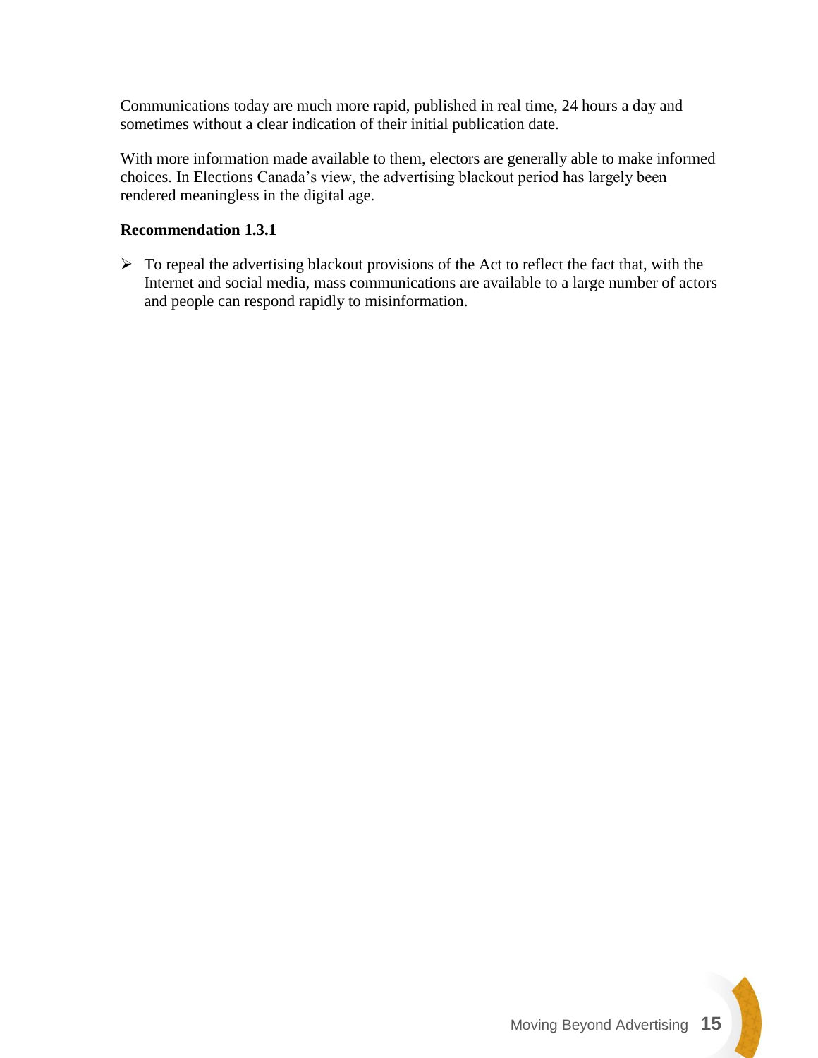Communications today are much more rapid, published in real time, 24 hours a day and sometimes without a clear indication of their initial publication date.

With more information made available to them, electors are generally able to make informed choices. In Elections Canada's view, the advertising blackout period has largely been rendered meaningless in the digital age.

**Recommendation 1.3.1**

- To repeal the advertising blackout provisions of the Act to reflect the fact that, with the Internet and social media, mass communications are available to a large number of actors and people can respond rapidly to misinformation.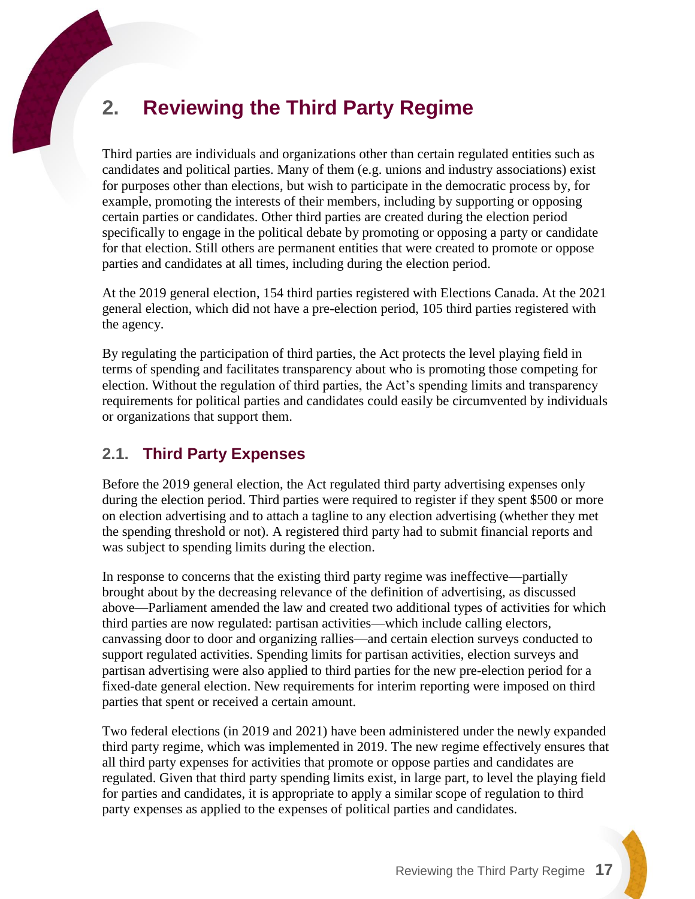# 2. Reviewing the Third Party Regime

Third parties are individuals and organizations other than certain regulated entities such as candidates and political parties. Many of them (e.g. unions and industry associations) exist for purposes other than elections, but wish to participate in the democratic process by, for example, promoting the interests of their members, including by supporting or opposing certain parties or candidates. Other third parties are created during the election period specifically to engage in the political debate by promoting or opposing a party or candidate for that election. Still others are permanent entities that were created to promote or oppose parties and candidates at all times, including during the election period.

At the 2019 general election, 154 third parties registered with Elections Canada. At the 2021 general election, which did not have a pre-election period, 105 third parties registered with the agency.

By regulating the participation of third parties, the Act protects the level playing field in terms of spending and facilitates transparency about who is promoting those competing for election. Without the regulation of third parties, the Act's spending limits and transparency requirements for political parties and candidates could easily be circumvented by individuals or organizations that support them.

## 2.1. Third Party Expenses

Before the 2019 general election, the Act regulated third party advertising expenses only during the election period. Third parties were required to register if they spent $500 or more on election advertising and to attach a tagline to any election advertising (whether they met the spending threshold or not). A registered third party had to submit financial reports and was subject to spending limits during the election.

In response to concerns that the existing third party regime was ineffective—partially brought about by the decreasing relevance of the definition of advertising, as discussed above—Parliament amended the law and created two additional types of activities for which third parties are now regulated: partisan activities—which include calling electors, canvassing door to door and organizing rallies—and certain election surveys conducted to support regulated activities. Spending limits for partisan activities, election surveys and partisan advertising were also applied to third parties for the new pre-election period for a fixed-date general election. New requirements for interim reporting were imposed on third parties that spent or received a certain amount.

Two federal elections (in 2019 and 2021) have been administered under the newly expanded third party regime, which was implemented in 2019. The new regime effectively ensures that all third party expenses for activities that promote or oppose parties and candidates are regulated. Given that third party spending limits exist, in large part, to level the playing field for parties and candidates, it is appropriate to apply a similar scope of regulation to third party expenses as applied to the expenses of political parties and candidates.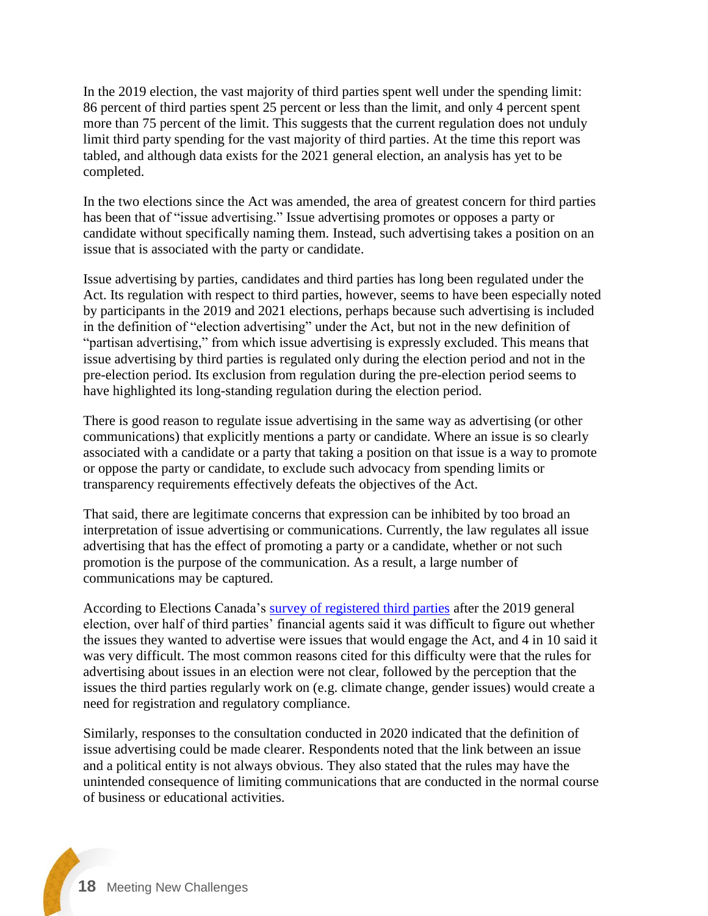In the 2019 election, the vast majority of third parties spent well under the spending limit: 86 percent of third parties spent 25 percent or less than the limit, and only 4 percent spent more than 75 percent of the limit. This suggests that the current regulation does not unduly limit third party spending for the vast majority of third parties. At the time this report was tabled, and although data exists for the 2021 general election, an analysis has yet to be completed.

In the two elections since the Act was amended, the area of greatest concern for third parties has been that of "issue advertising." Issue advertising promotes or opposes a party or candidate without specifically naming them. Instead, such advertising takes a position on an issue that is associated with the party or candidate.

Issue advertising by parties, candidates and third parties has long been regulated under the Act. Its regulation with respect to third parties, however, seems to have been especially noted by participants in the 2019 and 2021 elections, perhaps because such advertising is included in the definition of "election advertising" under the Act, but not in the new definition of "partisan advertising," from which issue advertising is expressly excluded. This means that issue advertising by third parties is regulated only during the election period and not in the pre-election period. Its exclusion from regulation during the pre-election period seems to have highlighted its long-standing regulation during the election period.

There is good reason to regulate issue advertising in the same way as advertising (or other communications) that explicitly mentions a party or candidate. Where an issue is so clearly associated with a candidate or a party that taking a position on that issue is a way to promote or oppose the party or candidate, to exclude such advocacy from spending limits or transparency requirements effectively defeats the objectives of the Act.

That said, there are legitimate concerns that expression can be inhibited by too broad an interpretation of issue advertising or communications. Currently, the law regulates all issue advertising that has the effect of promoting a party or a candidate, whether or not such promotion is the purpose of the communication. As a result, a large number of communications may be captured.

According to Elections Canada's survey of registered third parties after the 2019 general election, over half of third parties' financial agents said it was difficult to figure out whether the issues they wanted to advertise were issues that would engage the Act, and 4 in 10 said it was very difficult. The most common reasons cited for this difficulty were that the rules for advertising about issues in an election were not clear, followed by the perception that the issues the third parties regularly work on (e.g. climate change, gender issues) would create a need for registration and regulatory compliance.

Similarly, responses to the consultation conducted in 2020 indicated that the definition of issue advertising could be made clearer. Respondents noted that the link between an issue and a political entity is not always obvious. They also stated that the rules may have the unintended consequence of limiting communications that are conducted in the normal course of business or educational activities.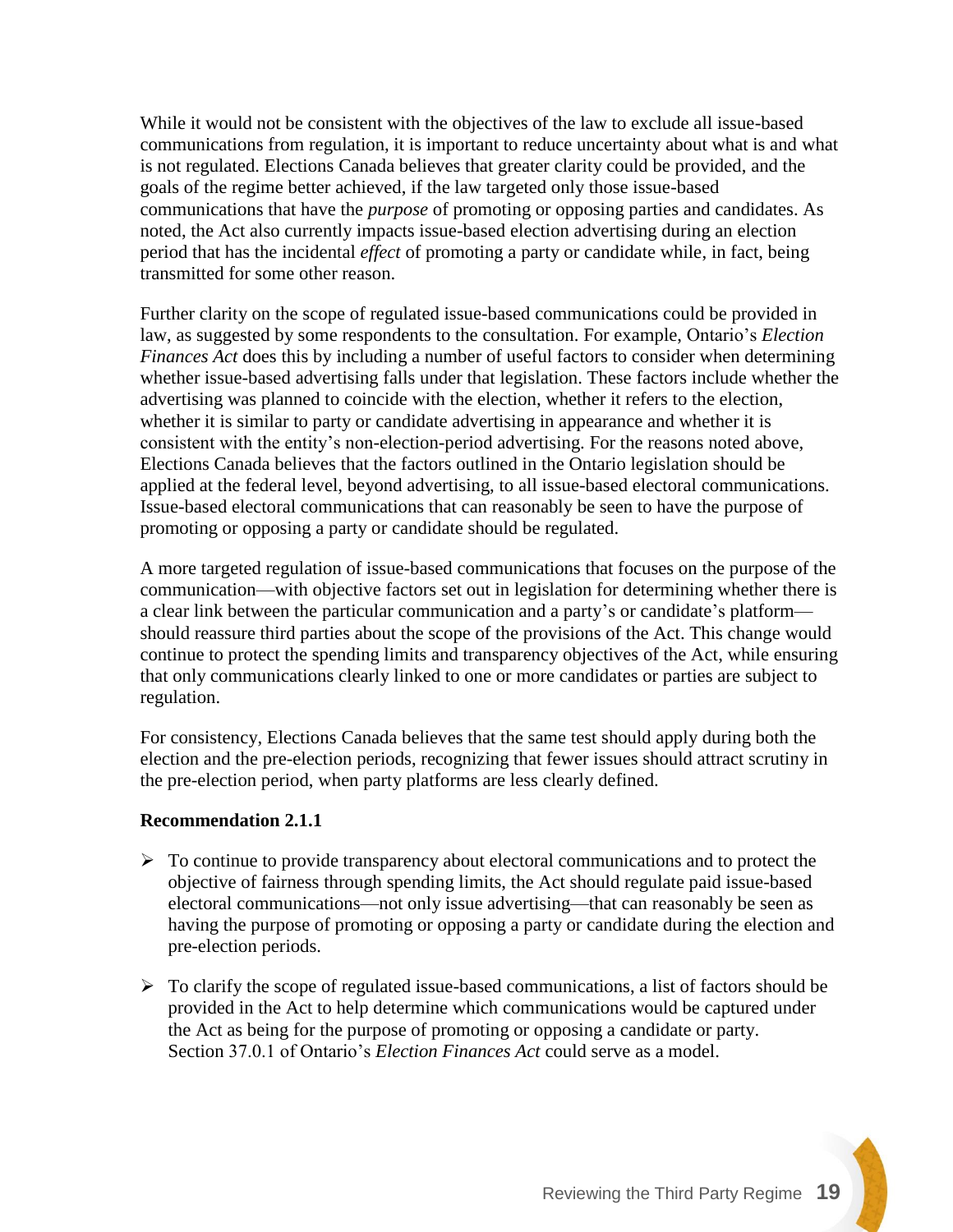While it would not be consistent with the objectives of the law to exclude all issue-based communications from regulation, it is important to reduce uncertainty about what is and what is not regulated. Elections Canada believes that greater clarity could be provided, and the goals of the regime better achieved, if the law targeted only those issue-based communications that have the *purpose* of promoting or opposing parties and candidates. As noted, the Act also currently impacts issue-based election advertising during an election period that has the incidental *effect* of promoting a party or candidate while, in fact, being transmitted for some other reason.

Further clarity on the scope of regulated issue-based communications could be provided in law, as suggested by some respondents to the consultation. For example, Ontario's *Election Finances Act* does this by including a number of useful factors to consider when determining whether issue-based advertising falls under that legislation. These factors include whether the advertising was planned to coincide with the election, whether it refers to the election, whether it is similar to party or candidate advertising in appearance and whether it is consistent with the entity's non-election-period advertising. For the reasons noted above, Elections Canada believes that the factors outlined in the Ontario legislation should be applied at the federal level, beyond advertising, to all issue-based electoral communications. Issue-based electoral communications that can reasonably be seen to have the purpose of promoting or opposing a party or candidate should be regulated.

A more targeted regulation of issue-based communications that focuses on the purpose of the communication—with objective factors set out in legislation for determining whether there is a clear link between the particular communication and a party's or candidate's platform—should reassure third parties about the scope of the provisions of the Act. This change would continue to protect the spending limits and transparency objectives of the Act, while ensuring that only communications clearly linked to one or more candidates or parties are subject to regulation.

For consistency, Elections Canada believes that the same test should apply during both the election and the pre-election periods, recognizing that fewer issues should attract scrutiny in the pre-election period, when party platforms are less clearly defined.

**Recommendation 2.1.1**

- To continue to provide transparency about electoral communications and to protect the objective of fairness through spending limits, the Act should regulate paid issue-based electoral communications—not only issue advertising—that can reasonably be seen as having the purpose of promoting or opposing a party or candidate during the election and pre-election periods.

- To clarify the scope of regulated issue-based communications, a list of factors should be provided in the Act to help determine which communications would be captured under the Act as being for the purpose of promoting or opposing a candidate or party. Section 37.0.1 of Ontario's *Election Finances Act* could serve as a model.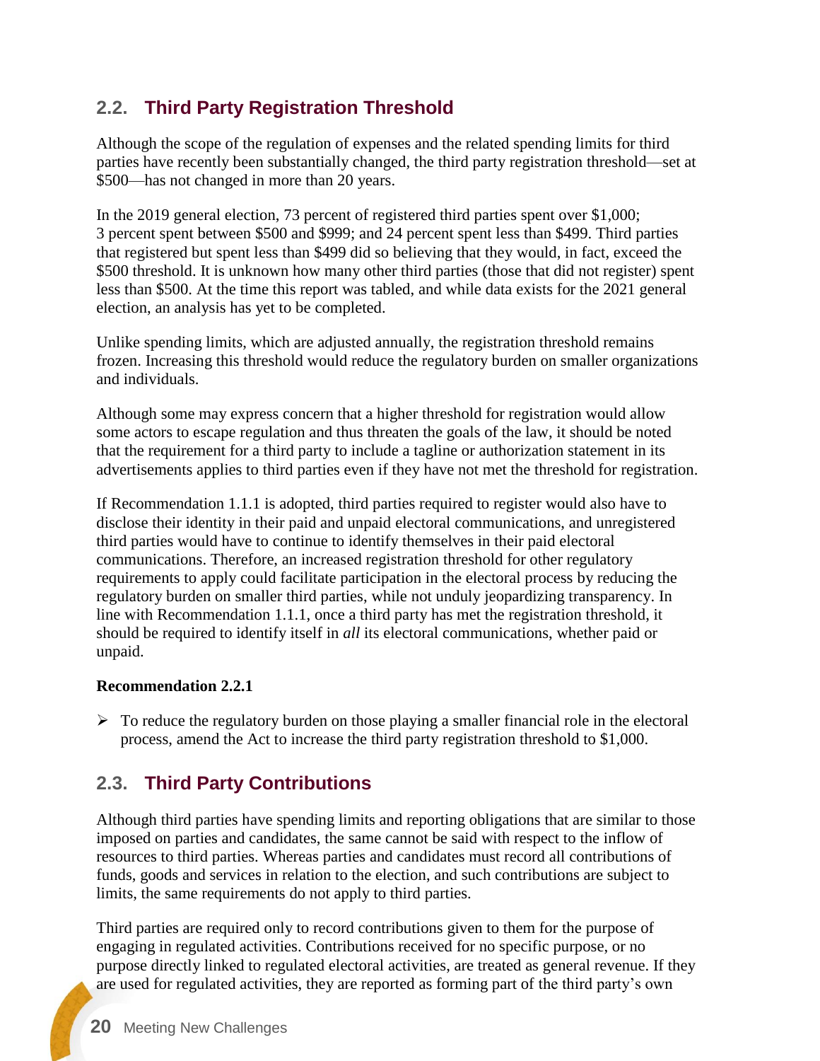## 2.2. Third Party Registration Threshold

Although the scope of the regulation of expenses and the related spending limits for third parties have recently been substantially changed, the third party registration threshold—set at $500—has not changed in more than 20 years.

In the 2019 general election, 73 percent of registered third parties spent over $1,000; 3 percent spent between $500 and $999; and 24 percent spent less than $499. Third parties that registered but spent less than $499 did so believing that they would, in fact, exceed the $500 threshold. It is unknown how many other third parties (those that did not register) spent less than $500. At the time this report was tabled, and while data exists for the 2021 general election, an analysis has yet to be completed.

Unlike spending limits, which are adjusted annually, the registration threshold remains frozen. Increasing this threshold would reduce the regulatory burden on smaller organizations and individuals.

Although some may express concern that a higher threshold for registration would allow some actors to escape regulation and thus threaten the goals of the law, it should be noted that the requirement for a third party to include a tagline or authorization statement in its advertisements applies to third parties even if they have not met the threshold for registration.

If Recommendation 1.1.1 is adopted, third parties required to register would also have to disclose their identity in their paid and unpaid electoral communications, and unregistered third parties would have to continue to identify themselves in their paid electoral communications. Therefore, an increased registration threshold for other regulatory requirements to apply could facilitate participation in the electoral process by reducing the regulatory burden on smaller third parties, while not unduly jeopardizing transparency. In line with Recommendation 1.1.1, once a third party has met the registration threshold, it should be required to identify itself in *all* its electoral communications, whether paid or unpaid.

**Recommendation 2.2.1**

- To reduce the regulatory burden on those playing a smaller financial role in the electoral process, amend the Act to increase the third party registration threshold to $1,000.

## 2.3. Third Party Contributions

Although third parties have spending limits and reporting obligations that are similar to those imposed on parties and candidates, the same cannot be said with respect to the inflow of resources to third parties. Whereas parties and candidates must record all contributions of funds, goods and services in relation to the election, and such contributions are subject to limits, the same requirements do not apply to third parties.

Third parties are required only to record contributions given to them for the purpose of engaging in regulated activities. Contributions received for no specific purpose, or no purpose directly linked to regulated electoral activities, are treated as general revenue. If they are used for regulated activities, they are reported as forming part of the third party's own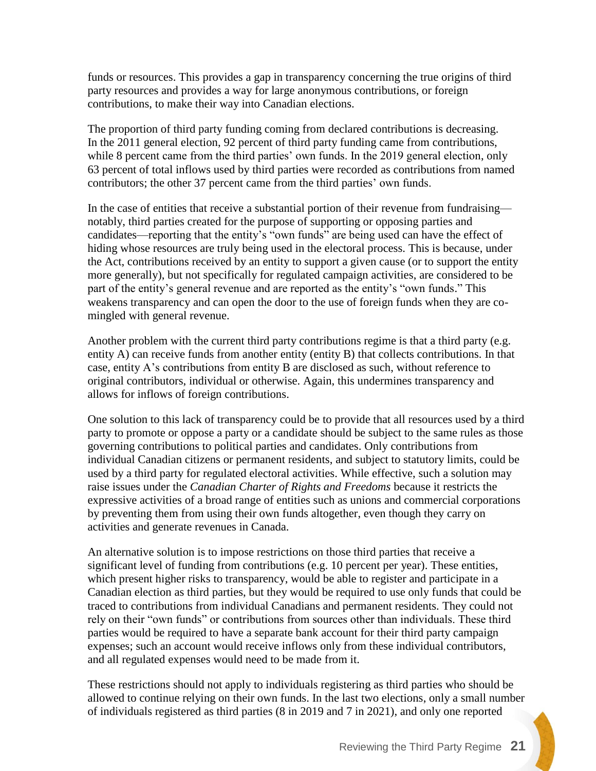funds or resources. This provides a gap in transparency concerning the true origins of third party resources and provides a way for large anonymous contributions, or foreign contributions, to make their way into Canadian elections.

The proportion of third party funding coming from declared contributions is decreasing. In the 2011 general election, 92 percent of third party funding came from contributions, while 8 percent came from the third parties' own funds. In the 2019 general election, only 63 percent of total inflows used by third parties were recorded as contributions from named contributors; the other 37 percent came from the third parties' own funds.

In the case of entities that receive a substantial portion of their revenue from fundraising—notably, third parties created for the purpose of supporting or opposing parties and candidates—reporting that the entity's "own funds" are being used can have the effect of hiding whose resources are truly being used in the electoral process. This is because, under the Act, contributions received by an entity to support a given cause (or to support the entity more generally), but not specifically for regulated campaign activities, are considered to be part of the entity's general revenue and are reported as the entity's "own funds." This weakens transparency and can open the door to the use of foreign funds when they are co-mingled with general revenue.

Another problem with the current third party contributions regime is that a third party (e.g. entity A) can receive funds from another entity (entity B) that collects contributions. In that case, entity A's contributions from entity B are disclosed as such, without reference to original contributors, individual or otherwise. Again, this undermines transparency and allows for inflows of foreign contributions.

One solution to this lack of transparency could be to provide that all resources used by a third party to promote or oppose a party or a candidate should be subject to the same rules as those governing contributions to political parties and candidates. Only contributions from individual Canadian citizens or permanent residents, and subject to statutory limits, could be used by a third party for regulated electoral activities. While effective, such a solution may raise issues under the *Canadian Charter of Rights and Freedoms* because it restricts the expressive activities of a broad range of entities such as unions and commercial corporations by preventing them from using their own funds altogether, even though they carry on activities and generate revenues in Canada.

An alternative solution is to impose restrictions on those third parties that receive a significant level of funding from contributions (e.g. 10 percent per year). These entities, which present higher risks to transparency, would be able to register and participate in a Canadian election as third parties, but they would be required to use only funds that could be traced to contributions from individual Canadians and permanent residents. They could not rely on their "own funds" or contributions from sources other than individuals. These third parties would be required to have a separate bank account for their third party campaign expenses; such an account would receive inflows only from these individual contributors, and all regulated expenses would need to be made from it.

These restrictions should not apply to individuals registering as third parties who should be allowed to continue relying on their own funds. In the last two elections, only a small number of individuals registered as third parties (8 in 2019 and 7 in 2021), and only one reported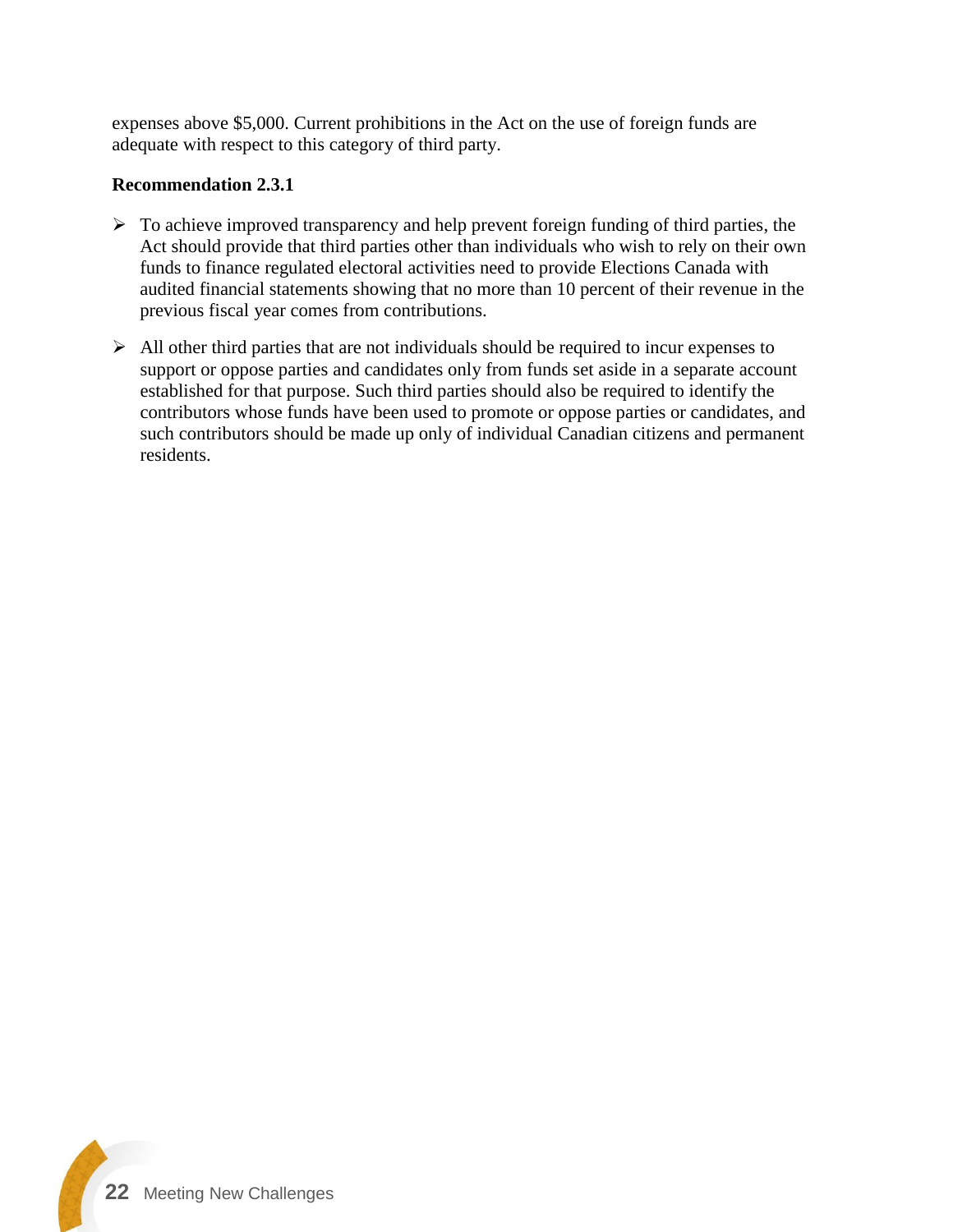expenses above $5,000. Current prohibitions in the Act on the use of foreign funds are adequate with respect to this category of third party.

**Recommendation 2.3.1**

- To achieve improved transparency and help prevent foreign funding of third parties, the Act should provide that third parties other than individuals who wish to rely on their own funds to finance regulated electoral activities need to provide Elections Canada with audited financial statements showing that no more than 10 percent of their revenue in the previous fiscal year comes from contributions.
- All other third parties that are not individuals should be required to incur expenses to support or oppose parties and candidates only from funds set aside in a separate account established for that purpose. Such third parties should also be required to identify the contributors whose funds have been used to promote or oppose parties or candidates, and such contributors should be made up only of individual Canadian citizens and permanent residents.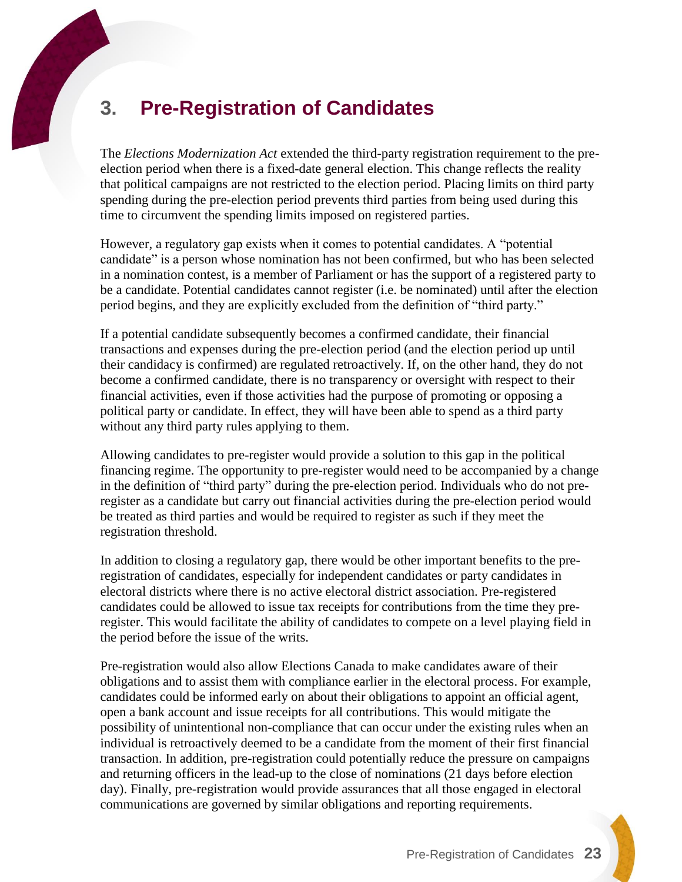# 3. Pre-Registration of Candidates

The *Elections Modernization Act* extended the third-party registration requirement to the pre-election period when there is a fixed-date general election. This change reflects the reality that political campaigns are not restricted to the election period. Placing limits on third party spending during the pre-election period prevents third parties from being used during this time to circumvent the spending limits imposed on registered parties.

However, a regulatory gap exists when it comes to potential candidates. A "potential candidate" is a person whose nomination has not been confirmed, but who has been selected in a nomination contest, is a member of Parliament or has the support of a registered party to be a candidate. Potential candidates cannot register (i.e. be nominated) until after the election period begins, and they are explicitly excluded from the definition of "third party."

If a potential candidate subsequently becomes a confirmed candidate, their financial transactions and expenses during the pre-election period (and the election period up until their candidacy is confirmed) are regulated retroactively. If, on the other hand, they do not become a confirmed candidate, there is no transparency or oversight with respect to their financial activities, even if those activities had the purpose of promoting or opposing a political party or candidate. In effect, they will have been able to spend as a third party without any third party rules applying to them.

Allowing candidates to pre-register would provide a solution to this gap in the political financing regime. The opportunity to pre-register would need to be accompanied by a change in the definition of "third party" during the pre-election period. Individuals who do not pre-register as a candidate but carry out financial activities during the pre-election period would be treated as third parties and would be required to register as such if they meet the registration threshold.

In addition to closing a regulatory gap, there would be other important benefits to the pre-registration of candidates, especially for independent candidates or party candidates in electoral districts where there is no active electoral district association. Pre-registered candidates could be allowed to issue tax receipts for contributions from the time they pre-register. This would facilitate the ability of candidates to compete on a level playing field in the period before the issue of the writs.

Pre-registration would also allow Elections Canada to make candidates aware of their obligations and to assist them with compliance earlier in the electoral process. For example, candidates could be informed early on about their obligations to appoint an official agent, open a bank account and issue receipts for all contributions. This would mitigate the possibility of unintentional non-compliance that can occur under the existing rules when an individual is retroactively deemed to be a candidate from the moment of their first financial transaction. In addition, pre-registration could potentially reduce the pressure on campaigns and returning officers in the lead-up to the close of nominations (21 days before election day). Finally, pre-registration would provide assurances that all those engaged in electoral communications are governed by similar obligations and reporting requirements.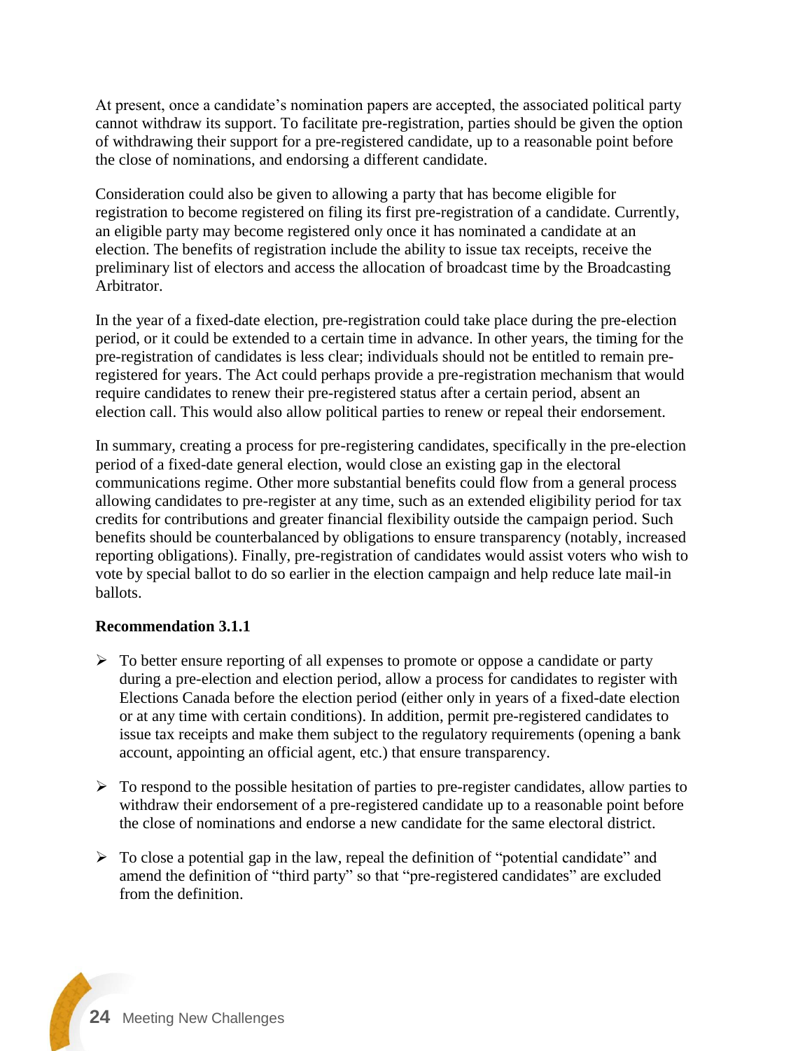At present, once a candidate's nomination papers are accepted, the associated political party cannot withdraw its support. To facilitate pre-registration, parties should be given the option of withdrawing their support for a pre-registered candidate, up to a reasonable point before the close of nominations, and endorsing a different candidate.

Consideration could also be given to allowing a party that has become eligible for registration to become registered on filing its first pre-registration of a candidate. Currently, an eligible party may become registered only once it has nominated a candidate at an election. The benefits of registration include the ability to issue tax receipts, receive the preliminary list of electors and access the allocation of broadcast time by the Broadcasting Arbitrator.

In the year of a fixed-date election, pre-registration could take place during the pre-election period, or it could be extended to a certain time in advance. In other years, the timing for the pre-registration of candidates is less clear; individuals should not be entitled to remain pre-registered for years. The Act could perhaps provide a pre-registration mechanism that would require candidates to renew their pre-registered status after a certain period, absent an election call. This would also allow political parties to renew or repeal their endorsement.

In summary, creating a process for pre-registering candidates, specifically in the pre-election period of a fixed-date general election, would close an existing gap in the electoral communications regime. Other more substantial benefits could flow from a general process allowing candidates to pre-register at any time, such as an extended eligibility period for tax credits for contributions and greater financial flexibility outside the campaign period. Such benefits should be counterbalanced by obligations to ensure transparency (notably, increased reporting obligations). Finally, pre-registration of candidates would assist voters who wish to vote by special ballot to do so earlier in the election campaign and help reduce late mail-in ballots.

**Recommendation 3.1.1**

- To better ensure reporting of all expenses to promote or oppose a candidate or party during a pre-election and election period, allow a process for candidates to register with Elections Canada before the election period (either only in years of a fixed-date election or at any time with certain conditions). In addition, permit pre-registered candidates to issue tax receipts and make them subject to the regulatory requirements (opening a bank account, appointing an official agent, etc.) that ensure transparency.
- To respond to the possible hesitation of parties to pre-register candidates, allow parties to withdraw their endorsement of a pre-registered candidate up to a reasonable point before the close of nominations and endorse a new candidate for the same electoral district.
- To close a potential gap in the law, repeal the definition of "potential candidate" and amend the definition of "third party" so that "pre-registered candidates" are excluded from the definition.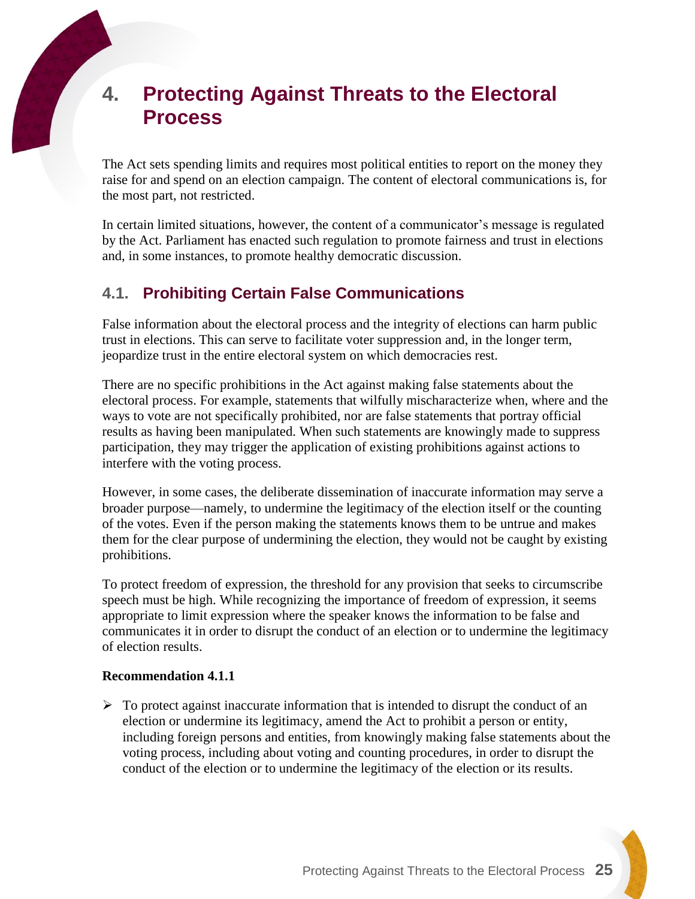# 4. Protecting Against Threats to the Electoral Process

The Act sets spending limits and requires most political entities to report on the money they raise for and spend on an election campaign. The content of electoral communications is, for the most part, not restricted.

In certain limited situations, however, the content of a communicator's message is regulated by the Act. Parliament has enacted such regulation to promote fairness and trust in elections and, in some instances, to promote healthy democratic discussion.

## 4.1. Prohibiting Certain False Communications

False information about the electoral process and the integrity of elections can harm public trust in elections. This can serve to facilitate voter suppression and, in the longer term, jeopardize trust in the entire electoral system on which democracies rest.

There are no specific prohibitions in the Act against making false statements about the electoral process. For example, statements that wilfully mischaracterize when, where and the ways to vote are not specifically prohibited, nor are false statements that portray official results as having been manipulated. When such statements are knowingly made to suppress participation, they may trigger the application of existing prohibitions against actions to interfere with the voting process.

However, in some cases, the deliberate dissemination of inaccurate information may serve a broader purpose—namely, to undermine the legitimacy of the election itself or the counting of the votes. Even if the person making the statements knows them to be untrue and makes them for the clear purpose of undermining the election, they would not be caught by existing prohibitions.

To protect freedom of expression, the threshold for any provision that seeks to circumscribe speech must be high. While recognizing the importance of freedom of expression, it seems appropriate to limit expression where the speaker knows the information to be false and communicates it in order to disrupt the conduct of an election or to undermine the legitimacy of election results.

**Recommendation 4.1.1**

- To protect against inaccurate information that is intended to disrupt the conduct of an election or undermine its legitimacy, amend the Act to prohibit a person or entity, including foreign persons and entities, from knowingly making false statements about the voting process, including about voting and counting procedures, in order to disrupt the conduct of the election or to undermine the legitimacy of the election or its results.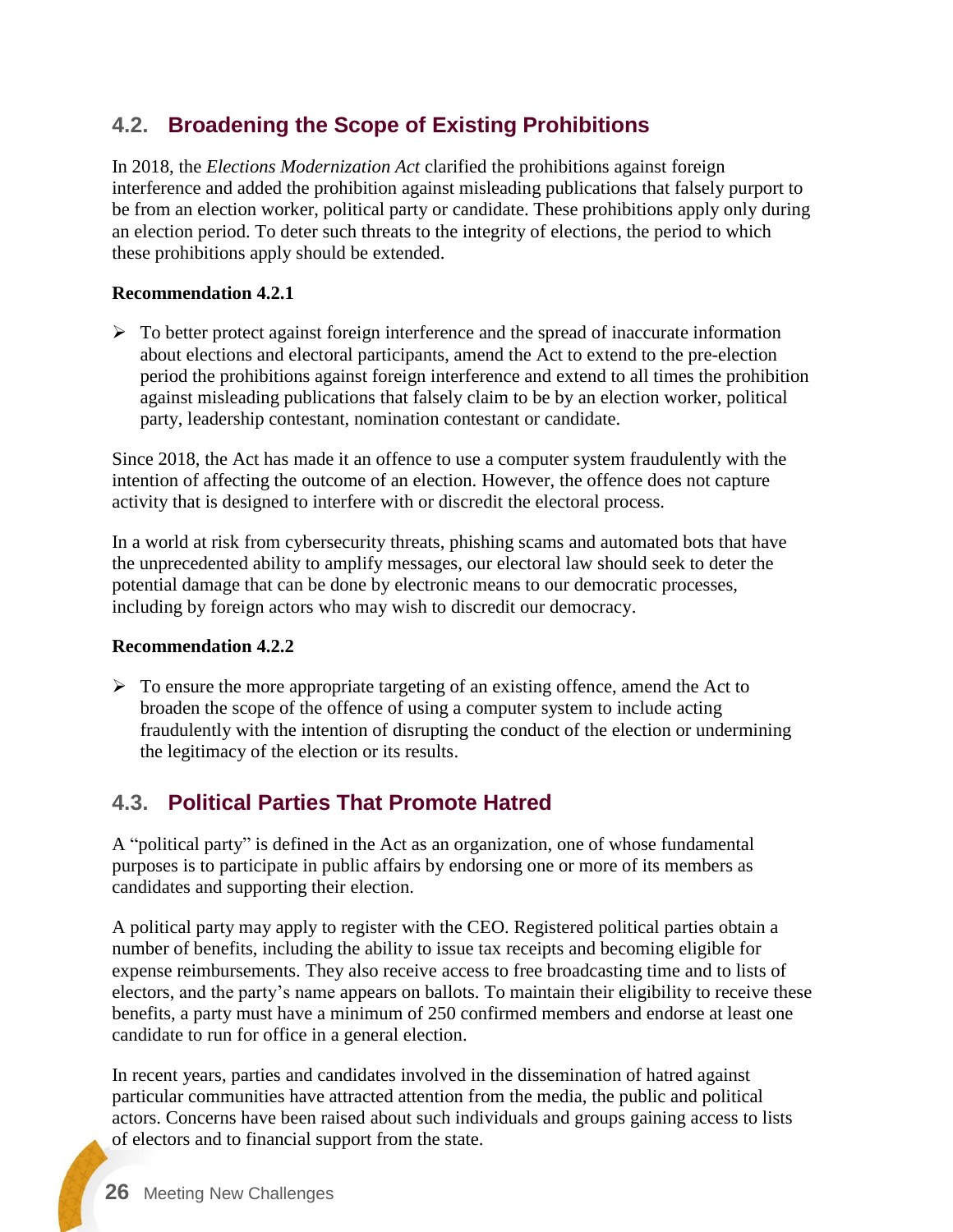## 4.2. Broadening the Scope of Existing Prohibitions

In 2018, the *Elections Modernization Act* clarified the prohibitions against foreign interference and added the prohibition against misleading publications that falsely purport to be from an election worker, political party or candidate. These prohibitions apply only during an election period. To deter such threats to the integrity of elections, the period to which these prohibitions apply should be extended.

**Recommendation 4.2.1**

- To better protect against foreign interference and the spread of inaccurate information about elections and electoral participants, amend the Act to extend to the pre-election period the prohibitions against foreign interference and extend to all times the prohibition against misleading publications that falsely claim to be by an election worker, political party, leadership contestant, nomination contestant or candidate.

Since 2018, the Act has made it an offence to use a computer system fraudulently with the intention of affecting the outcome of an election. However, the offence does not capture activity that is designed to interfere with or discredit the electoral process.

In a world at risk from cybersecurity threats, phishing scams and automated bots that have the unprecedented ability to amplify messages, our electoral law should seek to deter the potential damage that can be done by electronic means to our democratic processes, including by foreign actors who may wish to discredit our democracy.

**Recommendation 4.2.2**

- To ensure the more appropriate targeting of an existing offence, amend the Act to broaden the scope of the offence of using a computer system to include acting fraudulently with the intention of disrupting the conduct of the election or undermining the legitimacy of the election or its results.

## 4.3. Political Parties That Promote Hatred

A "political party" is defined in the Act as an organization, one of whose fundamental purposes is to participate in public affairs by endorsing one or more of its members as candidates and supporting their election.

A political party may apply to register with the CEO. Registered political parties obtain a number of benefits, including the ability to issue tax receipts and becoming eligible for expense reimbursements. They also receive access to free broadcasting time and to lists of electors, and the party's name appears on ballots. To maintain their eligibility to receive these benefits, a party must have a minimum of 250 confirmed members and endorse at least one candidate to run for office in a general election.

In recent years, parties and candidates involved in the dissemination of hatred against particular communities have attracted attention from the media, the public and political actors. Concerns have been raised about such individuals and groups gaining access to lists of electors and to financial support from the state.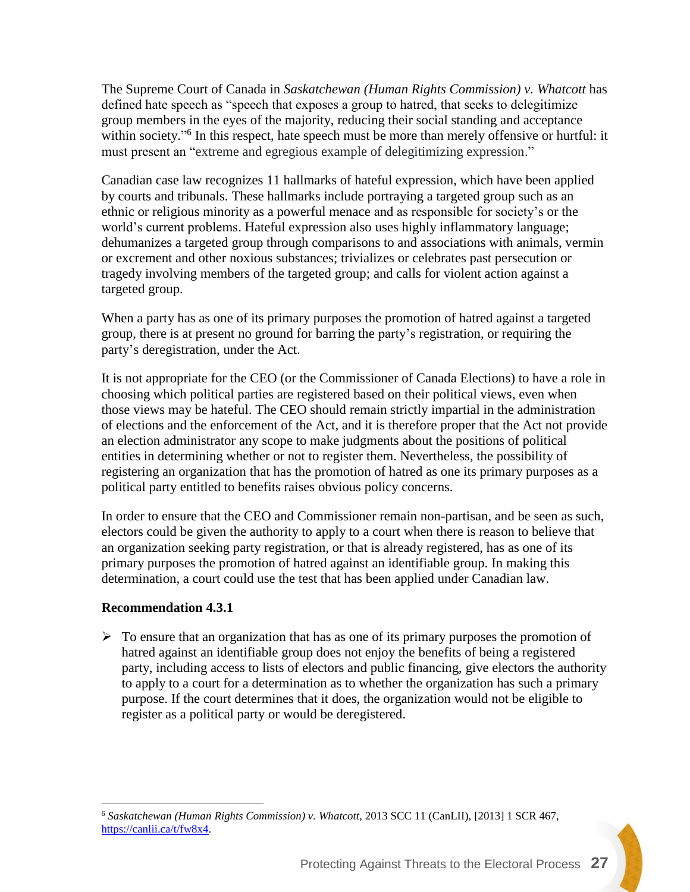The Supreme Court of Canada in *Saskatchewan (Human Rights Commission) v. Whatcott* has defined hate speech as "speech that exposes a group to hatred, that seeks to delegitimize group members in the eyes of the majority, reducing their social standing and acceptance within society."[6] In this respect, hate speech must be more than merely offensive or hurtful: it must present an "extreme and egregious example of delegitimizing expression."

Canadian case law recognizes 11 hallmarks of hateful expression, which have been applied by courts and tribunals. These hallmarks include portraying a targeted group such as an ethnic or religious minority as a powerful menace and as responsible for society's or the world's current problems. Hateful expression also uses highly inflammatory language; dehumanizes a targeted group through comparisons to and associations with animals, vermin or excrement and other noxious substances; trivializes or celebrates past persecution or tragedy involving members of the targeted group; and calls for violent action against a targeted group.

When a party has as one of its primary purposes the promotion of hatred against a targeted group, there is at present no ground for barring the party's registration, or requiring the party's deregistration, under the Act.

It is not appropriate for the CEO (or the Commissioner of Canada Elections) to have a role in choosing which political parties are registered based on their political views, even when those views may be hateful. The CEO should remain strictly impartial in the administration of elections and the enforcement of the Act, and it is therefore proper that the Act not provide an election administrator any scope to make judgments about the positions of political entities in determining whether or not to register them. Nevertheless, the possibility of registering an organization that has the promotion of hatred as one its primary purposes as a political party entitled to benefits raises obvious policy concerns.

In order to ensure that the CEO and Commissioner remain non-partisan, and be seen as such, electors could be given the authority to apply to a court when there is reason to believe that an organization seeking party registration, or that is already registered, has as one of its primary purposes the promotion of hatred against an identifiable group. In making this determination, a court could use the test that has been applied under Canadian law.

**Recommendation 4.3.1**

- To ensure that an organization that has as one of its primary purposes the promotion of hatred against an identifiable group does not enjoy the benefits of being a registered party, including access to lists of electors and public financing, give electors the authority to apply to a court for a determination as to whether the organization has such a primary purpose. If the court determines that it does, the organization would not be eligible to register as a political party or would be deregistered.

---

[6] *Saskatchewan (Human Rights Commission) v. Whatcott*, 2013 SCC 11 (CanLII), [2013] 1 SCR 467, https://canlii.ca/t/fw8x4.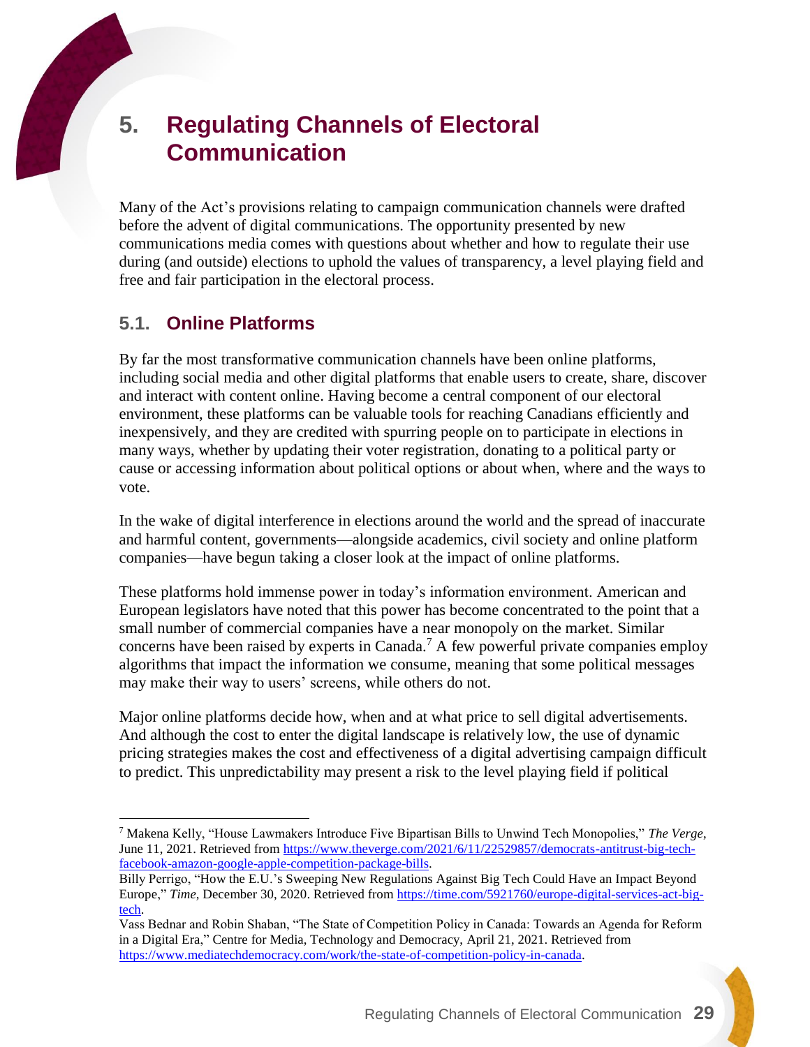# 5. Regulating Channels of Electoral Communication

Many of the Act's provisions relating to campaign communication channels were drafted before the advent of digital communications. The opportunity presented by new communications media comes with questions about whether and how to regulate their use during (and outside) elections to uphold the values of transparency, a level playing field and free and fair participation in the electoral process.

## 5.1. Online Platforms

By far the most transformative communication channels have been online platforms, including social media and other digital platforms that enable users to create, share, discover and interact with content online. Having become a central component of our electoral environment, these platforms can be valuable tools for reaching Canadians efficiently and inexpensively, and they are credited with spurring people on to participate in elections in many ways, whether by updating their voter registration, donating to a political party or cause or accessing information about political options or about when, where and the ways to vote.

In the wake of digital interference in elections around the world and the spread of inaccurate and harmful content, governments—alongside academics, civil society and online platform companies—have begun taking a closer look at the impact of online platforms.

These platforms hold immense power in today's information environment. American and European legislators have noted that this power has become concentrated to the point that a small number of commercial companies have a near monopoly on the market. Similar concerns have been raised by experts in Canada.[7] A few powerful private companies employ algorithms that impact the information we consume, meaning that some political messages may make their way to users' screens, while others do not.

Major online platforms decide how, when and at what price to sell digital advertisements. And although the cost to enter the digital landscape is relatively low, the use of dynamic pricing strategies makes the cost and effectiveness of a digital advertising campaign difficult to predict. This unpredictability may present a risk to the level playing field if political

---

[7] Makena Kelly, "House Lawmakers Introduce Five Bipartisan Bills to Unwind Tech Monopolies," *The Verge*, June 11, 2021. Retrieved from https://www.theverge.com/2021/6/11/22529857/democrats-antitrust-big-tech-facebook-amazon-google-apple-competition-package-bills.
Billy Perrigo, "How the E.U.'s Sweeping New Regulations Against Big Tech Could Have an Impact Beyond Europe," *Time*, December 30, 2020. Retrieved from https://time.com/5921760/europe-digital-services-act-big-tech.
Vass Bednar and Robin Shaban, "The State of Competition Policy in Canada: Towards an Agenda for Reform in a Digital Era," Centre for Media, Technology and Democracy, April 21, 2021. Retrieved from https://www.mediatechdemocracy.com/work/the-state-of-competition-policy-in-canada.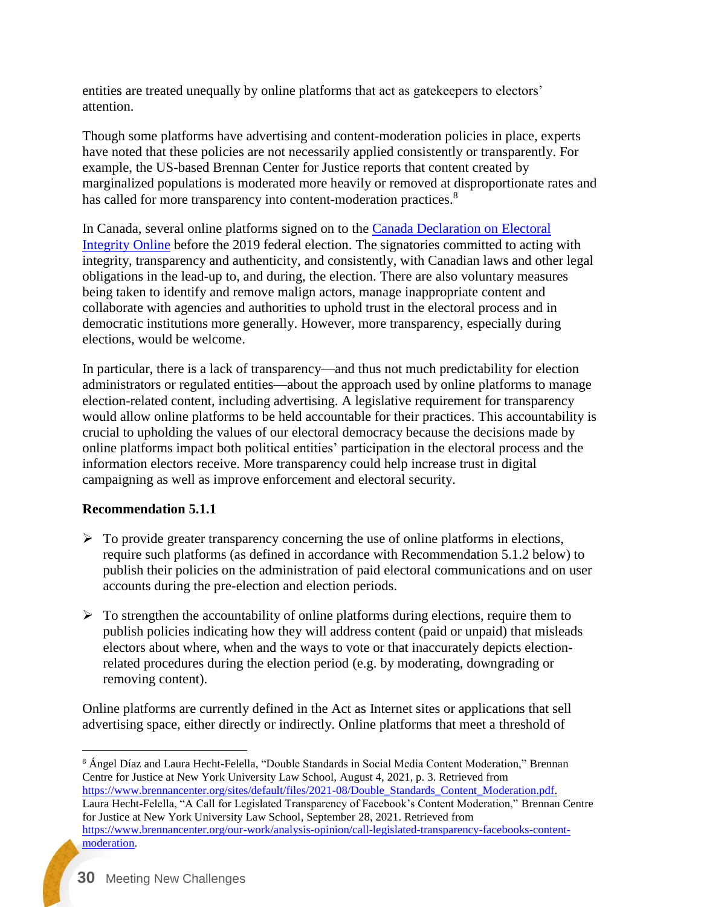entities are treated unequally by online platforms that act as gatekeepers to electors' attention.

Though some platforms have advertising and content-moderation policies in place, experts have noted that these policies are not necessarily applied consistently or transparently. For example, the US-based Brennan Center for Justice reports that content created by marginalized populations is moderated more heavily or removed at disproportionate rates and has called for more transparency into content-moderation practices.[8]

In Canada, several online platforms signed on to the [Canada Declaration on Electoral Integrity Online] before the 2019 federal election. The signatories committed to acting with integrity, transparency and authenticity, and consistently, with Canadian laws and other legal obligations in the lead-up to, and during, the election. There are also voluntary measures being taken to identify and remove malign actors, manage inappropriate content and collaborate with agencies and authorities to uphold trust in the electoral process and in democratic institutions more generally. However, more transparency, especially during elections, would be welcome.

In particular, there is a lack of transparency—and thus not much predictability for election administrators or regulated entities—about the approach used by online platforms to manage election-related content, including advertising. A legislative requirement for transparency would allow online platforms to be held accountable for their practices. This accountability is crucial to upholding the values of our electoral democracy because the decisions made by online platforms impact both political entities' participation in the electoral process and the information electors receive. More transparency could help increase trust in digital campaigning as well as improve enforcement and electoral security.

**Recommendation 5.1.1**

- To provide greater transparency concerning the use of online platforms in elections, require such platforms (as defined in accordance with Recommendation 5.1.2 below) to publish their policies on the administration of paid electoral communications and on user accounts during the pre-election and election periods.
- To strengthen the accountability of online platforms during elections, require them to publish policies indicating how they will address content (paid or unpaid) that misleads electors about where, when and the ways to vote or that inaccurately depicts election-related procedures during the election period (e.g. by moderating, downgrading or removing content).

Online platforms are currently defined in the Act as Internet sites or applications that sell advertising space, either directly or indirectly. Online platforms that meet a threshold of

---

[8] Ángel Díaz and Laura Hecht-Felella, "Double Standards in Social Media Content Moderation," Brennan Centre for Justice at New York University Law School, August 4, 2021, p. 3. Retrieved from https://www.brennancenter.org/sites/default/files/2021-08/Double_Standards_Content_Moderation.pdf. Laura Hecht-Felella, "A Call for Legislated Transparency of Facebook's Content Moderation," Brennan Centre for Justice at New York University Law School, September 28, 2021. Retrieved from https://www.brennancenter.org/our-work/analysis-opinion/call-legislated-transparency-facebooks-content-moderation.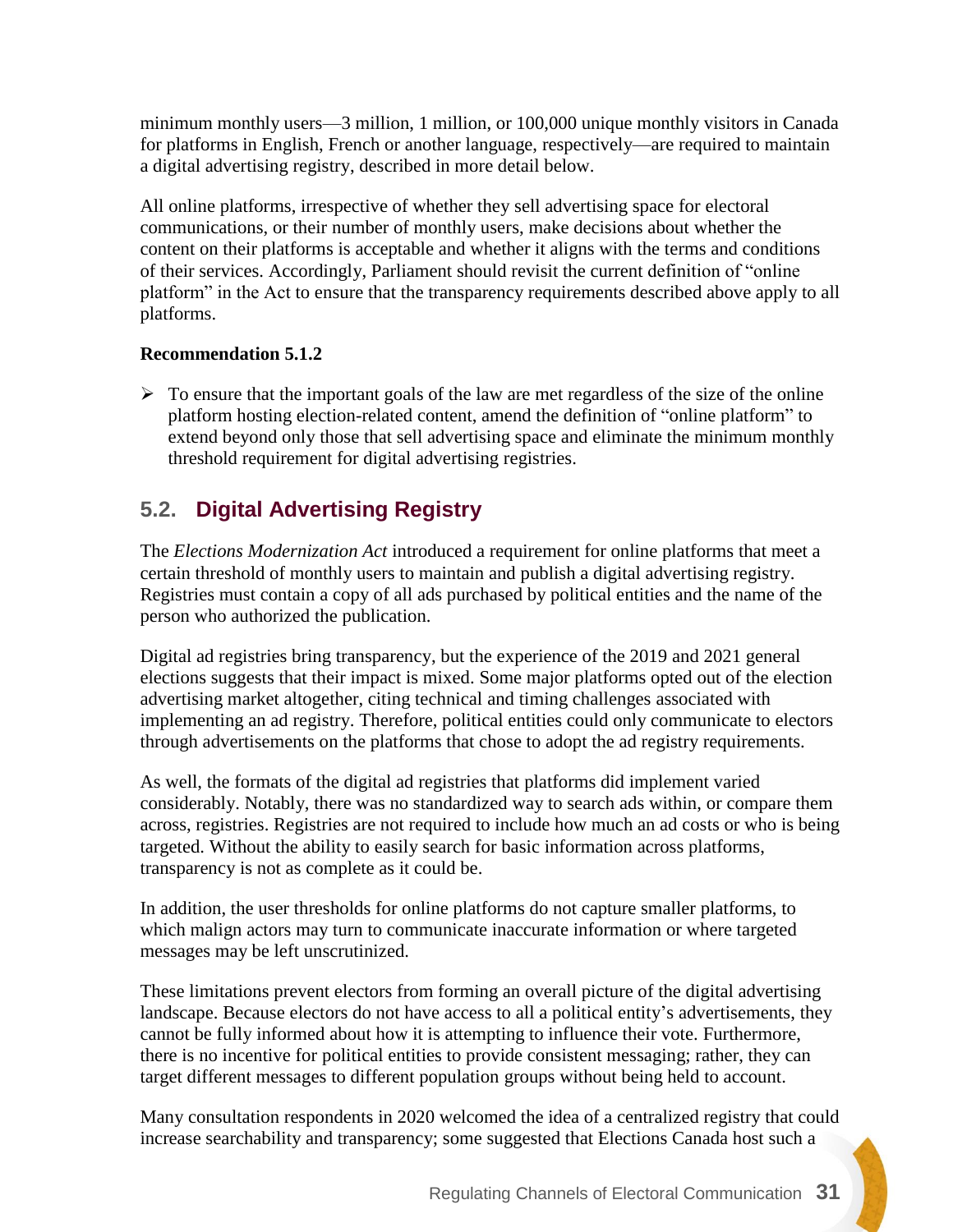minimum monthly users—3 million, 1 million, or 100,000 unique monthly visitors in Canada for platforms in English, French or another language, respectively—are required to maintain a digital advertising registry, described in more detail below.

All online platforms, irrespective of whether they sell advertising space for electoral communications, or their number of monthly users, make decisions about whether the content on their platforms is acceptable and whether it aligns with the terms and conditions of their services. Accordingly, Parliament should revisit the current definition of "online platform" in the Act to ensure that the transparency requirements described above apply to all platforms.

**Recommendation 5.1.2**

- To ensure that the important goals of the law are met regardless of the size of the online platform hosting election-related content, amend the definition of "online platform" to extend beyond only those that sell advertising space and eliminate the minimum monthly threshold requirement for digital advertising registries.

## 5.2. Digital Advertising Registry

The *Elections Modernization Act* introduced a requirement for online platforms that meet a certain threshold of monthly users to maintain and publish a digital advertising registry. Registries must contain a copy of all ads purchased by political entities and the name of the person who authorized the publication.

Digital ad registries bring transparency, but the experience of the 2019 and 2021 general elections suggests that their impact is mixed. Some major platforms opted out of the election advertising market altogether, citing technical and timing challenges associated with implementing an ad registry. Therefore, political entities could only communicate to electors through advertisements on the platforms that chose to adopt the ad registry requirements.

As well, the formats of the digital ad registries that platforms did implement varied considerably. Notably, there was no standardized way to search ads within, or compare them across, registries. Registries are not required to include how much an ad costs or who is being targeted. Without the ability to easily search for basic information across platforms, transparency is not as complete as it could be.

In addition, the user thresholds for online platforms do not capture smaller platforms, to which malign actors may turn to communicate inaccurate information or where targeted messages may be left unscrutinized.

These limitations prevent electors from forming an overall picture of the digital advertising landscape. Because electors do not have access to all a political entity's advertisements, they cannot be fully informed about how it is attempting to influence their vote. Furthermore, there is no incentive for political entities to provide consistent messaging; rather, they can target different messages to different population groups without being held to account.

Many consultation respondents in 2020 welcomed the idea of a centralized registry that could increase searchability and transparency; some suggested that Elections Canada host such a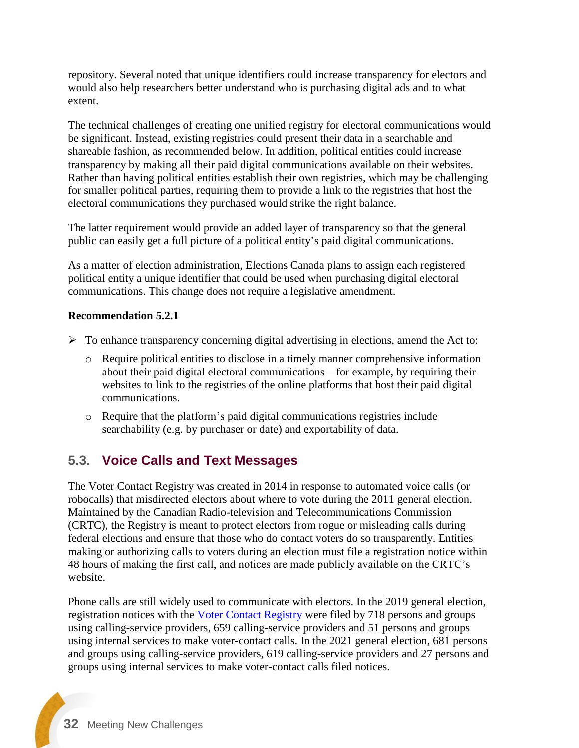repository. Several noted that unique identifiers could increase transparency for electors and would also help researchers better understand who is purchasing digital ads and to what extent.

The technical challenges of creating one unified registry for electoral communications would be significant. Instead, existing registries could present their data in a searchable and shareable fashion, as recommended below. In addition, political entities could increase transparency by making all their paid digital communications available on their websites. Rather than having political entities establish their own registries, which may be challenging for smaller political parties, requiring them to provide a link to the registries that host the electoral communications they purchased would strike the right balance.

The latter requirement would provide an added layer of transparency so that the general public can easily get a full picture of a political entity's paid digital communications.

As a matter of election administration, Elections Canada plans to assign each registered political entity a unique identifier that could be used when purchasing digital electoral communications. This change does not require a legislative amendment.

**Recommendation 5.2.1**

- To enhance transparency concerning digital advertising in elections, amend the Act to:
  - Require political entities to disclose in a timely manner comprehensive information about their paid digital electoral communications—for example, by requiring their websites to link to the registries of the online platforms that host their paid digital communications.
  - Require that the platform's paid digital communications registries include searchability (e.g. by purchaser or date) and exportability of data.

## 5.3. Voice Calls and Text Messages

The Voter Contact Registry was created in 2014 in response to automated voice calls (or robocalls) that misdirected electors about where to vote during the 2011 general election. Maintained by the Canadian Radio-television and Telecommunications Commission (CRTC), the Registry is meant to protect electors from rogue or misleading calls during federal elections and ensure that those who do contact voters do so transparently. Entities making or authorizing calls to voters during an election must file a registration notice within 48 hours of making the first call, and notices are made publicly available on the CRTC's website.

Phone calls are still widely used to communicate with electors. In the 2019 general election, registration notices with the Voter Contact Registry were filed by 718 persons and groups using calling-service providers, 659 calling-service providers and 51 persons and groups using internal services to make voter-contact calls. In the 2021 general election, 681 persons and groups using calling-service providers, 619 calling-service providers and 27 persons and groups using internal services to make voter-contact calls filed notices.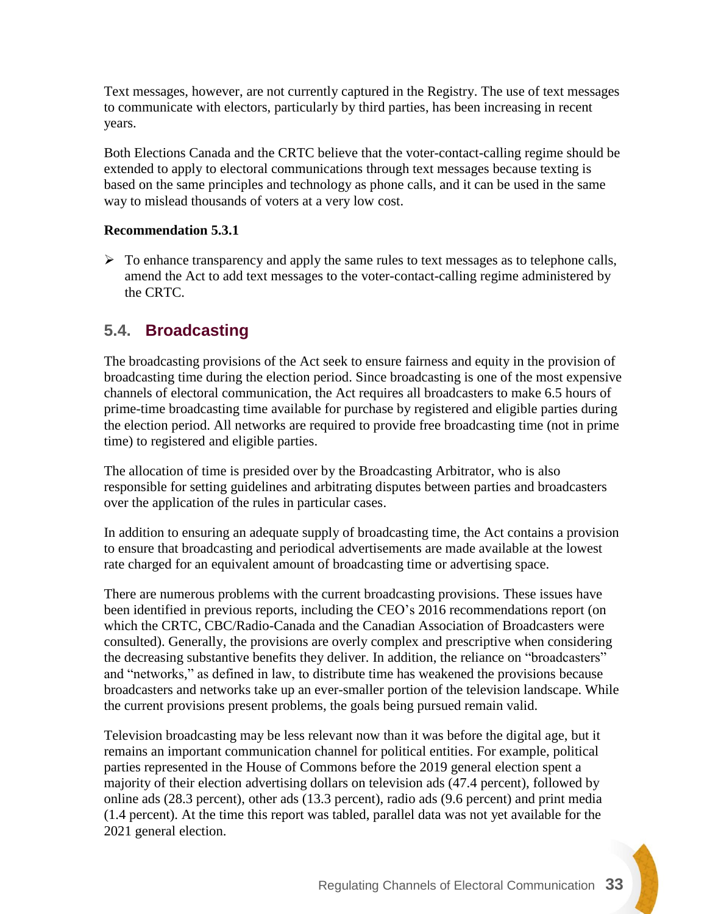Text messages, however, are not currently captured in the Registry. The use of text messages to communicate with electors, particularly by third parties, has been increasing in recent years.

Both Elections Canada and the CRTC believe that the voter-contact-calling regime should be extended to apply to electoral communications through text messages because texting is based on the same principles and technology as phone calls, and it can be used in the same way to mislead thousands of voters at a very low cost.

**Recommendation 5.3.1**

- To enhance transparency and apply the same rules to text messages as to telephone calls, amend the Act to add text messages to the voter-contact-calling regime administered by the CRTC.

## 5.4. Broadcasting

The broadcasting provisions of the Act seek to ensure fairness and equity in the provision of broadcasting time during the election period. Since broadcasting is one of the most expensive channels of electoral communication, the Act requires all broadcasters to make 6.5 hours of prime-time broadcasting time available for purchase by registered and eligible parties during the election period. All networks are required to provide free broadcasting time (not in prime time) to registered and eligible parties.

The allocation of time is presided over by the Broadcasting Arbitrator, who is also responsible for setting guidelines and arbitrating disputes between parties and broadcasters over the application of the rules in particular cases.

In addition to ensuring an adequate supply of broadcasting time, the Act contains a provision to ensure that broadcasting and periodical advertisements are made available at the lowest rate charged for an equivalent amount of broadcasting time or advertising space.

There are numerous problems with the current broadcasting provisions. These issues have been identified in previous reports, including the CEO's 2016 recommendations report (on which the CRTC, CBC/Radio-Canada and the Canadian Association of Broadcasters were consulted). Generally, the provisions are overly complex and prescriptive when considering the decreasing substantive benefits they deliver. In addition, the reliance on "broadcasters" and "networks," as defined in law, to distribute time has weakened the provisions because broadcasters and networks take up an ever-smaller portion of the television landscape. While the current provisions present problems, the goals being pursued remain valid.

Television broadcasting may be less relevant now than it was before the digital age, but it remains an important communication channel for political entities. For example, political parties represented in the House of Commons before the 2019 general election spent a majority of their election advertising dollars on television ads (47.4 percent), followed by online ads (28.3 percent), other ads (13.3 percent), radio ads (9.6 percent) and print media (1.4 percent). At the time this report was tabled, parallel data was not yet available for the 2021 general election.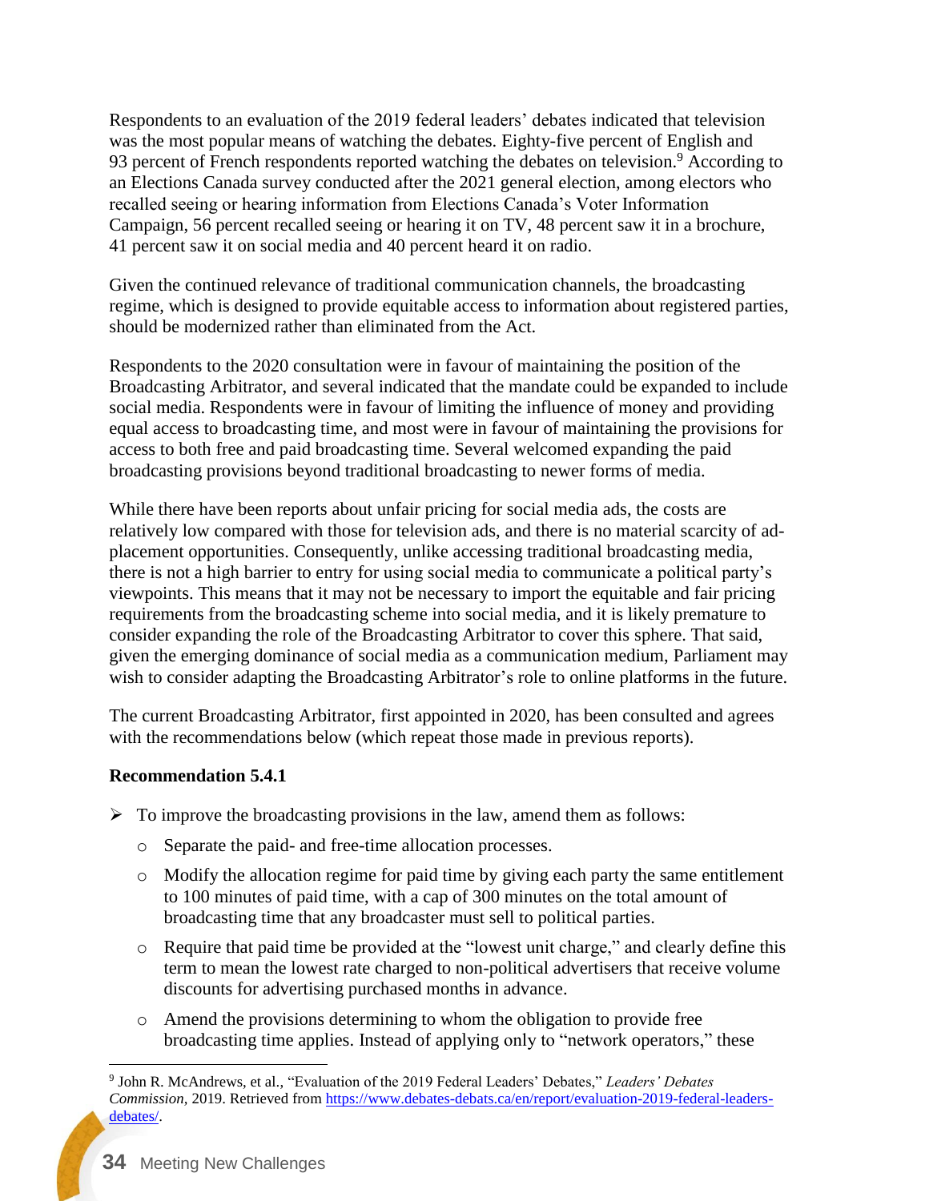Respondents to an evaluation of the 2019 federal leaders' debates indicated that television was the most popular means of watching the debates. Eighty-five percent of English and 93 percent of French respondents reported watching the debates on television.[9] According to an Elections Canada survey conducted after the 2021 general election, among electors who recalled seeing or hearing information from Elections Canada's Voter Information Campaign, 56 percent recalled seeing or hearing it on TV, 48 percent saw it in a brochure, 41 percent saw it on social media and 40 percent heard it on radio.

Given the continued relevance of traditional communication channels, the broadcasting regime, which is designed to provide equitable access to information about registered parties, should be modernized rather than eliminated from the Act.

Respondents to the 2020 consultation were in favour of maintaining the position of the Broadcasting Arbitrator, and several indicated that the mandate could be expanded to include social media. Respondents were in favour of limiting the influence of money and providing equal access to broadcasting time, and most were in favour of maintaining the provisions for access to both free and paid broadcasting time. Several welcomed expanding the paid broadcasting provisions beyond traditional broadcasting to newer forms of media.

While there have been reports about unfair pricing for social media ads, the costs are relatively low compared with those for television ads, and there is no material scarcity of ad-placement opportunities. Consequently, unlike accessing traditional broadcasting media, there is not a high barrier to entry for using social media to communicate a political party's viewpoints. This means that it may not be necessary to import the equitable and fair pricing requirements from the broadcasting scheme into social media, and it is likely premature to consider expanding the role of the Broadcasting Arbitrator to cover this sphere. That said, given the emerging dominance of social media as a communication medium, Parliament may wish to consider adapting the Broadcasting Arbitrator's role to online platforms in the future.

The current Broadcasting Arbitrator, first appointed in 2020, has been consulted and agrees with the recommendations below (which repeat those made in previous reports).

**Recommendation 5.4.1**

- To improve the broadcasting provisions in the law, amend them as follows:
  - Separate the paid- and free-time allocation processes.
  - Modify the allocation regime for paid time by giving each party the same entitlement to 100 minutes of paid time, with a cap of 300 minutes on the total amount of broadcasting time that any broadcaster must sell to political parties.
  - Require that paid time be provided at the "lowest unit charge," and clearly define this term to mean the lowest rate charged to non-political advertisers that receive volume discounts for advertising purchased months in advance.
  - Amend the provisions determining to whom the obligation to provide free broadcasting time applies. Instead of applying only to "network operators," these

[9] John R. McAndrews, et al., "Evaluation of the 2019 Federal Leaders' Debates," *Leaders' Debates Commission,* 2019. Retrieved from https://www.debates-debats.ca/en/report/evaluation-2019-federal-leaders-debates/.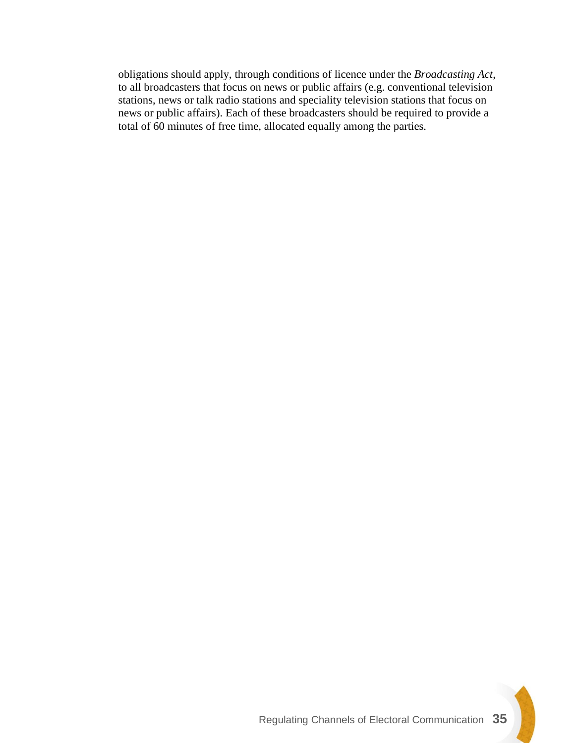obligations should apply, through conditions of licence under the *Broadcasting Act*, to all broadcasters that focus on news or public affairs (e.g. conventional television stations, news or talk radio stations and speciality television stations that focus on news or public affairs). Each of these broadcasters should be required to provide a total of 60 minutes of free time, allocated equally among the parties.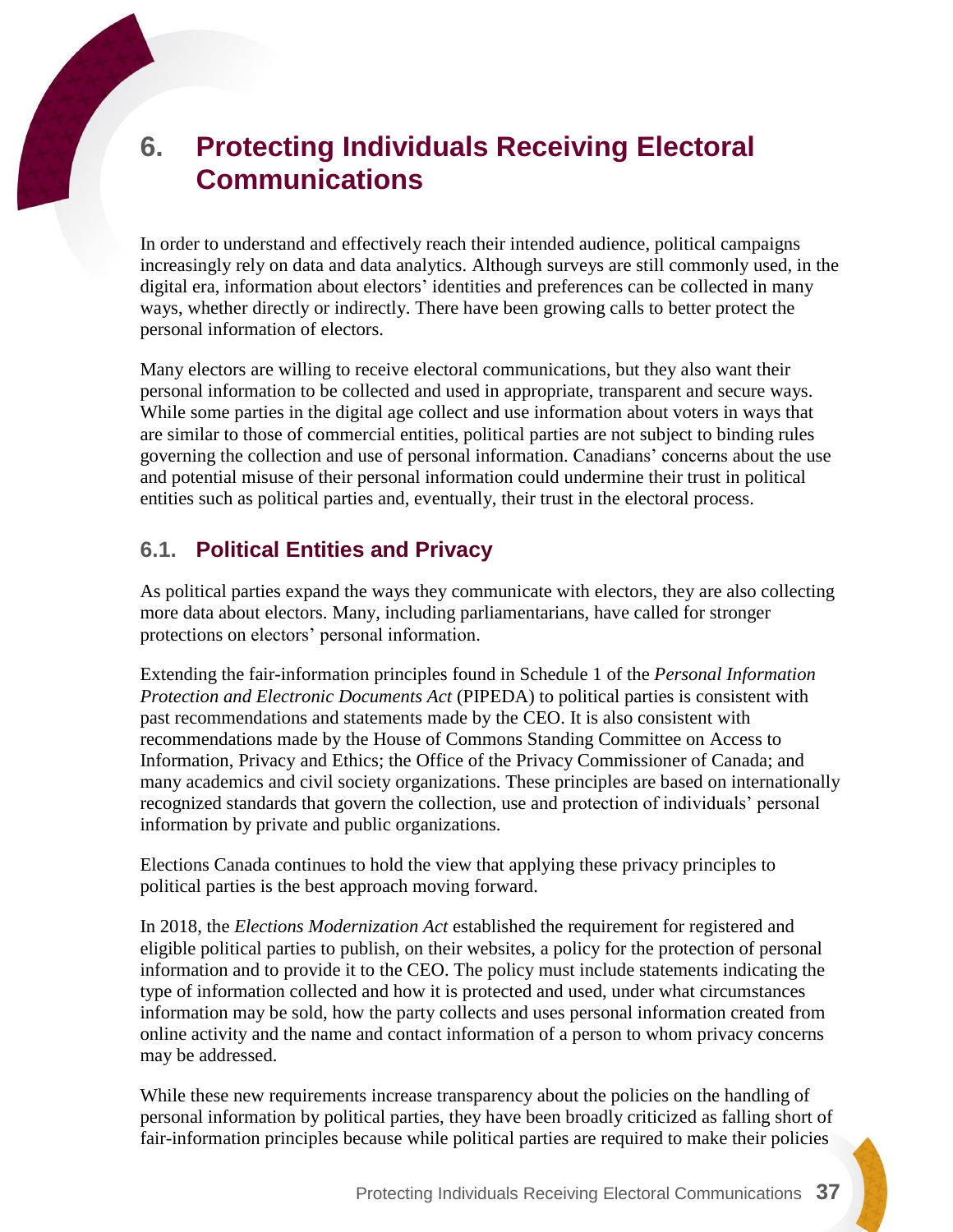# 6. Protecting Individuals Receiving Electoral Communications

In order to understand and effectively reach their intended audience, political campaigns increasingly rely on data and data analytics. Although surveys are still commonly used, in the digital era, information about electors' identities and preferences can be collected in many ways, whether directly or indirectly. There have been growing calls to better protect the personal information of electors.

Many electors are willing to receive electoral communications, but they also want their personal information to be collected and used in appropriate, transparent and secure ways. While some parties in the digital age collect and use information about voters in ways that are similar to those of commercial entities, political parties are not subject to binding rules governing the collection and use of personal information. Canadians' concerns about the use and potential misuse of their personal information could undermine their trust in political entities such as political parties and, eventually, their trust in the electoral process.

## 6.1. Political Entities and Privacy

As political parties expand the ways they communicate with electors, they are also collecting more data about electors. Many, including parliamentarians, have called for stronger protections on electors' personal information.

Extending the fair-information principles found in Schedule 1 of the *Personal Information Protection and Electronic Documents Act* (PIPEDA) to political parties is consistent with past recommendations and statements made by the CEO. It is also consistent with recommendations made by the House of Commons Standing Committee on Access to Information, Privacy and Ethics; the Office of the Privacy Commissioner of Canada; and many academics and civil society organizations. These principles are based on internationally recognized standards that govern the collection, use and protection of individuals' personal information by private and public organizations.

Elections Canada continues to hold the view that applying these privacy principles to political parties is the best approach moving forward.

In 2018, the *Elections Modernization Act* established the requirement for registered and eligible political parties to publish, on their websites, a policy for the protection of personal information and to provide it to the CEO. The policy must include statements indicating the type of information collected and how it is protected and used, under what circumstances information may be sold, how the party collects and uses personal information created from online activity and the name and contact information of a person to whom privacy concerns may be addressed.

While these new requirements increase transparency about the policies on the handling of personal information by political parties, they have been broadly criticized as falling short of fair-information principles because while political parties are required to make their policies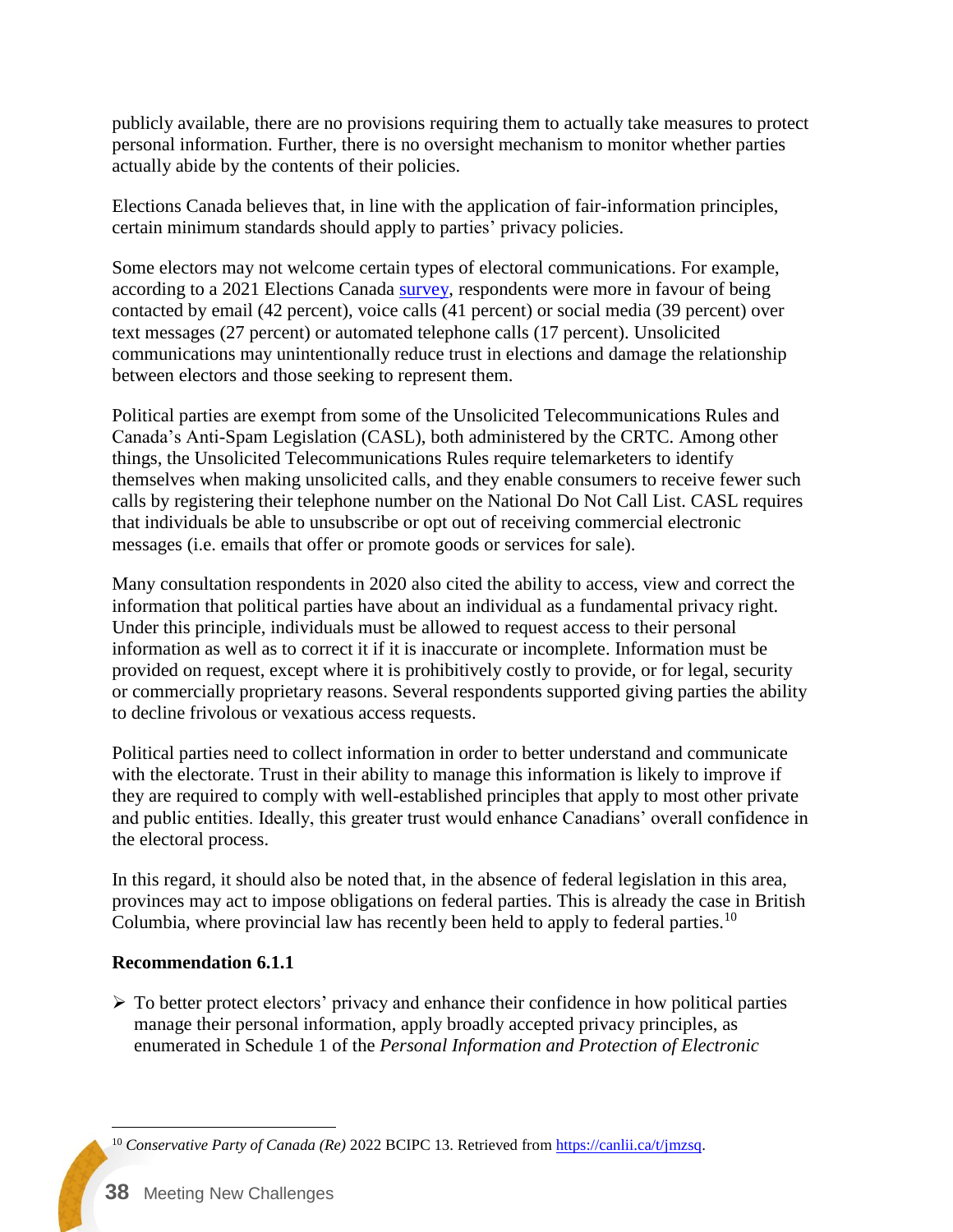publicly available, there are no provisions requiring them to actually take measures to protect personal information. Further, there is no oversight mechanism to monitor whether parties actually abide by the contents of their policies.

Elections Canada believes that, in line with the application of fair-information principles, certain minimum standards should apply to parties' privacy policies.

Some electors may not welcome certain types of electoral communications. For example, according to a 2021 Elections Canada survey, respondents were more in favour of being contacted by email (42 percent), voice calls (41 percent) or social media (39 percent) over text messages (27 percent) or automated telephone calls (17 percent). Unsolicited communications may unintentionally reduce trust in elections and damage the relationship between electors and those seeking to represent them.

Political parties are exempt from some of the Unsolicited Telecommunications Rules and Canada's Anti-Spam Legislation (CASL), both administered by the CRTC. Among other things, the Unsolicited Telecommunications Rules require telemarketers to identify themselves when making unsolicited calls, and they enable consumers to receive fewer such calls by registering their telephone number on the National Do Not Call List. CASL requires that individuals be able to unsubscribe or opt out of receiving commercial electronic messages (i.e. emails that offer or promote goods or services for sale).

Many consultation respondents in 2020 also cited the ability to access, view and correct the information that political parties have about an individual as a fundamental privacy right. Under this principle, individuals must be allowed to request access to their personal information as well as to correct it if it is inaccurate or incomplete. Information must be provided on request, except where it is prohibitively costly to provide, or for legal, security or commercially proprietary reasons. Several respondents supported giving parties the ability to decline frivolous or vexatious access requests.

Political parties need to collect information in order to better understand and communicate with the electorate. Trust in their ability to manage this information is likely to improve if they are required to comply with well-established principles that apply to most other private and public entities. Ideally, this greater trust would enhance Canadians' overall confidence in the electoral process.

In this regard, it should also be noted that, in the absence of federal legislation in this area, provinces may act to impose obligations on federal parties. This is already the case in British Columbia, where provincial law has recently been held to apply to federal parties.[10]

**Recommendation 6.1.1**

- To better protect electors' privacy and enhance their confidence in how political parties manage their personal information, apply broadly accepted privacy principles, as enumerated in Schedule 1 of the *Personal Information and Protection of Electronic*

[10] *Conservative Party of Canada (Re)* 2022 BCIPC 13. Retrieved from https://canlii.ca/t/jmzsq.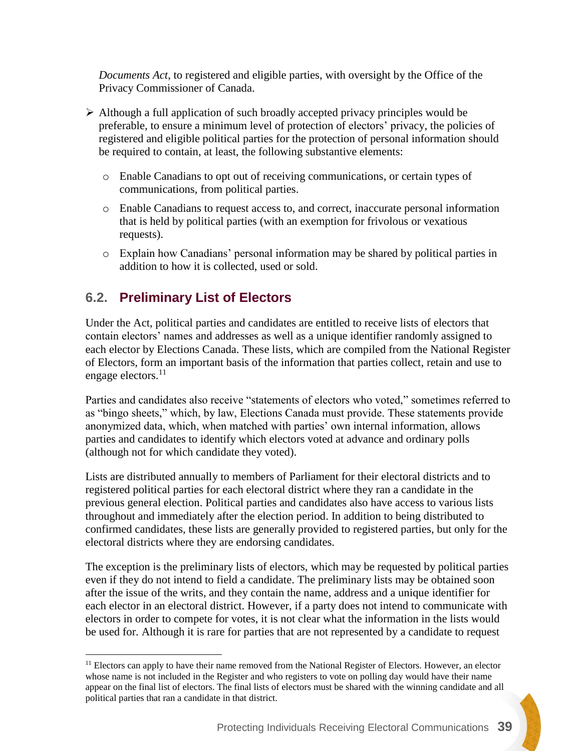*Documents Act*, to registered and eligible parties, with oversight by the Office of the Privacy Commissioner of Canada.

- Although a full application of such broadly accepted privacy principles would be preferable, to ensure a minimum level of protection of electors' privacy, the policies of registered and eligible political parties for the protection of personal information should be required to contain, at least, the following substantive elements:
  - Enable Canadians to opt out of receiving communications, or certain types of communications, from political parties.
  - Enable Canadians to request access to, and correct, inaccurate personal information that is held by political parties (with an exemption for frivolous or vexatious requests).
  - Explain how Canadians' personal information may be shared by political parties in addition to how it is collected, used or sold.

## 6.2. Preliminary List of Electors

Under the Act, political parties and candidates are entitled to receive lists of electors that contain electors' names and addresses as well as a unique identifier randomly assigned to each elector by Elections Canada. These lists, which are compiled from the National Register of Electors, form an important basis of the information that parties collect, retain and use to engage electors.[11]

Parties and candidates also receive "statements of electors who voted," sometimes referred to as "bingo sheets," which, by law, Elections Canada must provide. These statements provide anonymized data, which, when matched with parties' own internal information, allows parties and candidates to identify which electors voted at advance and ordinary polls (although not for which candidate they voted).

Lists are distributed annually to members of Parliament for their electoral districts and to registered political parties for each electoral district where they ran a candidate in the previous general election. Political parties and candidates also have access to various lists throughout and immediately after the election period. In addition to being distributed to confirmed candidates, these lists are generally provided to registered parties, but only for the electoral districts where they are endorsing candidates.

The exception is the preliminary lists of electors, which may be requested by political parties even if they do not intend to field a candidate. The preliminary lists may be obtained soon after the issue of the writs, and they contain the name, address and a unique identifier for each elector in an electoral district. However, if a party does not intend to communicate with electors in order to compete for votes, it is not clear what the information in the lists would be used for. Although it is rare for parties that are not represented by a candidate to request

[11] Electors can apply to have their name removed from the National Register of Electors. However, an elector whose name is not included in the Register and who registers to vote on polling day would have their name appear on the final list of electors. The final lists of electors must be shared with the winning candidate and all political parties that ran a candidate in that district.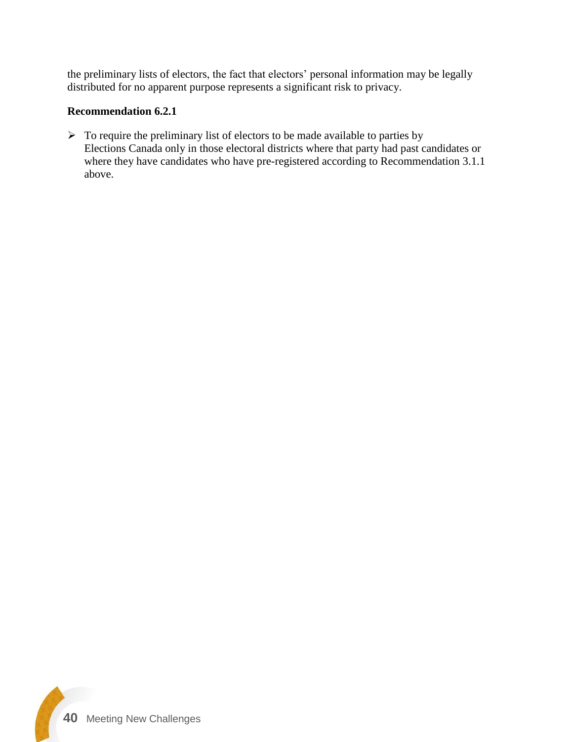the preliminary lists of electors, the fact that electors' personal information may be legally distributed for no apparent purpose represents a significant risk to privacy.

**Recommendation 6.2.1**

- To require the preliminary list of electors to be made available to parties by Elections Canada only in those electoral districts where that party had past candidates or where they have candidates who have pre-registered according to Recommendation 3.1.1 above.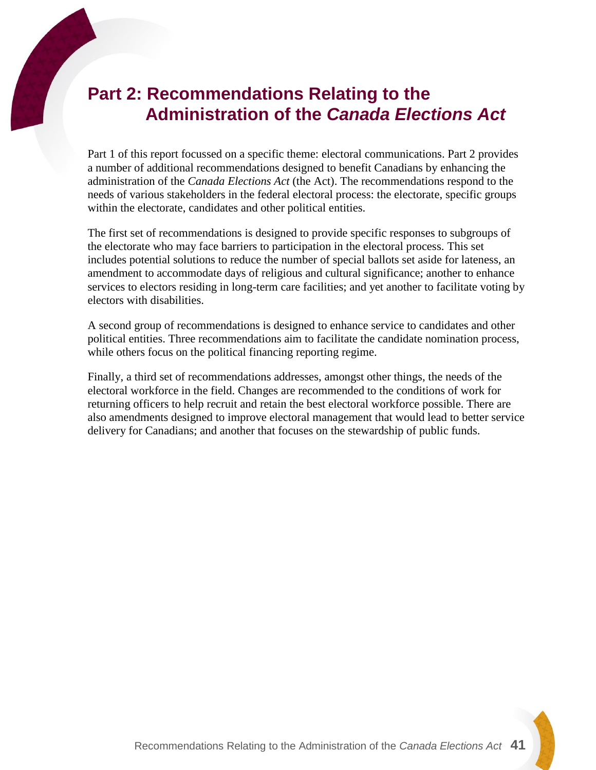# Part 2: Recommendations Relating to the Administration of the *Canada Elections Act*

Part 1 of this report focussed on a specific theme: electoral communications. Part 2 provides a number of additional recommendations designed to benefit Canadians by enhancing the administration of the *Canada Elections Act* (the Act). The recommendations respond to the needs of various stakeholders in the federal electoral process: the electorate, specific groups within the electorate, candidates and other political entities.

The first set of recommendations is designed to provide specific responses to subgroups of the electorate who may face barriers to participation in the electoral process. This set includes potential solutions to reduce the number of special ballots set aside for lateness, an amendment to accommodate days of religious and cultural significance; another to enhance services to electors residing in long-term care facilities; and yet another to facilitate voting by electors with disabilities.

A second group of recommendations is designed to enhance service to candidates and other political entities. Three recommendations aim to facilitate the candidate nomination process, while others focus on the political financing reporting regime.

Finally, a third set of recommendations addresses, amongst other things, the needs of the electoral workforce in the field. Changes are recommended to the conditions of work for returning officers to help recruit and retain the best electoral workforce possible. There are also amendments designed to improve electoral management that would lead to better service delivery for Canadians; and another that focuses on the stewardship of public funds.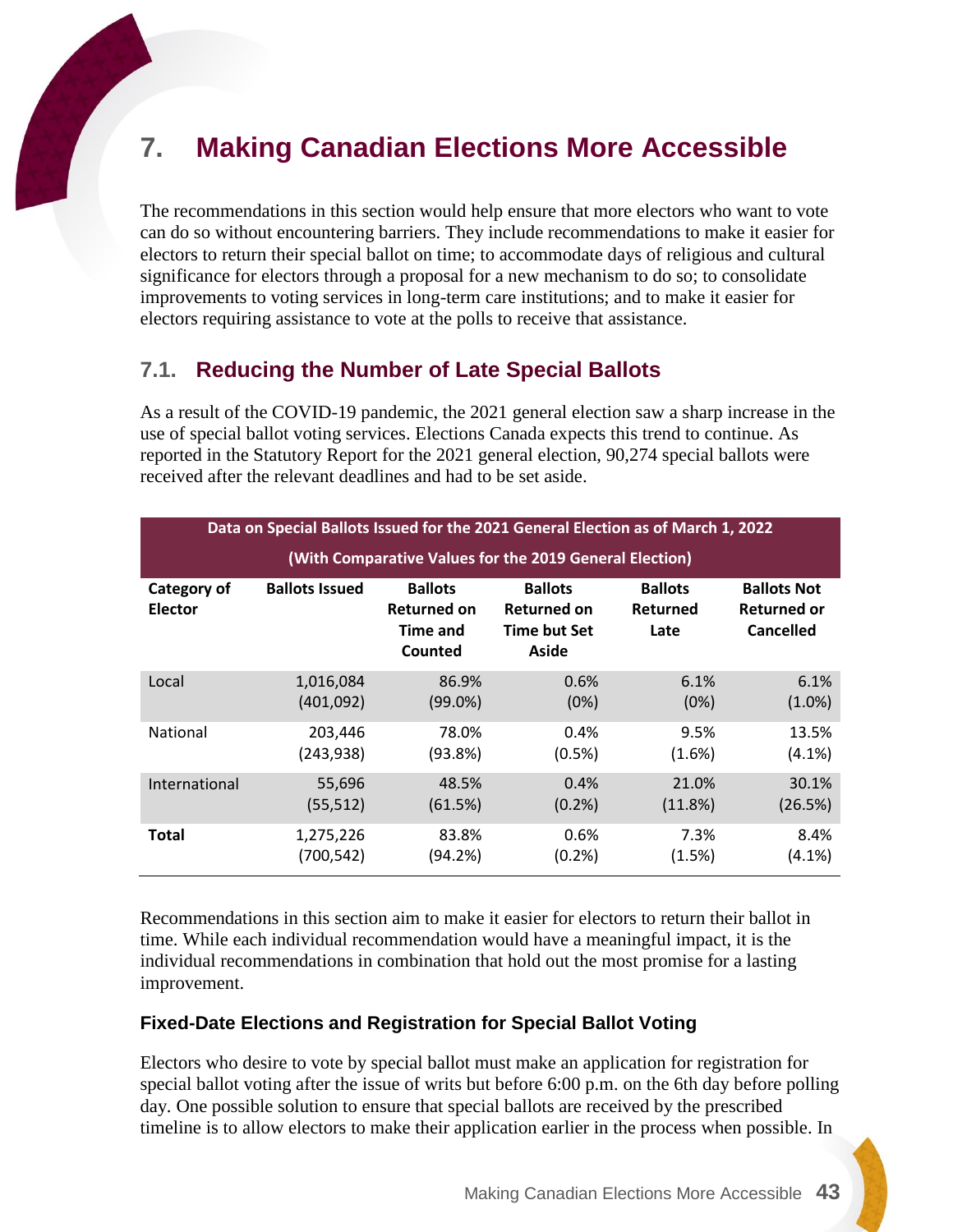# 7. Making Canadian Elections More Accessible

The recommendations in this section would help ensure that more electors who want to vote can do so without encountering barriers. They include recommendations to make it easier for electors to return their special ballot on time; to accommodate days of religious and cultural significance for electors through a proposal for a new mechanism to do so; to consolidate improvements to voting services in long-term care institutions; and to make it easier for electors requiring assistance to vote at the polls to receive that assistance.

## 7.1. Reducing the Number of Late Special Ballots

As a result of the COVID-19 pandemic, the 2021 general election saw a sharp increase in the use of special ballot voting services. Elections Canada expects this trend to continue. As reported in the Statutory Report for the 2021 general election, 90,274 special ballots were received after the relevant deadlines and had to be set aside.

**Data on Special Ballots Issued for the 2021 General Election as of March 1, 2022 (With Comparative Values for the 2019 General Election)**

| Category of Elector | Ballots Issued | Ballots Returned on Time and Counted | Ballots Returned on Time but Set Aside | Ballots Returned Late | Ballots Not Returned or Cancelled |
|---|---|---|---|---|---|
| Local | 1,016,084<br>(401,092) | 86.9%<br>(99.0%) | 0.6%<br>(0%) | 6.1%<br>(0%) | 6.1%<br>(1.0%) |
| National | 203,446<br>(243,938) | 78.0%<br>(93.8%) | 0.4%<br>(0.5%) | 9.5%<br>(1.6%) | 13.5%<br>(4.1%) |
| International | 55,696<br>(55,512) | 48.5%<br>(61.5%) | 0.4%<br>(0.2%) | 21.0%<br>(11.8%) | 30.1%<br>(26.5%) |
| **Total** | 1,275,226<br>(700,542) | 83.8%<br>(94.2%) | 0.6%<br>(0.2%) | 7.3%<br>(1.5%) | 8.4%<br>(4.1%) |

Recommendations in this section aim to make it easier for electors to return their ballot in time. While each individual recommendation would have a meaningful impact, it is the individual recommendations in combination that hold out the most promise for a lasting improvement.

### Fixed-Date Elections and Registration for Special Ballot Voting

Electors who desire to vote by special ballot must make an application for registration for special ballot voting after the issue of writs but before 6:00 p.m. on the 6th day before polling day. One possible solution to ensure that special ballots are received by the prescribed timeline is to allow electors to make their application earlier in the process when possible. In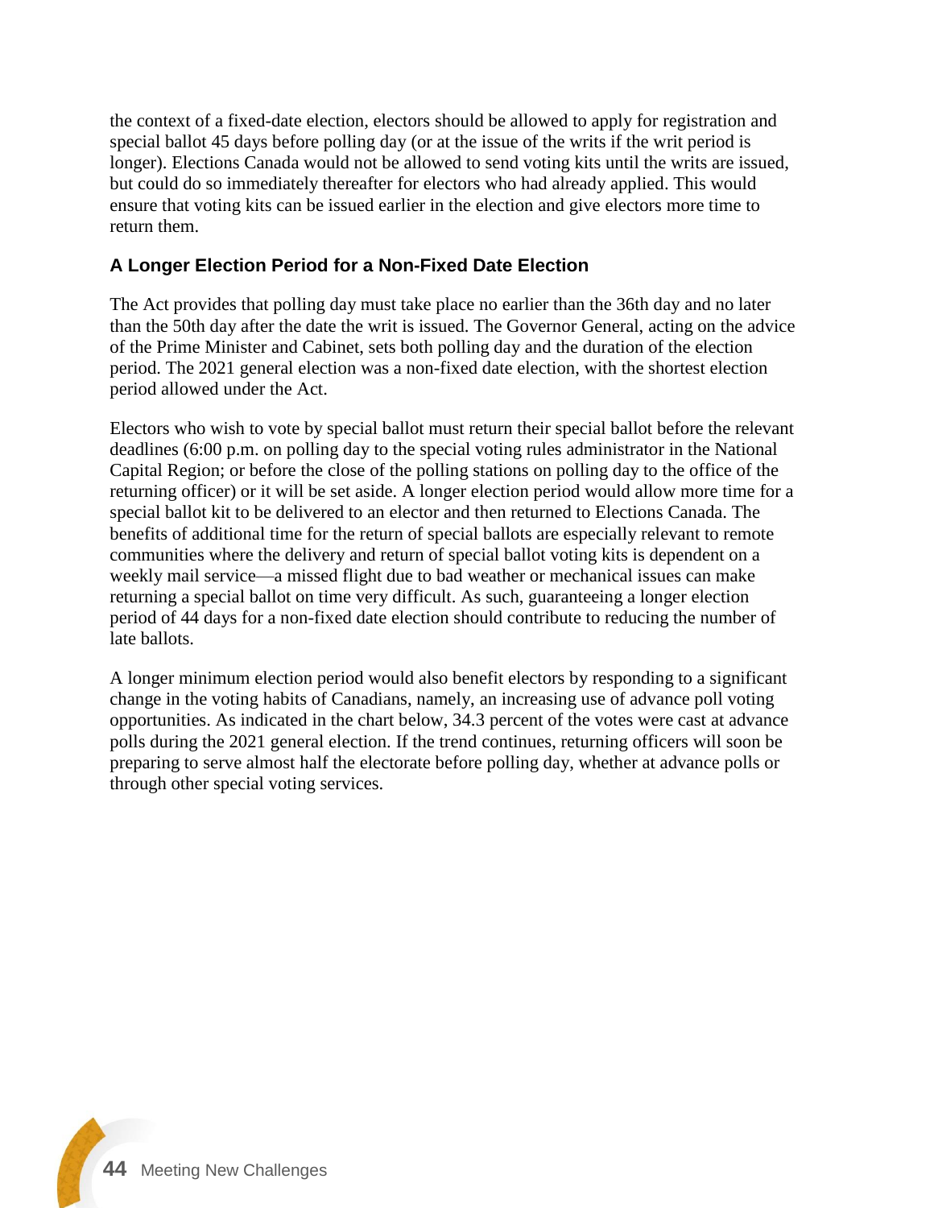the context of a fixed-date election, electors should be allowed to apply for registration and special ballot 45 days before polling day (or at the issue of the writs if the writ period is longer). Elections Canada would not be allowed to send voting kits until the writs are issued, but could do so immediately thereafter for electors who had already applied. This would ensure that voting kits can be issued earlier in the election and give electors more time to return them.

### A Longer Election Period for a Non-Fixed Date Election

The Act provides that polling day must take place no earlier than the 36th day and no later than the 50th day after the date the writ is issued. The Governor General, acting on the advice of the Prime Minister and Cabinet, sets both polling day and the duration of the election period. The 2021 general election was a non-fixed date election, with the shortest election period allowed under the Act.

Electors who wish to vote by special ballot must return their special ballot before the relevant deadlines (6:00 p.m. on polling day to the special voting rules administrator in the National Capital Region; or before the close of the polling stations on polling day to the office of the returning officer) or it will be set aside. A longer election period would allow more time for a special ballot kit to be delivered to an elector and then returned to Elections Canada. The benefits of additional time for the return of special ballots are especially relevant to remote communities where the delivery and return of special ballot voting kits is dependent on a weekly mail service—a missed flight due to bad weather or mechanical issues can make returning a special ballot on time very difficult. As such, guaranteeing a longer election period of 44 days for a non-fixed date election should contribute to reducing the number of late ballots.

A longer minimum election period would also benefit electors by responding to a significant change in the voting habits of Canadians, namely, an increasing use of advance poll voting opportunities. As indicated in the chart below, 34.3 percent of the votes were cast at advance polls during the 2021 general election. If the trend continues, returning officers will soon be preparing to serve almost half the electorate before polling day, whether at advance polls or through other special voting services.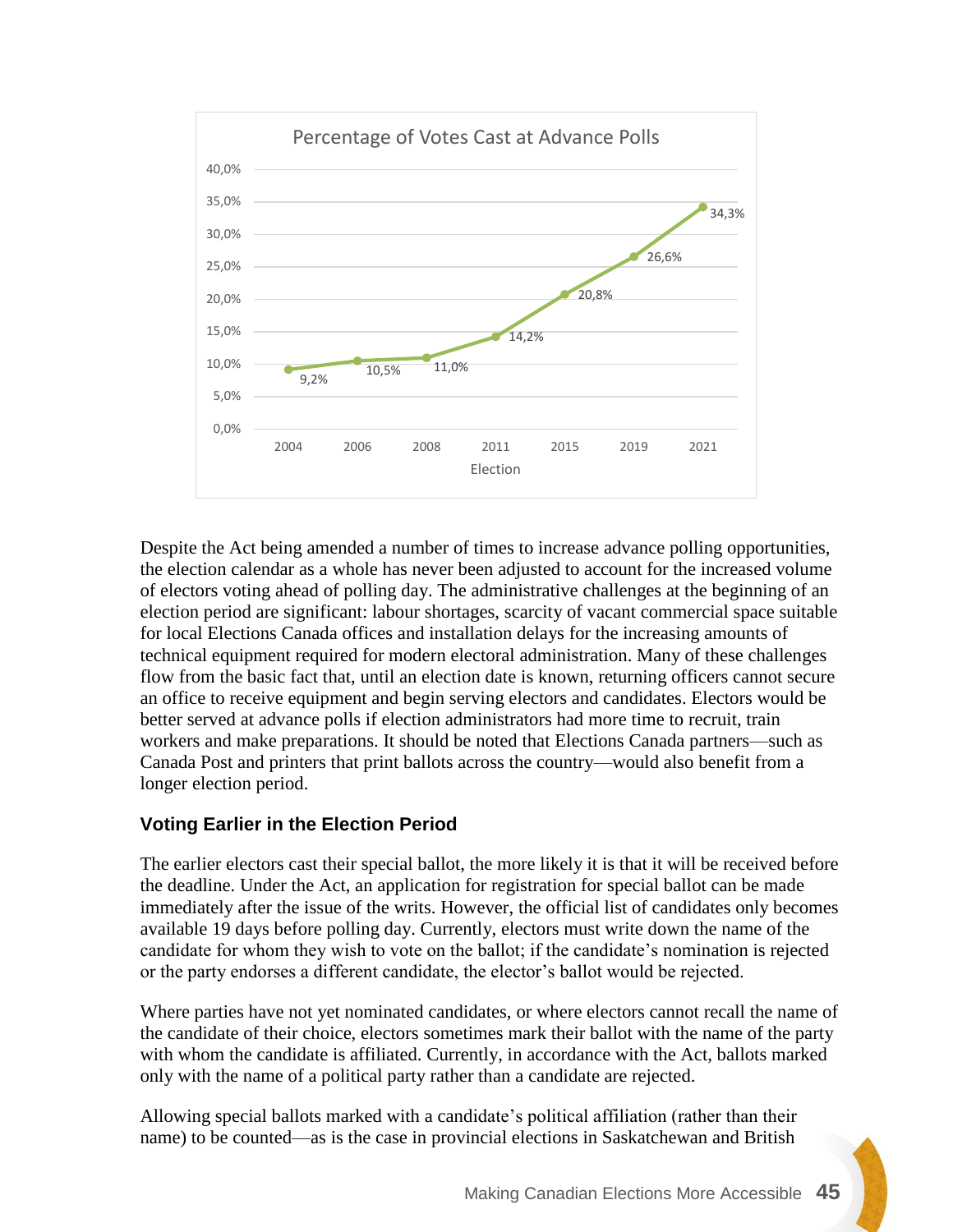**Percentage of Votes Cast at Advance Polls**

| Election | Percentage |
|---|---|
| 2004 | 9,2% |
| 2006 | 10,5% |
| 2008 | 11,0% |
| 2011 | 14,2% |
| 2015 | 20,8% |
| 2019 | 26,6% |
| 2021 | 34,3% |

Despite the Act being amended a number of times to increase advance polling opportunities, the election calendar as a whole has never been adjusted to account for the increased volume of electors voting ahead of polling day. The administrative challenges at the beginning of an election period are significant: labour shortages, scarcity of vacant commercial space suitable for local Elections Canada offices and installation delays for the increasing amounts of technical equipment required for modern electoral administration. Many of these challenges flow from the basic fact that, until an election date is known, returning officers cannot secure an office to receive equipment and begin serving electors and candidates. Electors would be better served at advance polls if election administrators had more time to recruit, train workers and make preparations. It should be noted that Elections Canada partners—such as Canada Post and printers that print ballots across the country—would also benefit from a longer election period.

### Voting Earlier in the Election Period

The earlier electors cast their special ballot, the more likely it is that it will be received before the deadline. Under the Act, an application for registration for special ballot can be made immediately after the issue of the writs. However, the official list of candidates only becomes available 19 days before polling day. Currently, electors must write down the name of the candidate for whom they wish to vote on the ballot; if the candidate's nomination is rejected or the party endorses a different candidate, the elector's ballot would be rejected.

Where parties have not yet nominated candidates, or where electors cannot recall the name of the candidate of their choice, electors sometimes mark their ballot with the name of the party with whom the candidate is affiliated. Currently, in accordance with the Act, ballots marked only with the name of a political party rather than a candidate are rejected.

Allowing special ballots marked with a candidate's political affiliation (rather than their name) to be counted—as is the case in provincial elections in Saskatchewan and British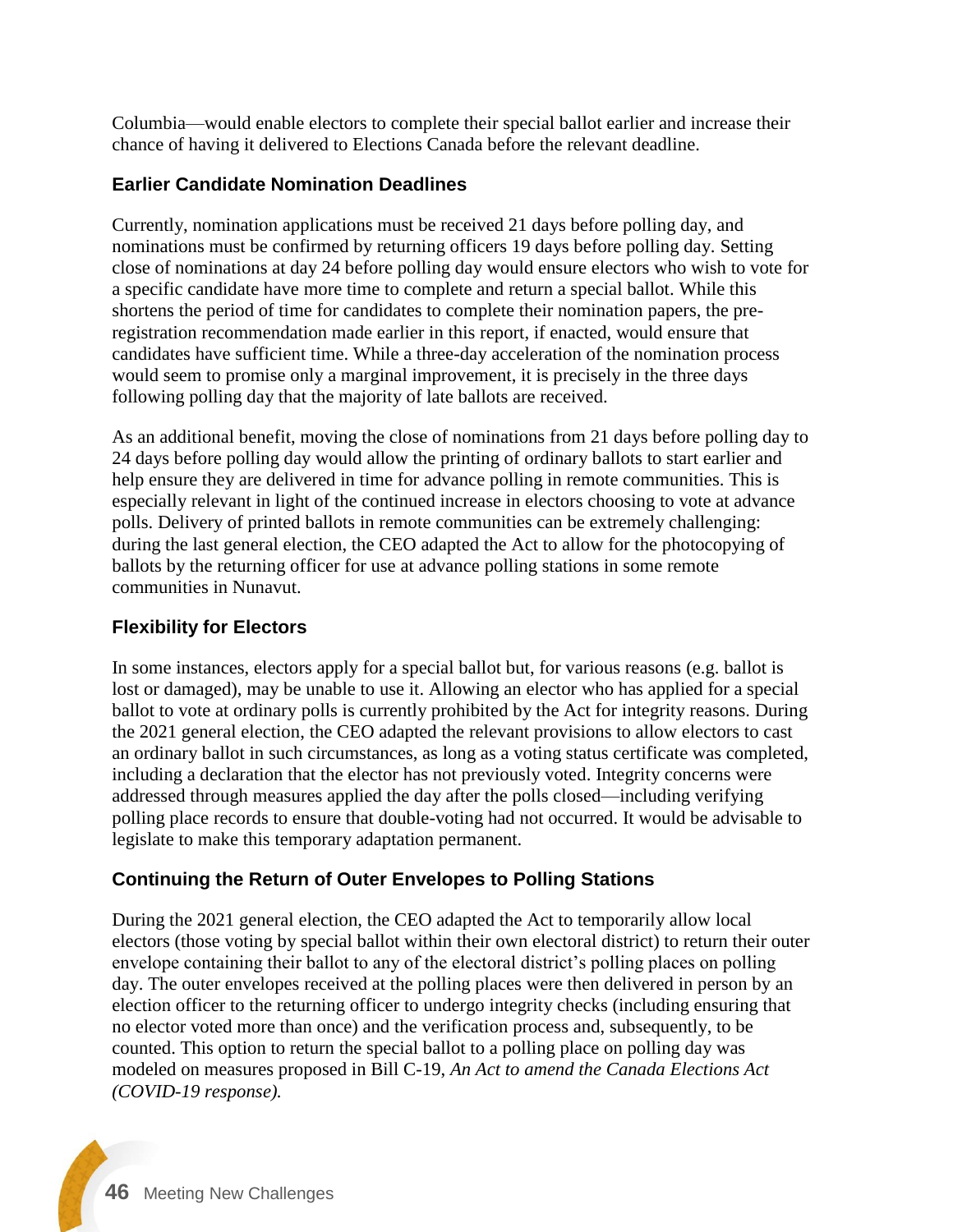Columbia—would enable electors to complete their special ballot earlier and increase their chance of having it delivered to Elections Canada before the relevant deadline.

### Earlier Candidate Nomination Deadlines

Currently, nomination applications must be received 21 days before polling day, and nominations must be confirmed by returning officers 19 days before polling day. Setting close of nominations at day 24 before polling day would ensure electors who wish to vote for a specific candidate have more time to complete and return a special ballot. While this shortens the period of time for candidates to complete their nomination papers, the pre-registration recommendation made earlier in this report, if enacted, would ensure that candidates have sufficient time. While a three-day acceleration of the nomination process would seem to promise only a marginal improvement, it is precisely in the three days following polling day that the majority of late ballots are received.

As an additional benefit, moving the close of nominations from 21 days before polling day to 24 days before polling day would allow the printing of ordinary ballots to start earlier and help ensure they are delivered in time for advance polling in remote communities. This is especially relevant in light of the continued increase in electors choosing to vote at advance polls. Delivery of printed ballots in remote communities can be extremely challenging: during the last general election, the CEO adapted the Act to allow for the photocopying of ballots by the returning officer for use at advance polling stations in some remote communities in Nunavut.

### Flexibility for Electors

In some instances, electors apply for a special ballot but, for various reasons (e.g. ballot is lost or damaged), may be unable to use it. Allowing an elector who has applied for a special ballot to vote at ordinary polls is currently prohibited by the Act for integrity reasons. During the 2021 general election, the CEO adapted the relevant provisions to allow electors to cast an ordinary ballot in such circumstances, as long as a voting status certificate was completed, including a declaration that the elector has not previously voted. Integrity concerns were addressed through measures applied the day after the polls closed—including verifying polling place records to ensure that double-voting had not occurred. It would be advisable to legislate to make this temporary adaptation permanent.

### Continuing the Return of Outer Envelopes to Polling Stations

During the 2021 general election, the CEO adapted the Act to temporarily allow local electors (those voting by special ballot within their own electoral district) to return their outer envelope containing their ballot to any of the electoral district's polling places on polling day. The outer envelopes received at the polling places were then delivered in person by an election officer to the returning officer to undergo integrity checks (including ensuring that no elector voted more than once) and the verification process and, subsequently, to be counted. This option to return the special ballot to a polling place on polling day was modeled on measures proposed in Bill C-19, *An Act to amend the Canada Elections Act (COVID-19 response).*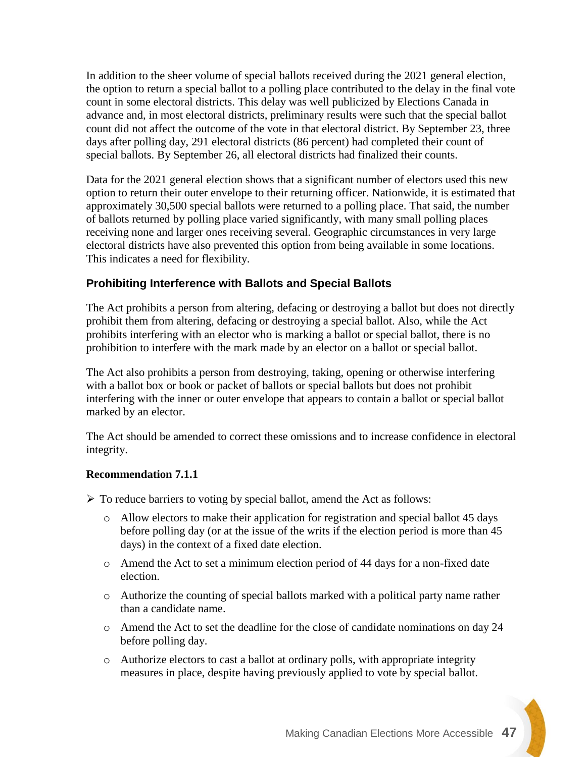In addition to the sheer volume of special ballots received during the 2021 general election, the option to return a special ballot to a polling place contributed to the delay in the final vote count in some electoral districts. This delay was well publicized by Elections Canada in advance and, in most electoral districts, preliminary results were such that the special ballot count did not affect the outcome of the vote in that electoral district. By September 23, three days after polling day, 291 electoral districts (86 percent) had completed their count of special ballots. By September 26, all electoral districts had finalized their counts.

Data for the 2021 general election shows that a significant number of electors used this new option to return their outer envelope to their returning officer. Nationwide, it is estimated that approximately 30,500 special ballots were returned to a polling place. That said, the number of ballots returned by polling place varied significantly, with many small polling places receiving none and larger ones receiving several. Geographic circumstances in very large electoral districts have also prevented this option from being available in some locations. This indicates a need for flexibility.

### Prohibiting Interference with Ballots and Special Ballots

The Act prohibits a person from altering, defacing or destroying a ballot but does not directly prohibit them from altering, defacing or destroying a special ballot. Also, while the Act prohibits interfering with an elector who is marking a ballot or special ballot, there is no prohibition to interfere with the mark made by an elector on a ballot or special ballot.

The Act also prohibits a person from destroying, taking, opening or otherwise interfering with a ballot box or book or packet of ballots or special ballots but does not prohibit interfering with the inner or outer envelope that appears to contain a ballot or special ballot marked by an elector.

The Act should be amended to correct these omissions and to increase confidence in electoral integrity.

**Recommendation 7.1.1**

- To reduce barriers to voting by special ballot, amend the Act as follows:
  - Allow electors to make their application for registration and special ballot 45 days before polling day (or at the issue of the writs if the election period is more than 45 days) in the context of a fixed date election.
  - Amend the Act to set a minimum election period of 44 days for a non-fixed date election.
  - Authorize the counting of special ballots marked with a political party name rather than a candidate name.
  - Amend the Act to set the deadline for the close of candidate nominations on day 24 before polling day.
  - Authorize electors to cast a ballot at ordinary polls, with appropriate integrity measures in place, despite having previously applied to vote by special ballot.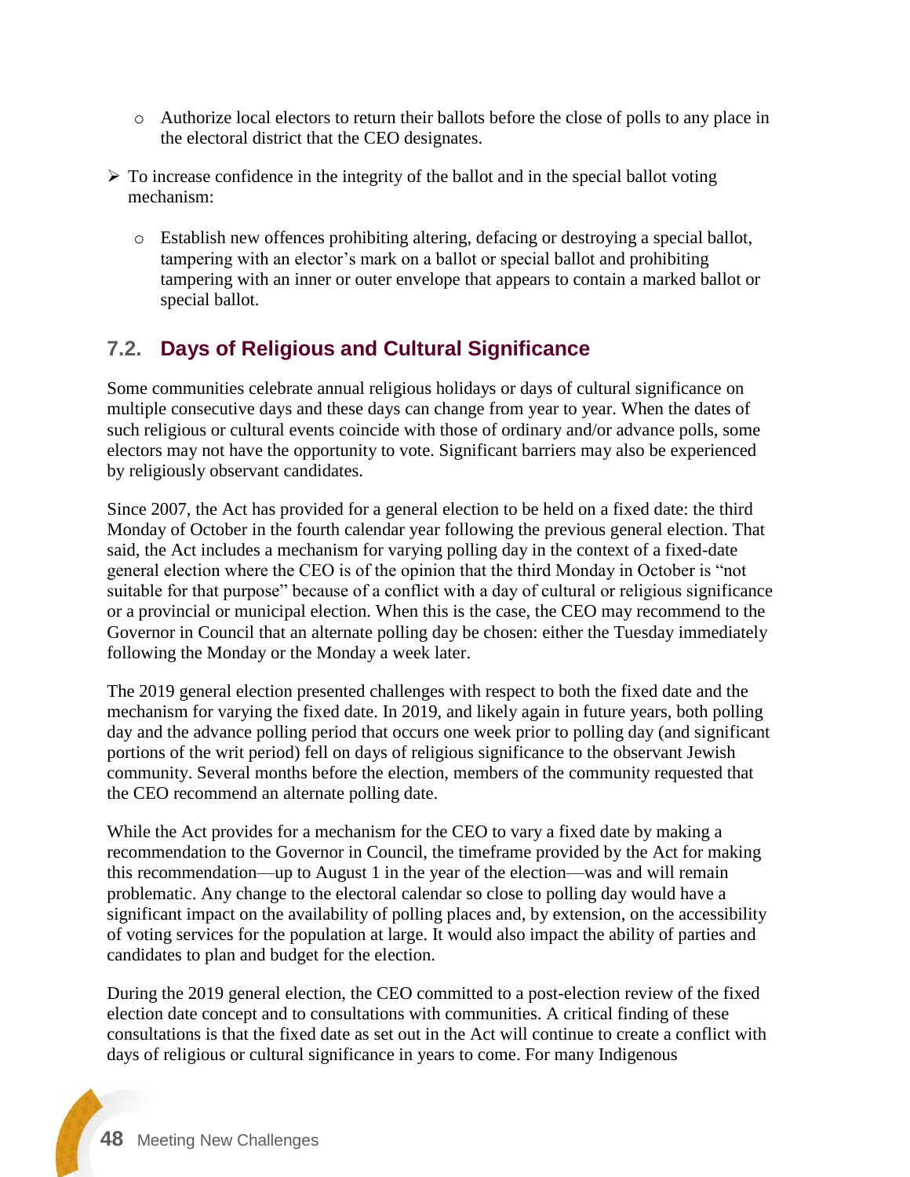- Authorize local electors to return their ballots before the close of polls to any place in the electoral district that the CEO designates.

- To increase confidence in the integrity of the ballot and in the special ballot voting mechanism:
  - Establish new offences prohibiting altering, defacing or destroying a special ballot, tampering with an elector's mark on a ballot or special ballot and prohibiting tampering with an inner or outer envelope that appears to contain a marked ballot or special ballot.

## 7.2. Days of Religious and Cultural Significance

Some communities celebrate annual religious holidays or days of cultural significance on multiple consecutive days and these days can change from year to year. When the dates of such religious or cultural events coincide with those of ordinary and/or advance polls, some electors may not have the opportunity to vote. Significant barriers may also be experienced by religiously observant candidates.

Since 2007, the Act has provided for a general election to be held on a fixed date: the third Monday of October in the fourth calendar year following the previous general election. That said, the Act includes a mechanism for varying polling day in the context of a fixed-date general election where the CEO is of the opinion that the third Monday in October is "not suitable for that purpose" because of a conflict with a day of cultural or religious significance or a provincial or municipal election. When this is the case, the CEO may recommend to the Governor in Council that an alternate polling day be chosen: either the Tuesday immediately following the Monday or the Monday a week later.

The 2019 general election presented challenges with respect to both the fixed date and the mechanism for varying the fixed date. In 2019, and likely again in future years, both polling day and the advance polling period that occurs one week prior to polling day (and significant portions of the writ period) fell on days of religious significance to the observant Jewish community. Several months before the election, members of the community requested that the CEO recommend an alternate polling date.

While the Act provides for a mechanism for the CEO to vary a fixed date by making a recommendation to the Governor in Council, the timeframe provided by the Act for making this recommendation—up to August 1 in the year of the election—was and will remain problematic. Any change to the electoral calendar so close to polling day would have a significant impact on the availability of polling places and, by extension, on the accessibility of voting services for the population at large. It would also impact the ability of parties and candidates to plan and budget for the election.

During the 2019 general election, the CEO committed to a post-election review of the fixed election date concept and to consultations with communities. A critical finding of these consultations is that the fixed date as set out in the Act will continue to create a conflict with days of religious or cultural significance in years to come. For many Indigenous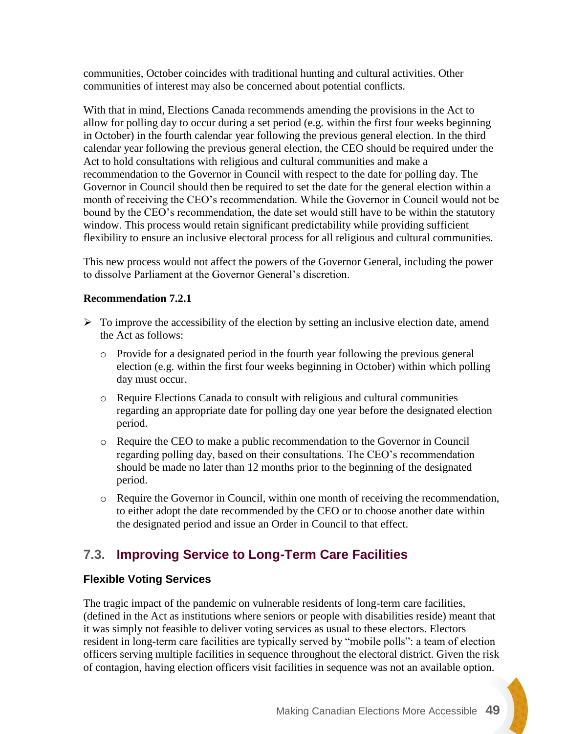communities, October coincides with traditional hunting and cultural activities. Other communities of interest may also be concerned about potential conflicts.

With that in mind, Elections Canada recommends amending the provisions in the Act to allow for polling day to occur during a set period (e.g. within the first four weeks beginning in October) in the fourth calendar year following the previous general election. In the third calendar year following the previous general election, the CEO should be required under the Act to hold consultations with religious and cultural communities and make a recommendation to the Governor in Council with respect to the date for polling day. The Governor in Council should then be required to set the date for the general election within a month of receiving the CEO's recommendation. While the Governor in Council would not be bound by the CEO's recommendation, the date set would still have to be within the statutory window. This process would retain significant predictability while providing sufficient flexibility to ensure an inclusive electoral process for all religious and cultural communities.

This new process would not affect the powers of the Governor General, including the power to dissolve Parliament at the Governor General's discretion.

**Recommendation 7.2.1**

- To improve the accessibility of the election by setting an inclusive election date, amend the Act as follows:
  - Provide for a designated period in the fourth year following the previous general election (e.g. within the first four weeks beginning in October) within which polling day must occur.
  - Require Elections Canada to consult with religious and cultural communities regarding an appropriate date for polling day one year before the designated election period.
  - Require the CEO to make a public recommendation to the Governor in Council regarding polling day, based on their consultations. The CEO's recommendation should be made no later than 12 months prior to the beginning of the designated period.
  - Require the Governor in Council, within one month of receiving the recommendation, to either adopt the date recommended by the CEO or to choose another date within the designated period and issue an Order in Council to that effect.

## 7.3. Improving Service to Long-Term Care Facilities

### Flexible Voting Services

The tragic impact of the pandemic on vulnerable residents of long-term care facilities, (defined in the Act as institutions where seniors or people with disabilities reside) meant that it was simply not feasible to deliver voting services as usual to these electors. Electors resident in long-term care facilities are typically served by "mobile polls": a team of election officers serving multiple facilities in sequence throughout the electoral district. Given the risk of contagion, having election officers visit facilities in sequence was not an available option.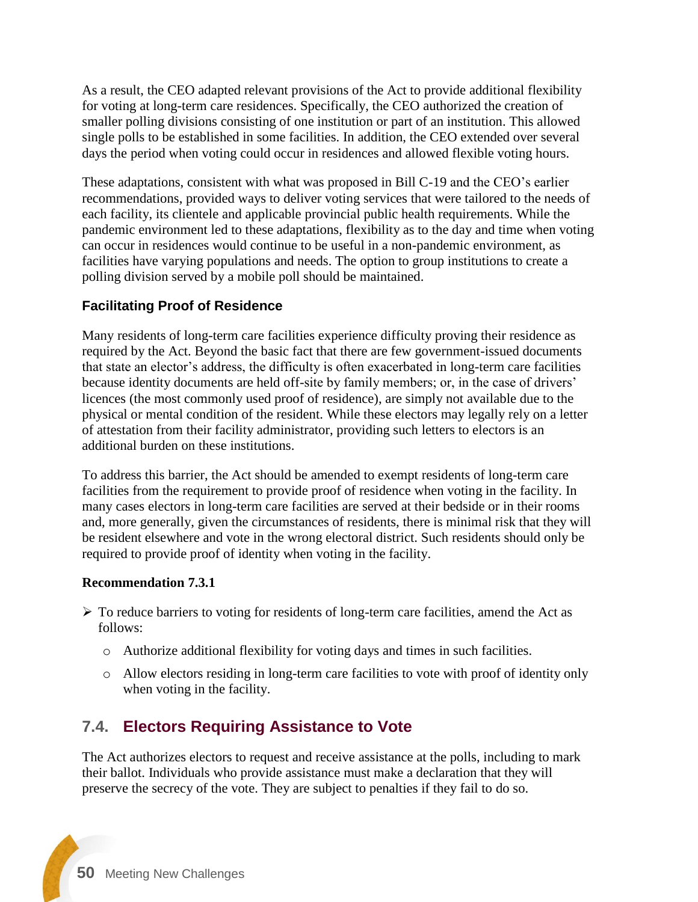As a result, the CEO adapted relevant provisions of the Act to provide additional flexibility for voting at long-term care residences. Specifically, the CEO authorized the creation of smaller polling divisions consisting of one institution or part of an institution. This allowed single polls to be established in some facilities. In addition, the CEO extended over several days the period when voting could occur in residences and allowed flexible voting hours.

These adaptations, consistent with what was proposed in Bill C-19 and the CEO's earlier recommendations, provided ways to deliver voting services that were tailored to the needs of each facility, its clientele and applicable provincial public health requirements. While the pandemic environment led to these adaptations, flexibility as to the day and time when voting can occur in residences would continue to be useful in a non-pandemic environment, as facilities have varying populations and needs. The option to group institutions to create a polling division served by a mobile poll should be maintained.

#### Facilitating Proof of Residence

Many residents of long-term care facilities experience difficulty proving their residence as required by the Act. Beyond the basic fact that there are few government-issued documents that state an elector's address, the difficulty is often exacerbated in long-term care facilities because identity documents are held off-site by family members; or, in the case of drivers' licences (the most commonly used proof of residence), are simply not available due to the physical or mental condition of the resident. While these electors may legally rely on a letter of attestation from their facility administrator, providing such letters to electors is an additional burden on these institutions.

To address this barrier, the Act should be amended to exempt residents of long-term care facilities from the requirement to provide proof of residence when voting in the facility. In many cases electors in long-term care facilities are served at their bedside or in their rooms and, more generally, given the circumstances of residents, there is minimal risk that they will be resident elsewhere and vote in the wrong electoral district. Such residents should only be required to provide proof of identity when voting in the facility.

**Recommendation 7.3.1**

- To reduce barriers to voting for residents of long-term care facilities, amend the Act as follows:
  - Authorize additional flexibility for voting days and times in such facilities.
  - Allow electors residing in long-term care facilities to vote with proof of identity only when voting in the facility.

## 7.4. Electors Requiring Assistance to Vote

The Act authorizes electors to request and receive assistance at the polls, including to mark their ballot. Individuals who provide assistance must make a declaration that they will preserve the secrecy of the vote. They are subject to penalties if they fail to do so.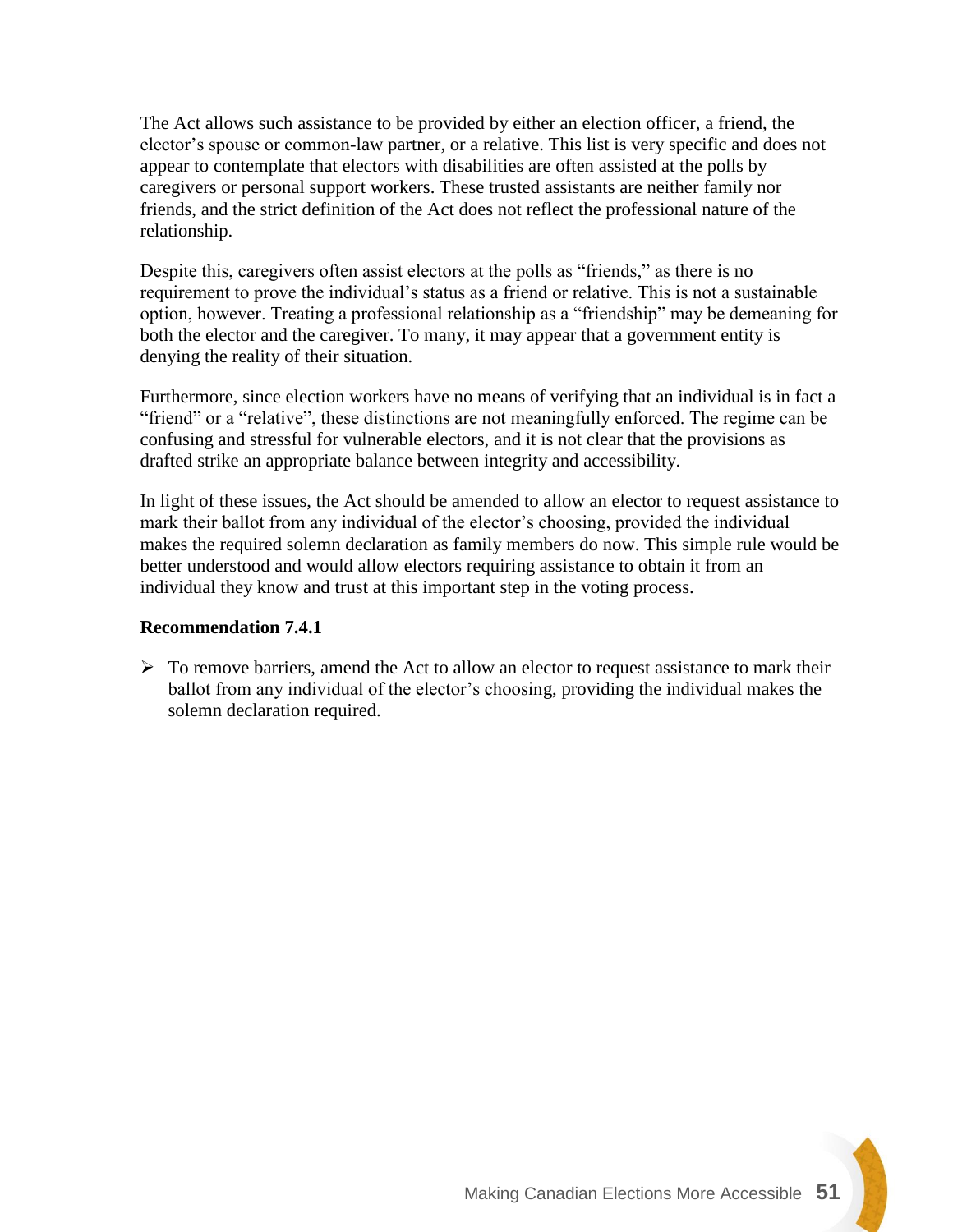The Act allows such assistance to be provided by either an election officer, a friend, the elector's spouse or common-law partner, or a relative. This list is very specific and does not appear to contemplate that electors with disabilities are often assisted at the polls by caregivers or personal support workers. These trusted assistants are neither family nor friends, and the strict definition of the Act does not reflect the professional nature of the relationship.

Despite this, caregivers often assist electors at the polls as "friends," as there is no requirement to prove the individual's status as a friend or relative. This is not a sustainable option, however. Treating a professional relationship as a "friendship" may be demeaning for both the elector and the caregiver. To many, it may appear that a government entity is denying the reality of their situation.

Furthermore, since election workers have no means of verifying that an individual is in fact a "friend" or a "relative", these distinctions are not meaningfully enforced. The regime can be confusing and stressful for vulnerable electors, and it is not clear that the provisions as drafted strike an appropriate balance between integrity and accessibility.

In light of these issues, the Act should be amended to allow an elector to request assistance to mark their ballot from any individual of the elector's choosing, provided the individual makes the required solemn declaration as family members do now. This simple rule would be better understood and would allow electors requiring assistance to obtain it from an individual they know and trust at this important step in the voting process.

**Recommendation 7.4.1**

- To remove barriers, amend the Act to allow an elector to request assistance to mark their ballot from any individual of the elector's choosing, providing the individual makes the solemn declaration required.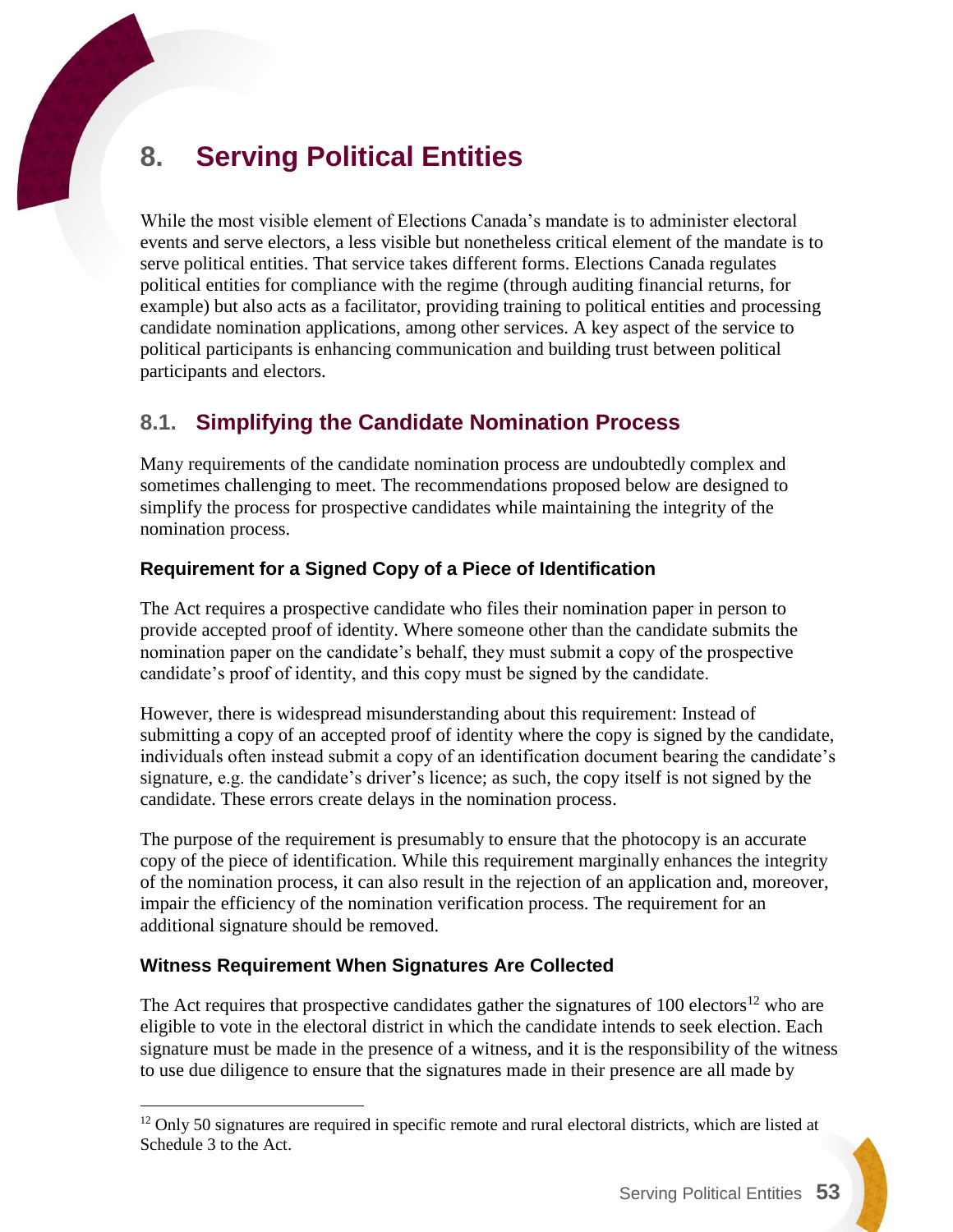# 8. Serving Political Entities

While the most visible element of Elections Canada's mandate is to administer electoral events and serve electors, a less visible but nonetheless critical element of the mandate is to serve political entities. That service takes different forms. Elections Canada regulates political entities for compliance with the regime (through auditing financial returns, for example) but also acts as a facilitator, providing training to political entities and processing candidate nomination applications, among other services. A key aspect of the service to political participants is enhancing communication and building trust between political participants and electors.

## 8.1. Simplifying the Candidate Nomination Process

Many requirements of the candidate nomination process are undoubtedly complex and sometimes challenging to meet. The recommendations proposed below are designed to simplify the process for prospective candidates while maintaining the integrity of the nomination process.

### Requirement for a Signed Copy of a Piece of Identification

The Act requires a prospective candidate who files their nomination paper in person to provide accepted proof of identity. Where someone other than the candidate submits the nomination paper on the candidate's behalf, they must submit a copy of the prospective candidate's proof of identity, and this copy must be signed by the candidate.

However, there is widespread misunderstanding about this requirement: Instead of submitting a copy of an accepted proof of identity where the copy is signed by the candidate, individuals often instead submit a copy of an identification document bearing the candidate's signature, e.g. the candidate's driver's licence; as such, the copy itself is not signed by the candidate. These errors create delays in the nomination process.

The purpose of the requirement is presumably to ensure that the photocopy is an accurate copy of the piece of identification. While this requirement marginally enhances the integrity of the nomination process, it can also result in the rejection of an application and, moreover, impair the efficiency of the nomination verification process. The requirement for an additional signature should be removed.

### Witness Requirement When Signatures Are Collected

The Act requires that prospective candidates gather the signatures of 100 electors[12] who are eligible to vote in the electoral district in which the candidate intends to seek election. Each signature must be made in the presence of a witness, and it is the responsibility of the witness to use due diligence to ensure that the signatures made in their presence are all made by

[12] Only 50 signatures are required in specific remote and rural electoral districts, which are listed at Schedule 3 to the Act.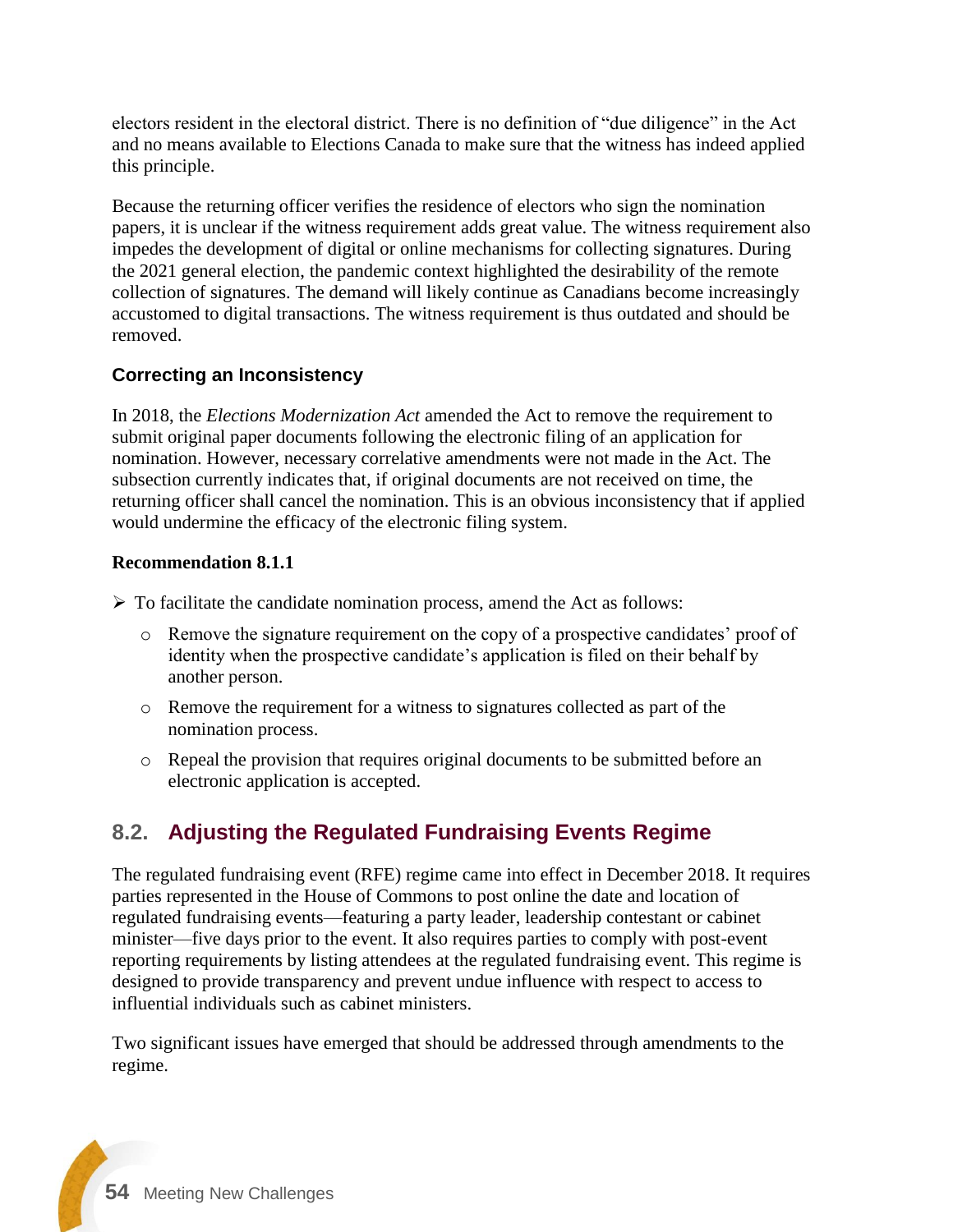electors resident in the electoral district. There is no definition of "due diligence" in the Act and no means available to Elections Canada to make sure that the witness has indeed applied this principle.

Because the returning officer verifies the residence of electors who sign the nomination papers, it is unclear if the witness requirement adds great value. The witness requirement also impedes the development of digital or online mechanisms for collecting signatures. During the 2021 general election, the pandemic context highlighted the desirability of the remote collection of signatures. The demand will likely continue as Canadians become increasingly accustomed to digital transactions. The witness requirement is thus outdated and should be removed.

### Correcting an Inconsistency

In 2018, the *Elections Modernization Act* amended the Act to remove the requirement to submit original paper documents following the electronic filing of an application for nomination. However, necessary correlative amendments were not made in the Act. The subsection currently indicates that, if original documents are not received on time, the returning officer shall cancel the nomination. This is an obvious inconsistency that if applied would undermine the efficacy of the electronic filing system.

**Recommendation 8.1.1**

- To facilitate the candidate nomination process, amend the Act as follows:
  - Remove the signature requirement on the copy of a prospective candidates' proof of identity when the prospective candidate's application is filed on their behalf by another person.
  - Remove the requirement for a witness to signatures collected as part of the nomination process.
  - Repeal the provision that requires original documents to be submitted before an electronic application is accepted.

## 8.2. Adjusting the Regulated Fundraising Events Regime

The regulated fundraising event (RFE) regime came into effect in December 2018. It requires parties represented in the House of Commons to post online the date and location of regulated fundraising events—featuring a party leader, leadership contestant or cabinet minister—five days prior to the event. It also requires parties to comply with post-event reporting requirements by listing attendees at the regulated fundraising event. This regime is designed to provide transparency and prevent undue influence with respect to access to influential individuals such as cabinet ministers.

Two significant issues have emerged that should be addressed through amendments to the regime.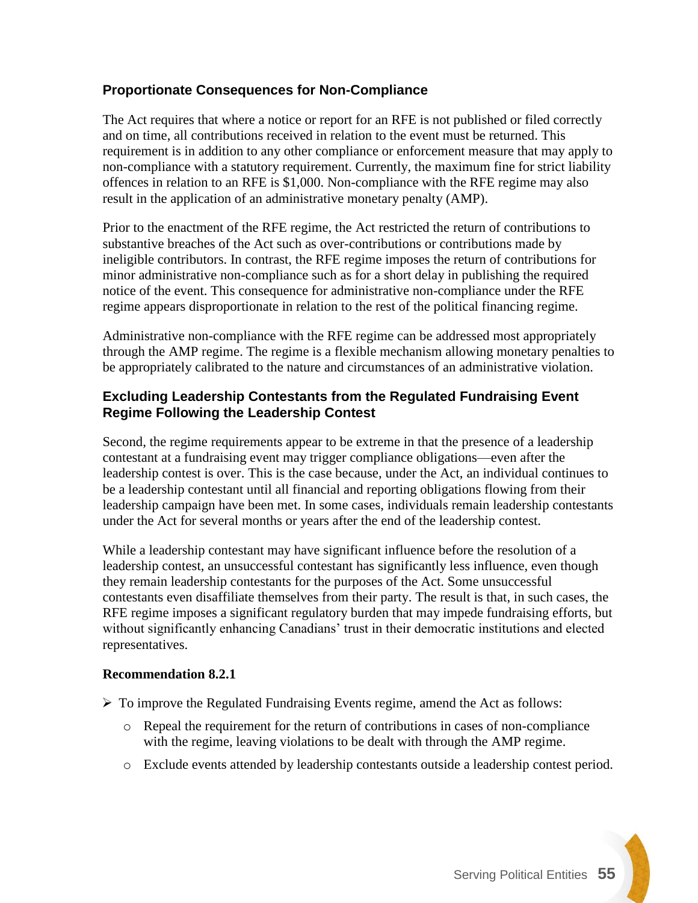### Proportionate Consequences for Non-Compliance

The Act requires that where a notice or report for an RFE is not published or filed correctly and on time, all contributions received in relation to the event must be returned. This requirement is in addition to any other compliance or enforcement measure that may apply to non-compliance with a statutory requirement. Currently, the maximum fine for strict liability offences in relation to an RFE is $1,000. Non-compliance with the RFE regime may also result in the application of an administrative monetary penalty (AMP).

Prior to the enactment of the RFE regime, the Act restricted the return of contributions to substantive breaches of the Act such as over-contributions or contributions made by ineligible contributors. In contrast, the RFE regime imposes the return of contributions for minor administrative non-compliance such as for a short delay in publishing the required notice of the event. This consequence for administrative non-compliance under the RFE regime appears disproportionate in relation to the rest of the political financing regime.

Administrative non-compliance with the RFE regime can be addressed most appropriately through the AMP regime. The regime is a flexible mechanism allowing monetary penalties to be appropriately calibrated to the nature and circumstances of an administrative violation.

### Excluding Leadership Contestants from the Regulated Fundraising Event Regime Following the Leadership Contest

Second, the regime requirements appear to be extreme in that the presence of a leadership contestant at a fundraising event may trigger compliance obligations—even after the leadership contest is over. This is the case because, under the Act, an individual continues to be a leadership contestant until all financial and reporting obligations flowing from their leadership campaign have been met. In some cases, individuals remain leadership contestants under the Act for several months or years after the end of the leadership contest.

While a leadership contestant may have significant influence before the resolution of a leadership contest, an unsuccessful contestant has significantly less influence, even though they remain leadership contestants for the purposes of the Act. Some unsuccessful contestants even disaffiliate themselves from their party. The result is that, in such cases, the RFE regime imposes a significant regulatory burden that may impede fundraising efforts, but without significantly enhancing Canadians' trust in their democratic institutions and elected representatives.

**Recommendation 8.2.1**

- To improve the Regulated Fundraising Events regime, amend the Act as follows:
  - Repeal the requirement for the return of contributions in cases of non-compliance with the regime, leaving violations to be dealt with through the AMP regime.
  - Exclude events attended by leadership contestants outside a leadership contest period.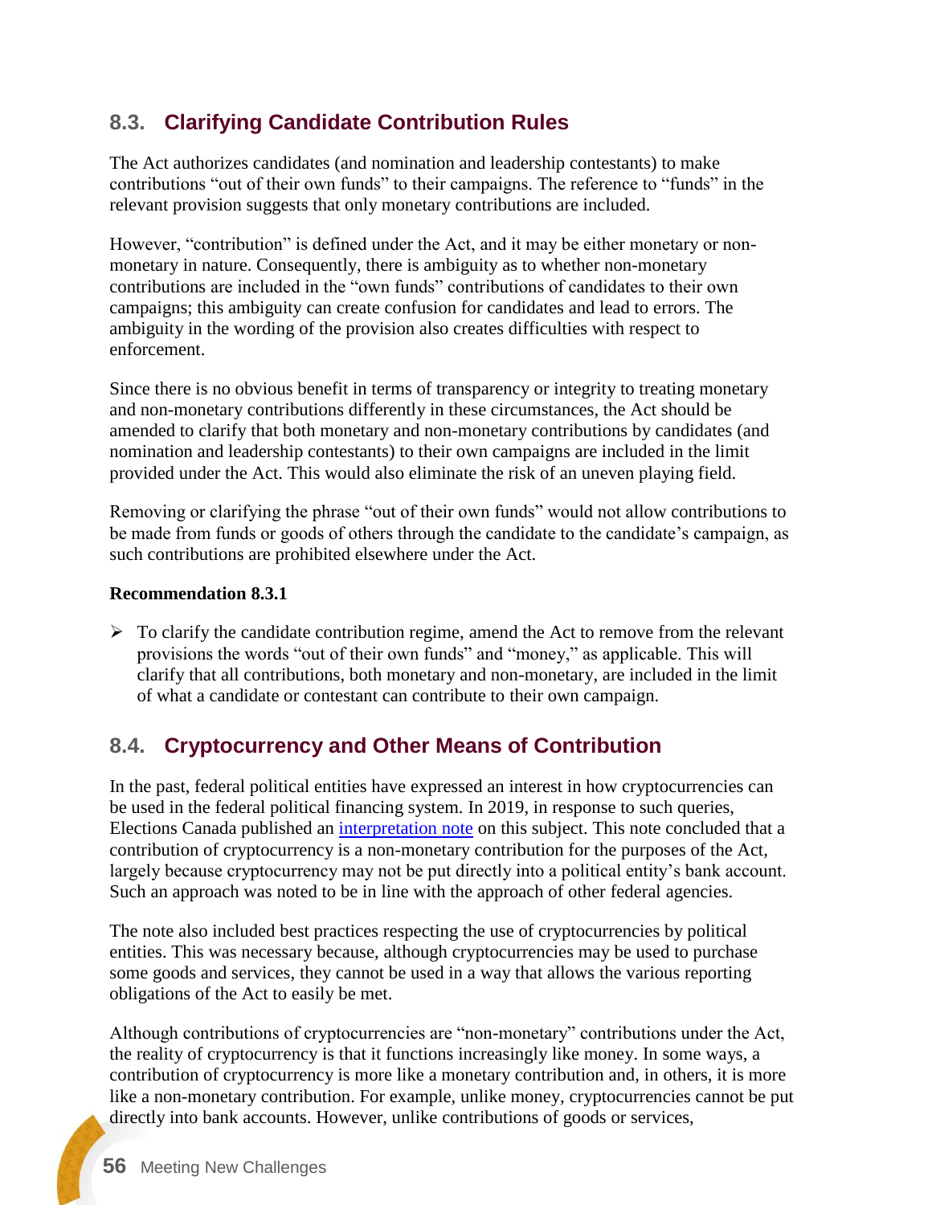## 8.3. Clarifying Candidate Contribution Rules

The Act authorizes candidates (and nomination and leadership contestants) to make contributions "out of their own funds" to their campaigns. The reference to "funds" in the relevant provision suggests that only monetary contributions are included.

However, "contribution" is defined under the Act, and it may be either monetary or non-monetary in nature. Consequently, there is ambiguity as to whether non-monetary contributions are included in the "own funds" contributions of candidates to their own campaigns; this ambiguity can create confusion for candidates and lead to errors. The ambiguity in the wording of the provision also creates difficulties with respect to enforcement.

Since there is no obvious benefit in terms of transparency or integrity to treating monetary and non-monetary contributions differently in these circumstances, the Act should be amended to clarify that both monetary and non-monetary contributions by candidates (and nomination and leadership contestants) to their own campaigns are included in the limit provided under the Act. This would also eliminate the risk of an uneven playing field.

Removing or clarifying the phrase "out of their own funds" would not allow contributions to be made from funds or goods of others through the candidate to the candidate's campaign, as such contributions are prohibited elsewhere under the Act.

**Recommendation 8.3.1**

- To clarify the candidate contribution regime, amend the Act to remove from the relevant provisions the words "out of their own funds" and "money," as applicable. This will clarify that all contributions, both monetary and non-monetary, are included in the limit of what a candidate or contestant can contribute to their own campaign.

## 8.4. Cryptocurrency and Other Means of Contribution

In the past, federal political entities have expressed an interest in how cryptocurrencies can be used in the federal political financing system. In 2019, in response to such queries, Elections Canada published an interpretation note on this subject. This note concluded that a contribution of cryptocurrency is a non-monetary contribution for the purposes of the Act, largely because cryptocurrency may not be put directly into a political entity's bank account. Such an approach was noted to be in line with the approach of other federal agencies.

The note also included best practices respecting the use of cryptocurrencies by political entities. This was necessary because, although cryptocurrencies may be used to purchase some goods and services, they cannot be used in a way that allows the various reporting obligations of the Act to easily be met.

Although contributions of cryptocurrencies are "non-monetary" contributions under the Act, the reality of cryptocurrency is that it functions increasingly like money. In some ways, a contribution of cryptocurrency is more like a monetary contribution and, in others, it is more like a non-monetary contribution. For example, unlike money, cryptocurrencies cannot be put directly into bank accounts. However, unlike contributions of goods or services,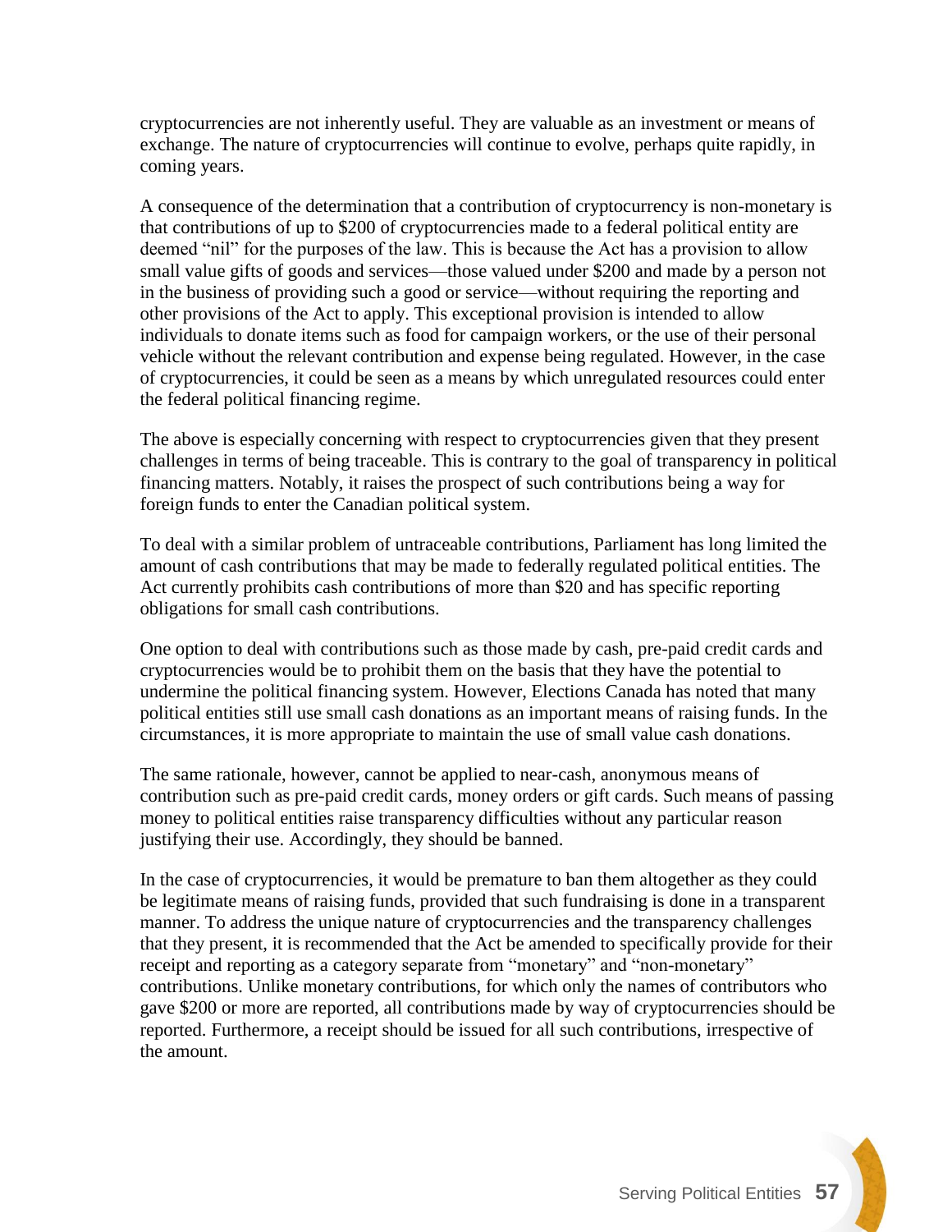cryptocurrencies are not inherently useful. They are valuable as an investment or means of exchange. The nature of cryptocurrencies will continue to evolve, perhaps quite rapidly, in coming years.

A consequence of the determination that a contribution of cryptocurrency is non-monetary is that contributions of up to $200 of cryptocurrencies made to a federal political entity are deemed "nil" for the purposes of the law. This is because the Act has a provision to allow small value gifts of goods and services—those valued under $200 and made by a person not in the business of providing such a good or service—without requiring the reporting and other provisions of the Act to apply. This exceptional provision is intended to allow individuals to donate items such as food for campaign workers, or the use of their personal vehicle without the relevant contribution and expense being regulated. However, in the case of cryptocurrencies, it could be seen as a means by which unregulated resources could enter the federal political financing regime.

The above is especially concerning with respect to cryptocurrencies given that they present challenges in terms of being traceable. This is contrary to the goal of transparency in political financing matters. Notably, it raises the prospect of such contributions being a way for foreign funds to enter the Canadian political system.

To deal with a similar problem of untraceable contributions, Parliament has long limited the amount of cash contributions that may be made to federally regulated political entities. The Act currently prohibits cash contributions of more than $20 and has specific reporting obligations for small cash contributions.

One option to deal with contributions such as those made by cash, pre-paid credit cards and cryptocurrencies would be to prohibit them on the basis that they have the potential to undermine the political financing system. However, Elections Canada has noted that many political entities still use small cash donations as an important means of raising funds. In the circumstances, it is more appropriate to maintain the use of small value cash donations.

The same rationale, however, cannot be applied to near-cash, anonymous means of contribution such as pre-paid credit cards, money orders or gift cards. Such means of passing money to political entities raise transparency difficulties without any particular reason justifying their use. Accordingly, they should be banned.

In the case of cryptocurrencies, it would be premature to ban them altogether as they could be legitimate means of raising funds, provided that such fundraising is done in a transparent manner. To address the unique nature of cryptocurrencies and the transparency challenges that they present, it is recommended that the Act be amended to specifically provide for their receipt and reporting as a category separate from "monetary" and "non-monetary" contributions. Unlike monetary contributions, for which only the names of contributors who gave $200 or more are reported, all contributions made by way of cryptocurrencies should be reported. Furthermore, a receipt should be issued for all such contributions, irrespective of the amount.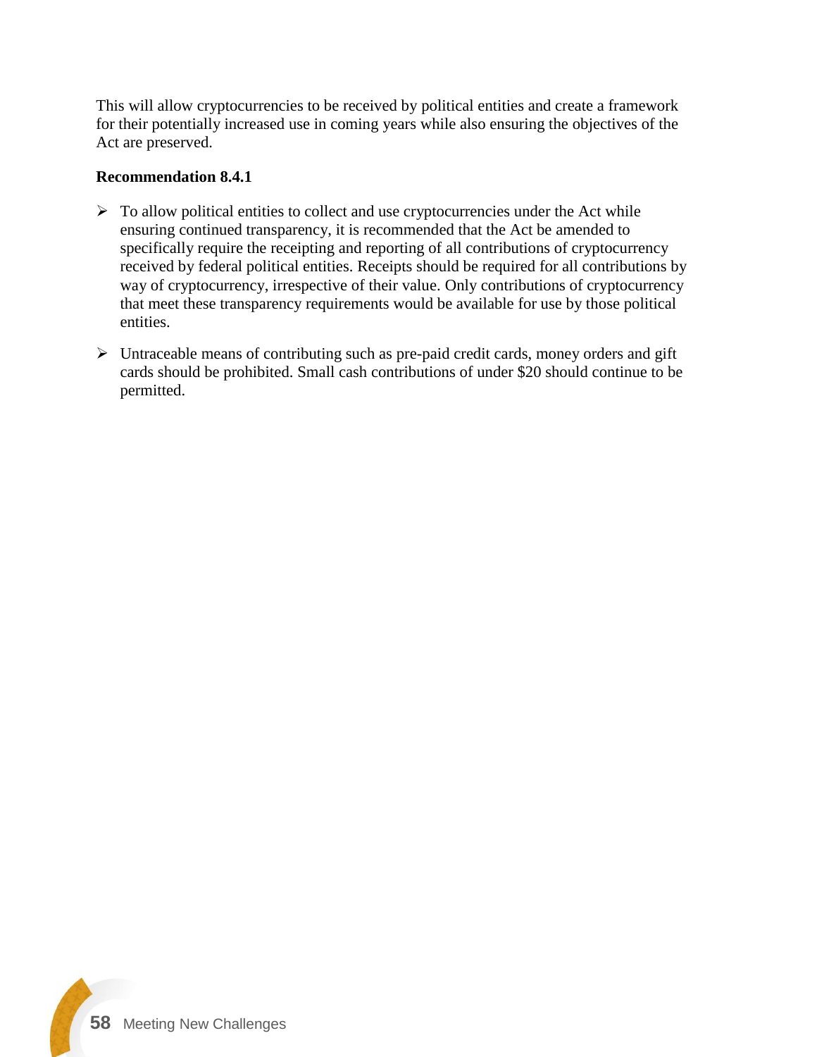This will allow cryptocurrencies to be received by political entities and create a framework for their potentially increased use in coming years while also ensuring the objectives of the Act are preserved.

**Recommendation 8.4.1**

- To allow political entities to collect and use cryptocurrencies under the Act while ensuring continued transparency, it is recommended that the Act be amended to specifically require the receipting and reporting of all contributions of cryptocurrency received by federal political entities. Receipts should be required for all contributions by way of cryptocurrency, irrespective of their value. Only contributions of cryptocurrency that meet these transparency requirements would be available for use by those political entities.
- Untraceable means of contributing such as pre-paid credit cards, money orders and gift cards should be prohibited. Small cash contributions of under $20 should continue to be permitted.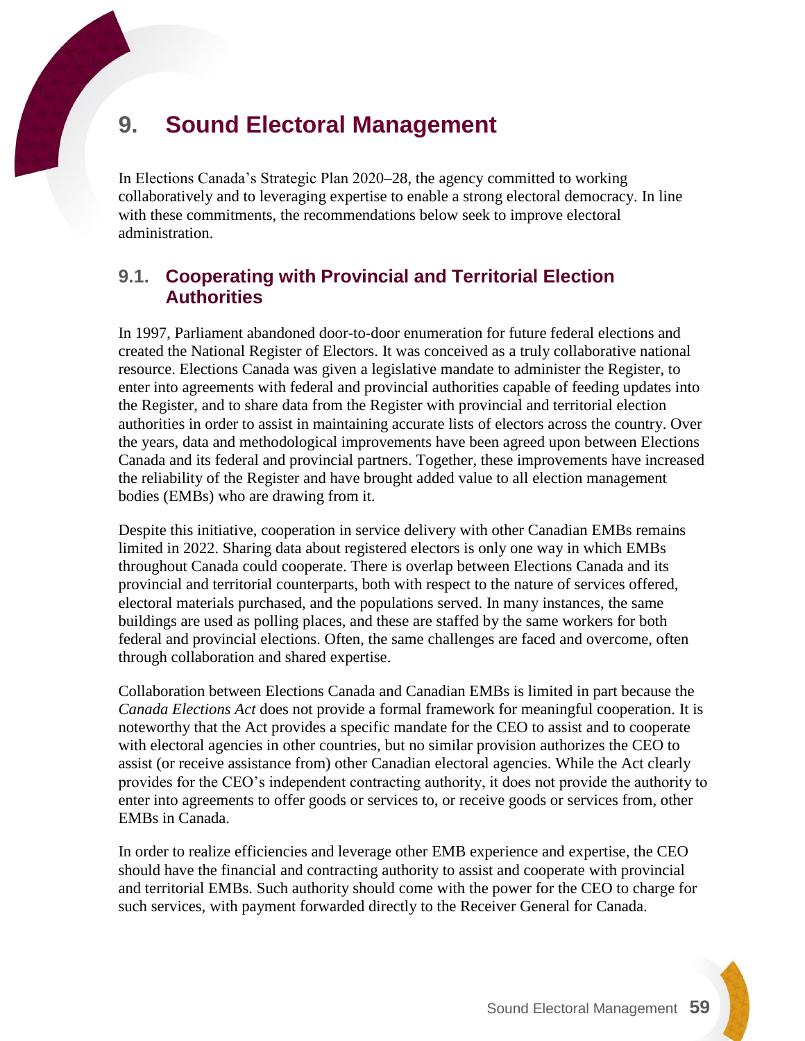# 9. Sound Electoral Management

In Elections Canada's Strategic Plan 2020–28, the agency committed to working collaboratively and to leveraging expertise to enable a strong electoral democracy. In line with these commitments, the recommendations below seek to improve electoral administration.

## 9.1. Cooperating with Provincial and Territorial Election Authorities

In 1997, Parliament abandoned door-to-door enumeration for future federal elections and created the National Register of Electors. It was conceived as a truly collaborative national resource. Elections Canada was given a legislative mandate to administer the Register, to enter into agreements with federal and provincial authorities capable of feeding updates into the Register, and to share data from the Register with provincial and territorial election authorities in order to assist in maintaining accurate lists of electors across the country. Over the years, data and methodological improvements have been agreed upon between Elections Canada and its federal and provincial partners. Together, these improvements have increased the reliability of the Register and have brought added value to all election management bodies (EMBs) who are drawing from it.

Despite this initiative, cooperation in service delivery with other Canadian EMBs remains limited in 2022. Sharing data about registered electors is only one way in which EMBs throughout Canada could cooperate. There is overlap between Elections Canada and its provincial and territorial counterparts, both with respect to the nature of services offered, electoral materials purchased, and the populations served. In many instances, the same buildings are used as polling places, and these are staffed by the same workers for both federal and provincial elections. Often, the same challenges are faced and overcome, often through collaboration and shared expertise.

Collaboration between Elections Canada and Canadian EMBs is limited in part because the *Canada Elections Act* does not provide a formal framework for meaningful cooperation. It is noteworthy that the Act provides a specific mandate for the CEO to assist and to cooperate with electoral agencies in other countries, but no similar provision authorizes the CEO to assist (or receive assistance from) other Canadian electoral agencies. While the Act clearly provides for the CEO's independent contracting authority, it does not provide the authority to enter into agreements to offer goods or services to, or receive goods or services from, other EMBs in Canada.

In order to realize efficiencies and leverage other EMB experience and expertise, the CEO should have the financial and contracting authority to assist and cooperate with provincial and territorial EMBs. Such authority should come with the power for the CEO to charge for such services, with payment forwarded directly to the Receiver General for Canada.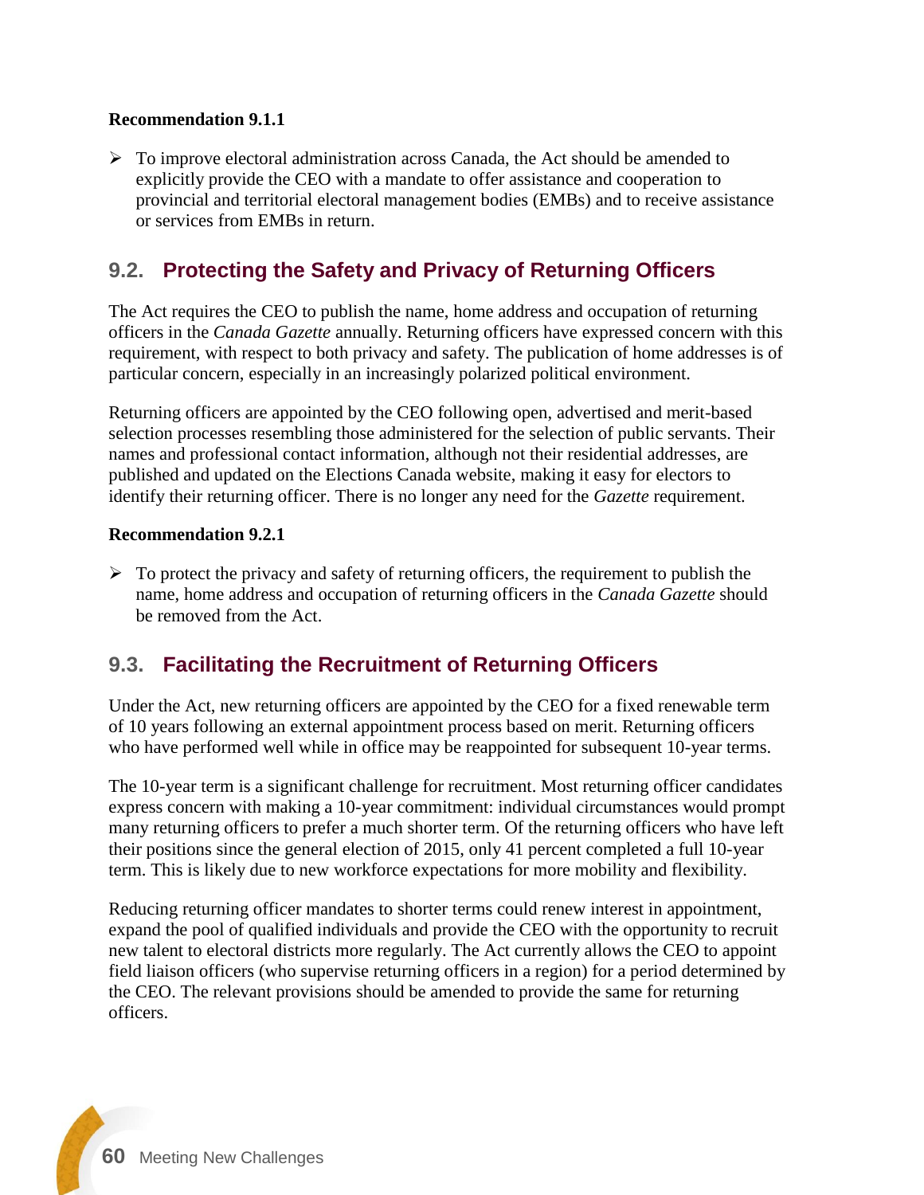**Recommendation 9.1.1**

- To improve electoral administration across Canada, the Act should be amended to explicitly provide the CEO with a mandate to offer assistance and cooperation to provincial and territorial electoral management bodies (EMBs) and to receive assistance or services from EMBs in return.

## 9.2. Protecting the Safety and Privacy of Returning Officers

The Act requires the CEO to publish the name, home address and occupation of returning officers in the *Canada Gazette* annually. Returning officers have expressed concern with this requirement, with respect to both privacy and safety. The publication of home addresses is of particular concern, especially in an increasingly polarized political environment.

Returning officers are appointed by the CEO following open, advertised and merit-based selection processes resembling those administered for the selection of public servants. Their names and professional contact information, although not their residential addresses, are published and updated on the Elections Canada website, making it easy for electors to identify their returning officer. There is no longer any need for the *Gazette* requirement.

**Recommendation 9.2.1**

- To protect the privacy and safety of returning officers, the requirement to publish the name, home address and occupation of returning officers in the *Canada Gazette* should be removed from the Act.

## 9.3. Facilitating the Recruitment of Returning Officers

Under the Act, new returning officers are appointed by the CEO for a fixed renewable term of 10 years following an external appointment process based on merit. Returning officers who have performed well while in office may be reappointed for subsequent 10-year terms.

The 10-year term is a significant challenge for recruitment. Most returning officer candidates express concern with making a 10-year commitment: individual circumstances would prompt many returning officers to prefer a much shorter term. Of the returning officers who have left their positions since the general election of 2015, only 41 percent completed a full 10-year term. This is likely due to new workforce expectations for more mobility and flexibility.

Reducing returning officer mandates to shorter terms could renew interest in appointment, expand the pool of qualified individuals and provide the CEO with the opportunity to recruit new talent to electoral districts more regularly. The Act currently allows the CEO to appoint field liaison officers (who supervise returning officers in a region) for a period determined by the CEO. The relevant provisions should be amended to provide the same for returning officers.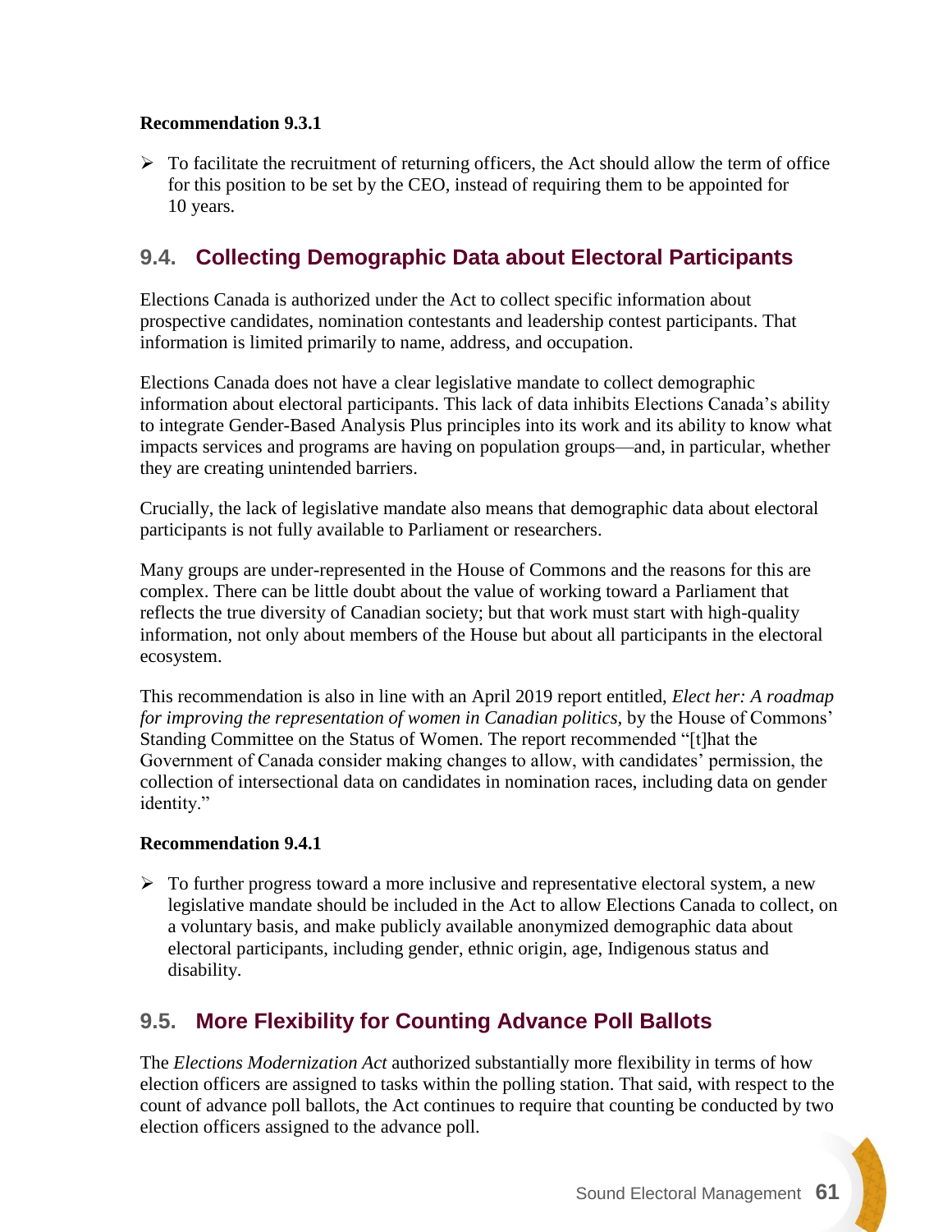**Recommendation 9.3.1**

- To facilitate the recruitment of returning officers, the Act should allow the term of office for this position to be set by the CEO, instead of requiring them to be appointed for 10 years.

## 9.4. Collecting Demographic Data about Electoral Participants

Elections Canada is authorized under the Act to collect specific information about prospective candidates, nomination contestants and leadership contest participants. That information is limited primarily to name, address, and occupation.

Elections Canada does not have a clear legislative mandate to collect demographic information about electoral participants. This lack of data inhibits Elections Canada's ability to integrate Gender-Based Analysis Plus principles into its work and its ability to know what impacts services and programs are having on population groups—and, in particular, whether they are creating unintended barriers.

Crucially, the lack of legislative mandate also means that demographic data about electoral participants is not fully available to Parliament or researchers.

Many groups are under-represented in the House of Commons and the reasons for this are complex. There can be little doubt about the value of working toward a Parliament that reflects the true diversity of Canadian society; but that work must start with high-quality information, not only about members of the House but about all participants in the electoral ecosystem.

This recommendation is also in line with an April 2019 report entitled, *Elect her: A roadmap for improving the representation of women in Canadian politics,* by the House of Commons' Standing Committee on the Status of Women. The report recommended "[t]hat the Government of Canada consider making changes to allow, with candidates' permission, the collection of intersectional data on candidates in nomination races, including data on gender identity."

**Recommendation 9.4.1**

- To further progress toward a more inclusive and representative electoral system, a new legislative mandate should be included in the Act to allow Elections Canada to collect, on a voluntary basis, and make publicly available anonymized demographic data about electoral participants, including gender, ethnic origin, age, Indigenous status and disability.

## 9.5. More Flexibility for Counting Advance Poll Ballots

The *Elections Modernization Act* authorized substantially more flexibility in terms of how election officers are assigned to tasks within the polling station. That said, with respect to the count of advance poll ballots, the Act continues to require that counting be conducted by two election officers assigned to the advance poll.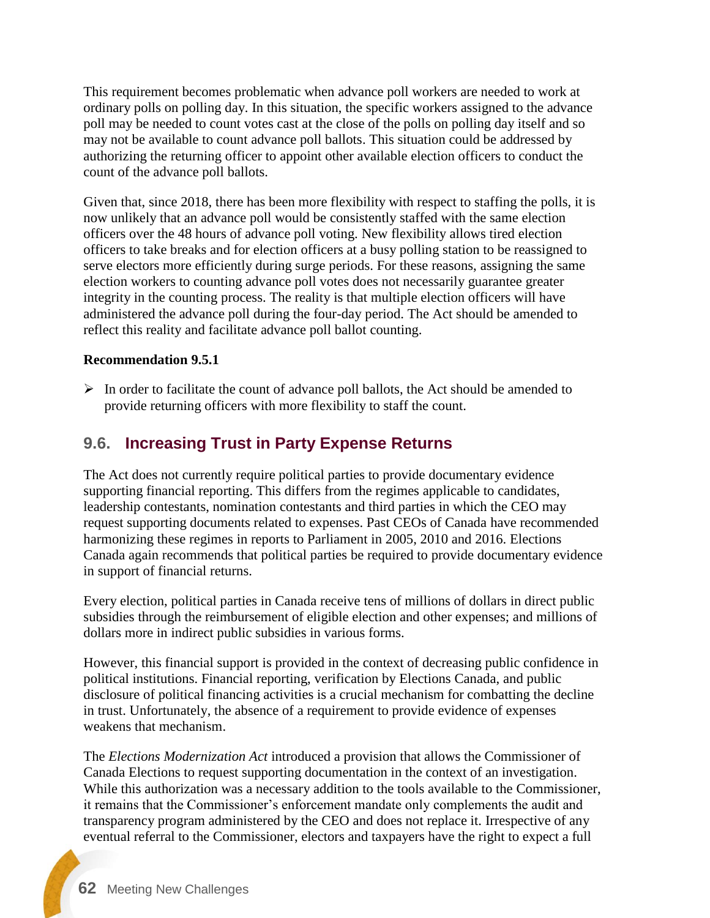This requirement becomes problematic when advance poll workers are needed to work at ordinary polls on polling day. In this situation, the specific workers assigned to the advance poll may be needed to count votes cast at the close of the polls on polling day itself and so may not be available to count advance poll ballots. This situation could be addressed by authorizing the returning officer to appoint other available election officers to conduct the count of the advance poll ballots.

Given that, since 2018, there has been more flexibility with respect to staffing the polls, it is now unlikely that an advance poll would be consistently staffed with the same election officers over the 48 hours of advance poll voting. New flexibility allows tired election officers to take breaks and for election officers at a busy polling station to be reassigned to serve electors more efficiently during surge periods. For these reasons, assigning the same election workers to counting advance poll votes does not necessarily guarantee greater integrity in the counting process. The reality is that multiple election officers will have administered the advance poll during the four-day period. The Act should be amended to reflect this reality and facilitate advance poll ballot counting.

**Recommendation 9.5.1**

- In order to facilitate the count of advance poll ballots, the Act should be amended to provide returning officers with more flexibility to staff the count.

## 9.6. Increasing Trust in Party Expense Returns

The Act does not currently require political parties to provide documentary evidence supporting financial reporting. This differs from the regimes applicable to candidates, leadership contestants, nomination contestants and third parties in which the CEO may request supporting documents related to expenses. Past CEOs of Canada have recommended harmonizing these regimes in reports to Parliament in 2005, 2010 and 2016. Elections Canada again recommends that political parties be required to provide documentary evidence in support of financial returns.

Every election, political parties in Canada receive tens of millions of dollars in direct public subsidies through the reimbursement of eligible election and other expenses; and millions of dollars more in indirect public subsidies in various forms.

However, this financial support is provided in the context of decreasing public confidence in political institutions. Financial reporting, verification by Elections Canada, and public disclosure of political financing activities is a crucial mechanism for combatting the decline in trust. Unfortunately, the absence of a requirement to provide evidence of expenses weakens that mechanism.

The *Elections Modernization Act* introduced a provision that allows the Commissioner of Canada Elections to request supporting documentation in the context of an investigation. While this authorization was a necessary addition to the tools available to the Commissioner, it remains that the Commissioner's enforcement mandate only complements the audit and transparency program administered by the CEO and does not replace it. Irrespective of any eventual referral to the Commissioner, electors and taxpayers have the right to expect a full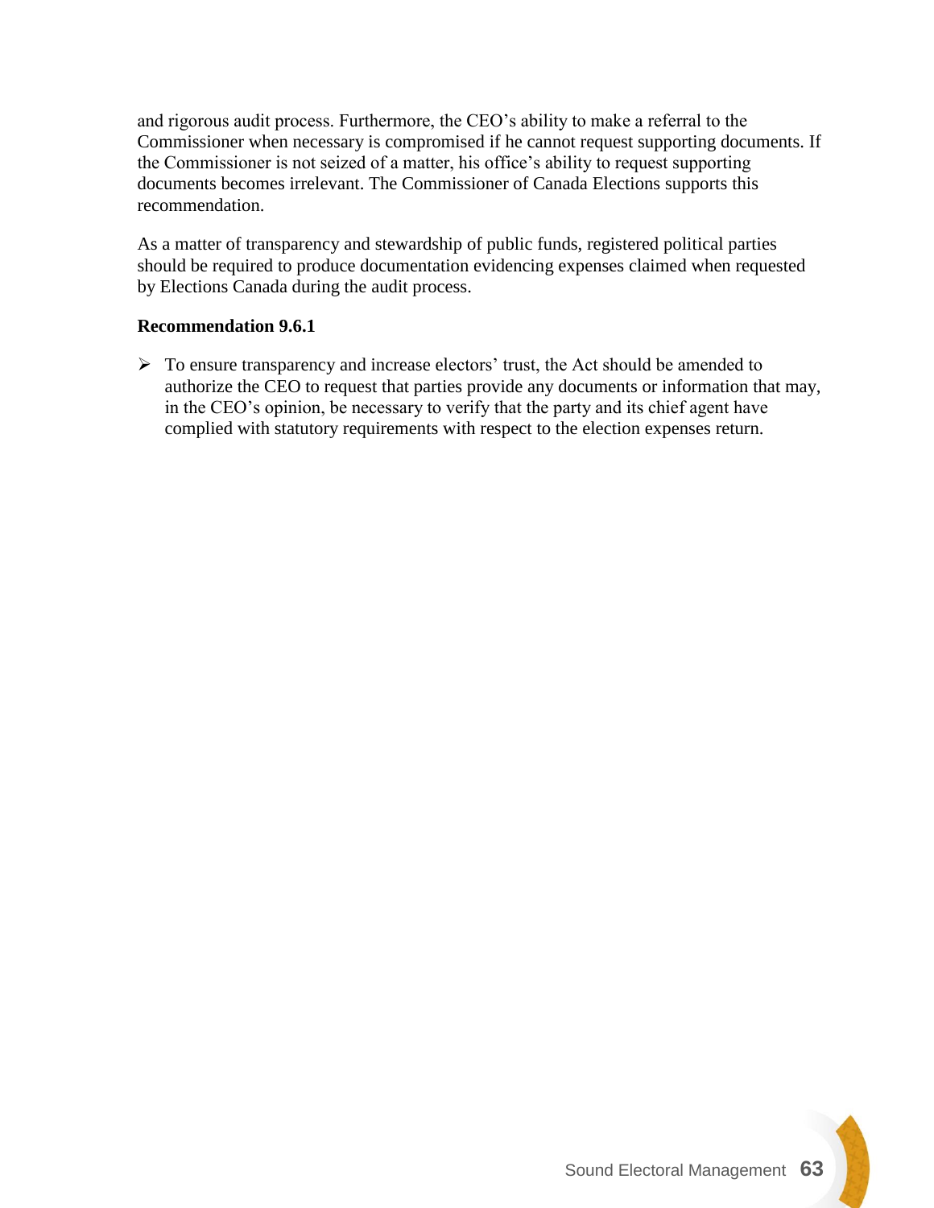and rigorous audit process. Furthermore, the CEO's ability to make a referral to the Commissioner when necessary is compromised if he cannot request supporting documents. If the Commissioner is not seized of a matter, his office's ability to request supporting documents becomes irrelevant. The Commissioner of Canada Elections supports this recommendation.

As a matter of transparency and stewardship of public funds, registered political parties should be required to produce documentation evidencing expenses claimed when requested by Elections Canada during the audit process.

**Recommendation 9.6.1**

- To ensure transparency and increase electors' trust, the Act should be amended to authorize the CEO to request that parties provide any documents or information that may, in the CEO's opinion, be necessary to verify that the party and its chief agent have complied with statutory requirements with respect to the election expenses return.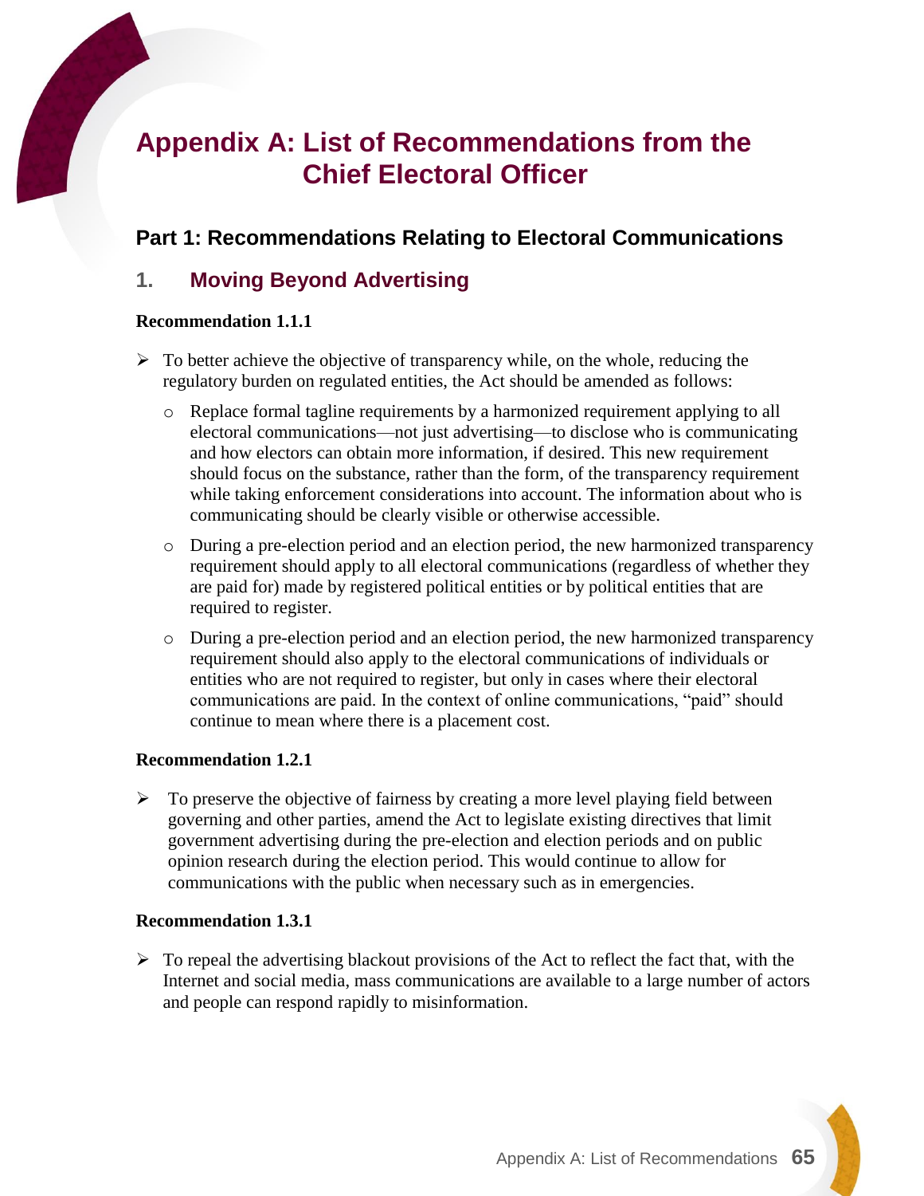# Appendix A: List of Recommendations from the Chief Electoral Officer

## Part 1: Recommendations Relating to Electoral Communications

### 1. Moving Beyond Advertising

**Recommendation 1.1.1**

- To better achieve the objective of transparency while, on the whole, reducing the regulatory burden on regulated entities, the Act should be amended as follows:
  - Replace formal tagline requirements by a harmonized requirement applying to all electoral communications—not just advertising—to disclose who is communicating and how electors can obtain more information, if desired. This new requirement should focus on the substance, rather than the form, of the transparency requirement while taking enforcement considerations into account. The information about who is communicating should be clearly visible or otherwise accessible.
  - During a pre-election period and an election period, the new harmonized transparency requirement should apply to all electoral communications (regardless of whether they are paid for) made by registered political entities or by political entities that are required to register.
  - During a pre-election period and an election period, the new harmonized transparency requirement should also apply to the electoral communications of individuals or entities who are not required to register, but only in cases where their electoral communications are paid. In the context of online communications, "paid" should continue to mean where there is a placement cost.

**Recommendation 1.2.1**

- To preserve the objective of fairness by creating a more level playing field between governing and other parties, amend the Act to legislate existing directives that limit government advertising during the pre-election and election periods and on public opinion research during the election period. This would continue to allow for communications with the public when necessary such as in emergencies.

**Recommendation 1.3.1**

- To repeal the advertising blackout provisions of the Act to reflect the fact that, with the Internet and social media, mass communications are available to a large number of actors and people can respond rapidly to misinformation.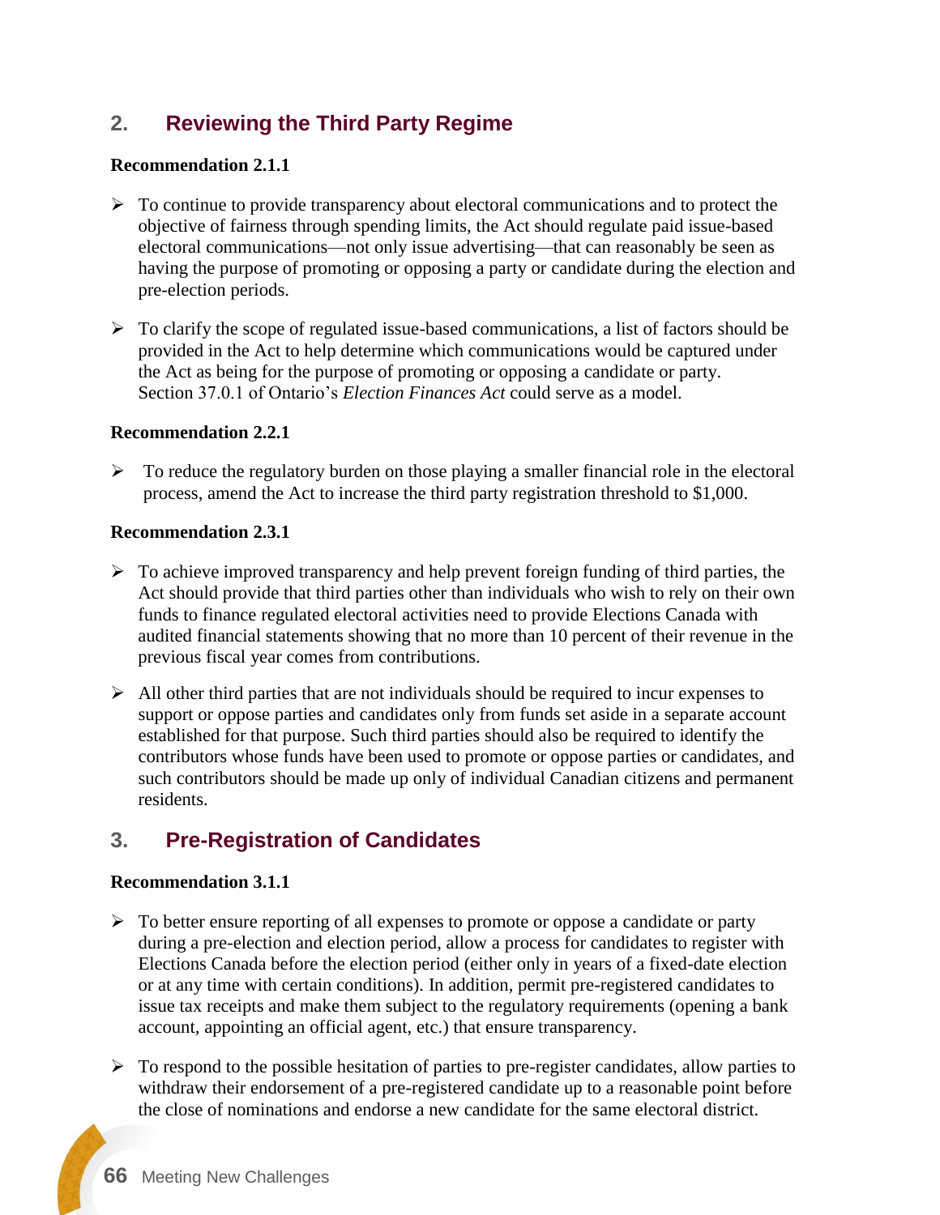## 2. Reviewing the Third Party Regime

**Recommendation 2.1.1**

- To continue to provide transparency about electoral communications and to protect the objective of fairness through spending limits, the Act should regulate paid issue-based electoral communications—not only issue advertising—that can reasonably be seen as having the purpose of promoting or opposing a party or candidate during the election and pre-election periods.
- To clarify the scope of regulated issue-based communications, a list of factors should be provided in the Act to help determine which communications would be captured under the Act as being for the purpose of promoting or opposing a candidate or party. Section 37.0.1 of Ontario's *Election Finances Act* could serve as a model.

**Recommendation 2.2.1**

- To reduce the regulatory burden on those playing a smaller financial role in the electoral process, amend the Act to increase the third party registration threshold to $1,000.

**Recommendation 2.3.1**

- To achieve improved transparency and help prevent foreign funding of third parties, the Act should provide that third parties other than individuals who wish to rely on their own funds to finance regulated electoral activities need to provide Elections Canada with audited financial statements showing that no more than 10 percent of their revenue in the previous fiscal year comes from contributions.
- All other third parties that are not individuals should be required to incur expenses to support or oppose parties and candidates only from funds set aside in a separate account established for that purpose. Such third parties should also be required to identify the contributors whose funds have been used to promote or oppose parties or candidates, and such contributors should be made up only of individual Canadian citizens and permanent residents.

## 3. Pre-Registration of Candidates

**Recommendation 3.1.1**

- To better ensure reporting of all expenses to promote or oppose a candidate or party during a pre-election and election period, allow a process for candidates to register with Elections Canada before the election period (either only in years of a fixed-date election or at any time with certain conditions). In addition, permit pre-registered candidates to issue tax receipts and make them subject to the regulatory requirements (opening a bank account, appointing an official agent, etc.) that ensure transparency.
- To respond to the possible hesitation of parties to pre-register candidates, allow parties to withdraw their endorsement of a pre-registered candidate up to a reasonable point before the close of nominations and endorse a new candidate for the same electoral district.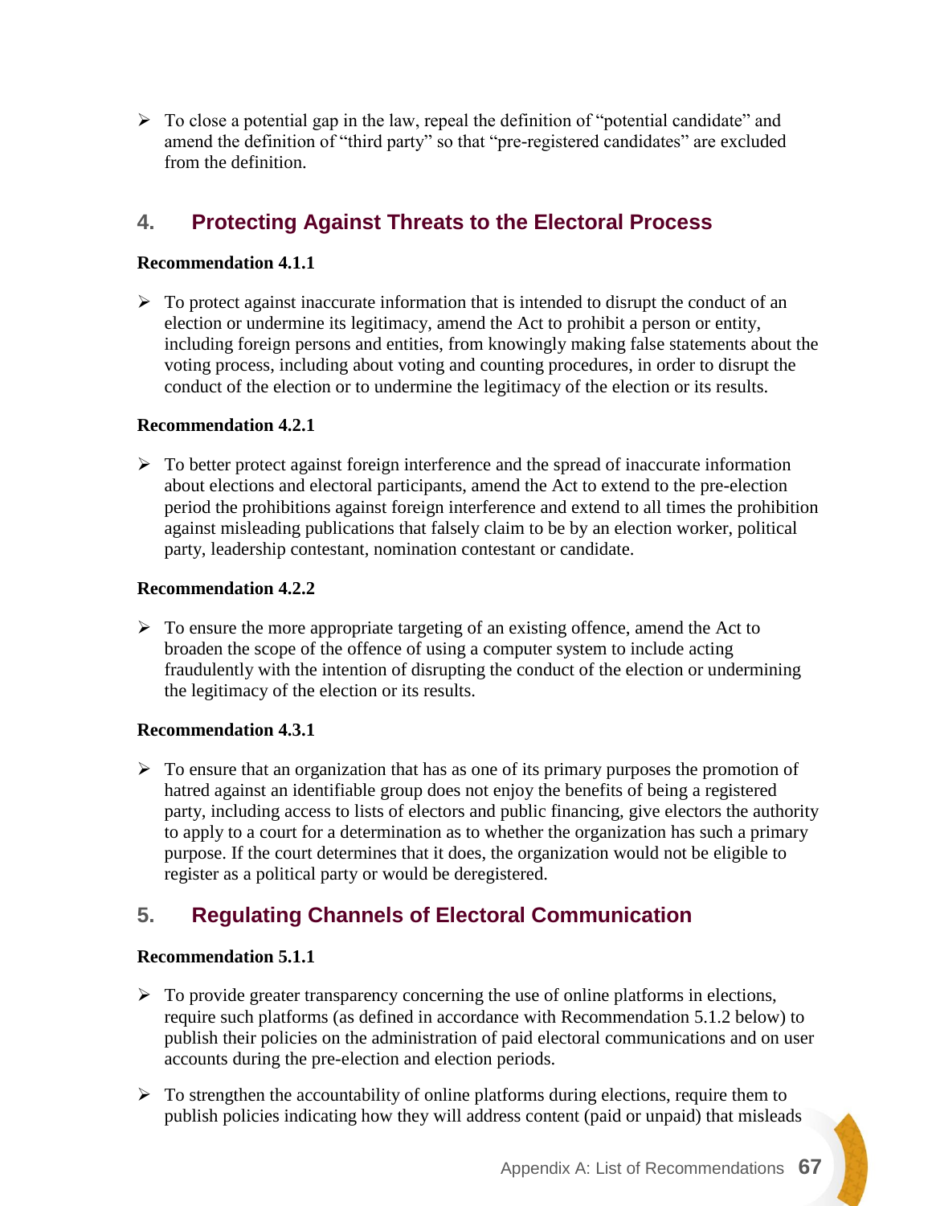- To close a potential gap in the law, repeal the definition of "potential candidate" and amend the definition of "third party" so that "pre-registered candidates" are excluded from the definition.

## 4. Protecting Against Threats to the Electoral Process

**Recommendation 4.1.1**

- To protect against inaccurate information that is intended to disrupt the conduct of an election or undermine its legitimacy, amend the Act to prohibit a person or entity, including foreign persons and entities, from knowingly making false statements about the voting process, including about voting and counting procedures, in order to disrupt the conduct of the election or to undermine the legitimacy of the election or its results.

**Recommendation 4.2.1**

- To better protect against foreign interference and the spread of inaccurate information about elections and electoral participants, amend the Act to extend to the pre-election period the prohibitions against foreign interference and extend to all times the prohibition against misleading publications that falsely claim to be by an election worker, political party, leadership contestant, nomination contestant or candidate.

**Recommendation 4.2.2**

- To ensure the more appropriate targeting of an existing offence, amend the Act to broaden the scope of the offence of using a computer system to include acting fraudulently with the intention of disrupting the conduct of the election or undermining the legitimacy of the election or its results.

**Recommendation 4.3.1**

- To ensure that an organization that has as one of its primary purposes the promotion of hatred against an identifiable group does not enjoy the benefits of being a registered party, including access to lists of electors and public financing, give electors the authority to apply to a court for a determination as to whether the organization has such a primary purpose. If the court determines that it does, the organization would not be eligible to register as a political party or would be deregistered.

## 5. Regulating Channels of Electoral Communication

**Recommendation 5.1.1**

- To provide greater transparency concerning the use of online platforms in elections, require such platforms (as defined in accordance with Recommendation 5.1.2 below) to publish their policies on the administration of paid electoral communications and on user accounts during the pre-election and election periods.
- To strengthen the accountability of online platforms during elections, require them to publish policies indicating how they will address content (paid or unpaid) that misleads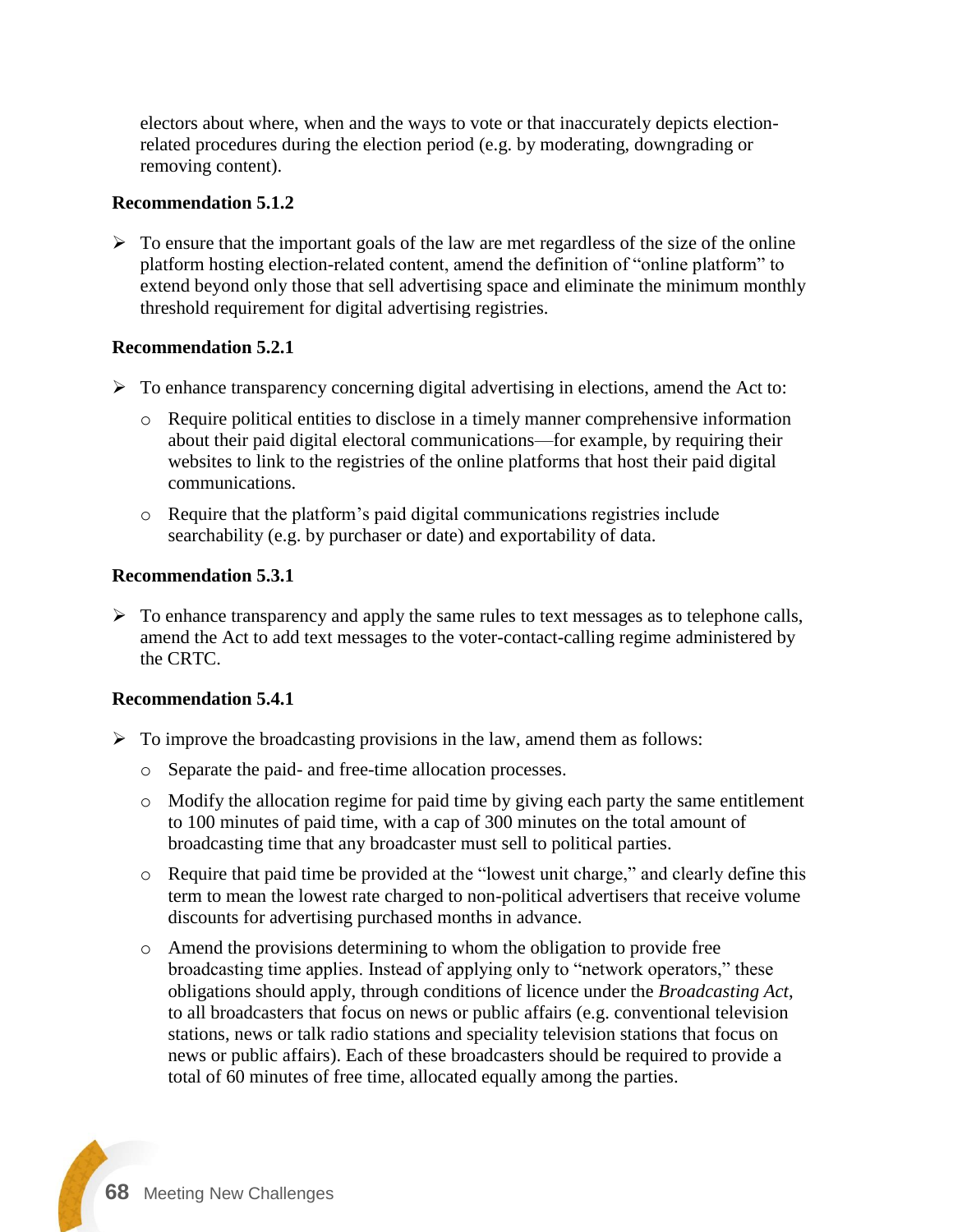electors about where, when and the ways to vote or that inaccurately depicts election-related procedures during the election period (e.g. by moderating, downgrading or removing content).

**Recommendation 5.1.2**

- To ensure that the important goals of the law are met regardless of the size of the online platform hosting election-related content, amend the definition of "online platform" to extend beyond only those that sell advertising space and eliminate the minimum monthly threshold requirement for digital advertising registries.

**Recommendation 5.2.1**

- To enhance transparency concerning digital advertising in elections, amend the Act to:
  - Require political entities to disclose in a timely manner comprehensive information about their paid digital electoral communications—for example, by requiring their websites to link to the registries of the online platforms that host their paid digital communications.
  - Require that the platform's paid digital communications registries include searchability (e.g. by purchaser or date) and exportability of data.

**Recommendation 5.3.1**

- To enhance transparency and apply the same rules to text messages as to telephone calls, amend the Act to add text messages to the voter-contact-calling regime administered by the CRTC.

**Recommendation 5.4.1**

- To improve the broadcasting provisions in the law, amend them as follows:
  - Separate the paid- and free-time allocation processes.
  - Modify the allocation regime for paid time by giving each party the same entitlement to 100 minutes of paid time, with a cap of 300 minutes on the total amount of broadcasting time that any broadcaster must sell to political parties.
  - Require that paid time be provided at the "lowest unit charge," and clearly define this term to mean the lowest rate charged to non-political advertisers that receive volume discounts for advertising purchased months in advance.
  - Amend the provisions determining to whom the obligation to provide free broadcasting time applies. Instead of applying only to "network operators," these obligations should apply, through conditions of licence under the *Broadcasting Act*, to all broadcasters that focus on news or public affairs (e.g. conventional television stations, news or talk radio stations and speciality television stations that focus on news or public affairs). Each of these broadcasters should be required to provide a total of 60 minutes of free time, allocated equally among the parties.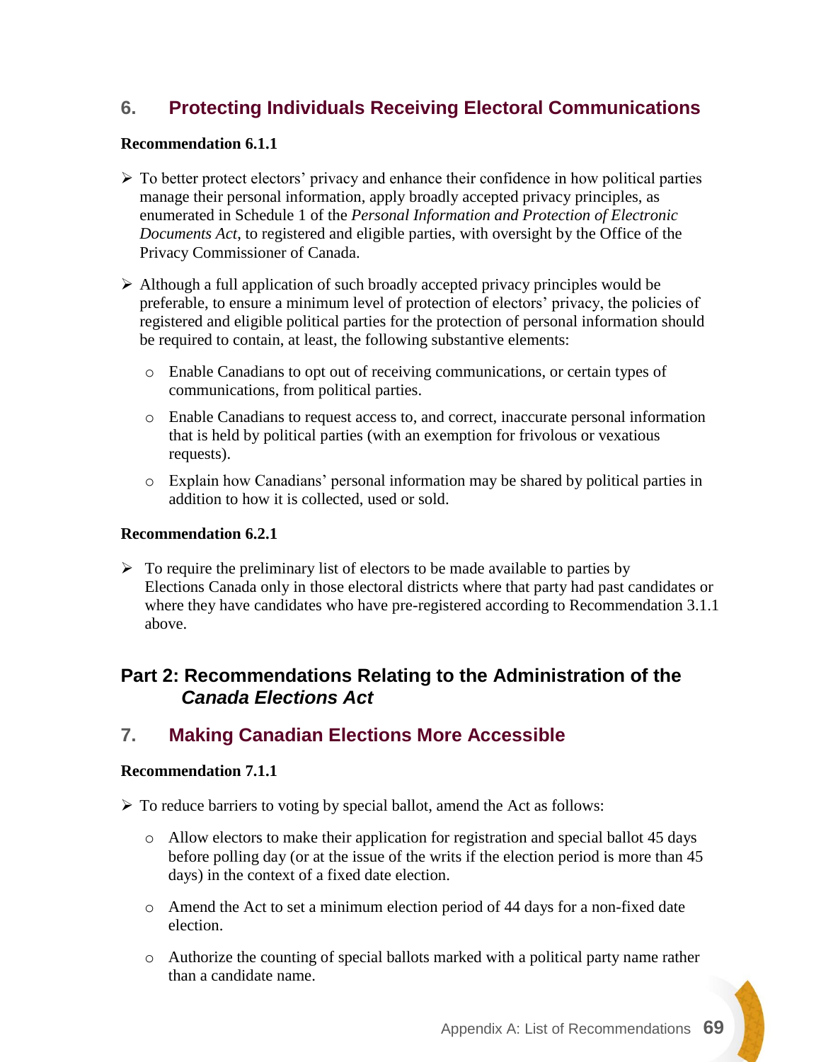## 6. Protecting Individuals Receiving Electoral Communications

**Recommendation 6.1.1**

- To better protect electors' privacy and enhance their confidence in how political parties manage their personal information, apply broadly accepted privacy principles, as enumerated in Schedule 1 of the *Personal Information and Protection of Electronic Documents Act*, to registered and eligible parties, with oversight by the Office of the Privacy Commissioner of Canada.
- Although a full application of such broadly accepted privacy principles would be preferable, to ensure a minimum level of protection of electors' privacy, the policies of registered and eligible political parties for the protection of personal information should be required to contain, at least, the following substantive elements:
  - Enable Canadians to opt out of receiving communications, or certain types of communications, from political parties.
  - Enable Canadians to request access to, and correct, inaccurate personal information that is held by political parties (with an exemption for frivolous or vexatious requests).
  - Explain how Canadians' personal information may be shared by political parties in addition to how it is collected, used or sold.

**Recommendation 6.2.1**

- To require the preliminary list of electors to be made available to parties by Elections Canada only in those electoral districts where that party had past candidates or where they have candidates who have pre-registered according to Recommendation 3.1.1 above.

# Part 2: Recommendations Relating to the Administration of the *Canada Elections Act*

## 7. Making Canadian Elections More Accessible

**Recommendation 7.1.1**

- To reduce barriers to voting by special ballot, amend the Act as follows:
  - Allow electors to make their application for registration and special ballot 45 days before polling day (or at the issue of the writs if the election period is more than 45 days) in the context of a fixed date election.
  - Amend the Act to set a minimum election period of 44 days for a non-fixed date election.
  - Authorize the counting of special ballots marked with a political party name rather than a candidate name.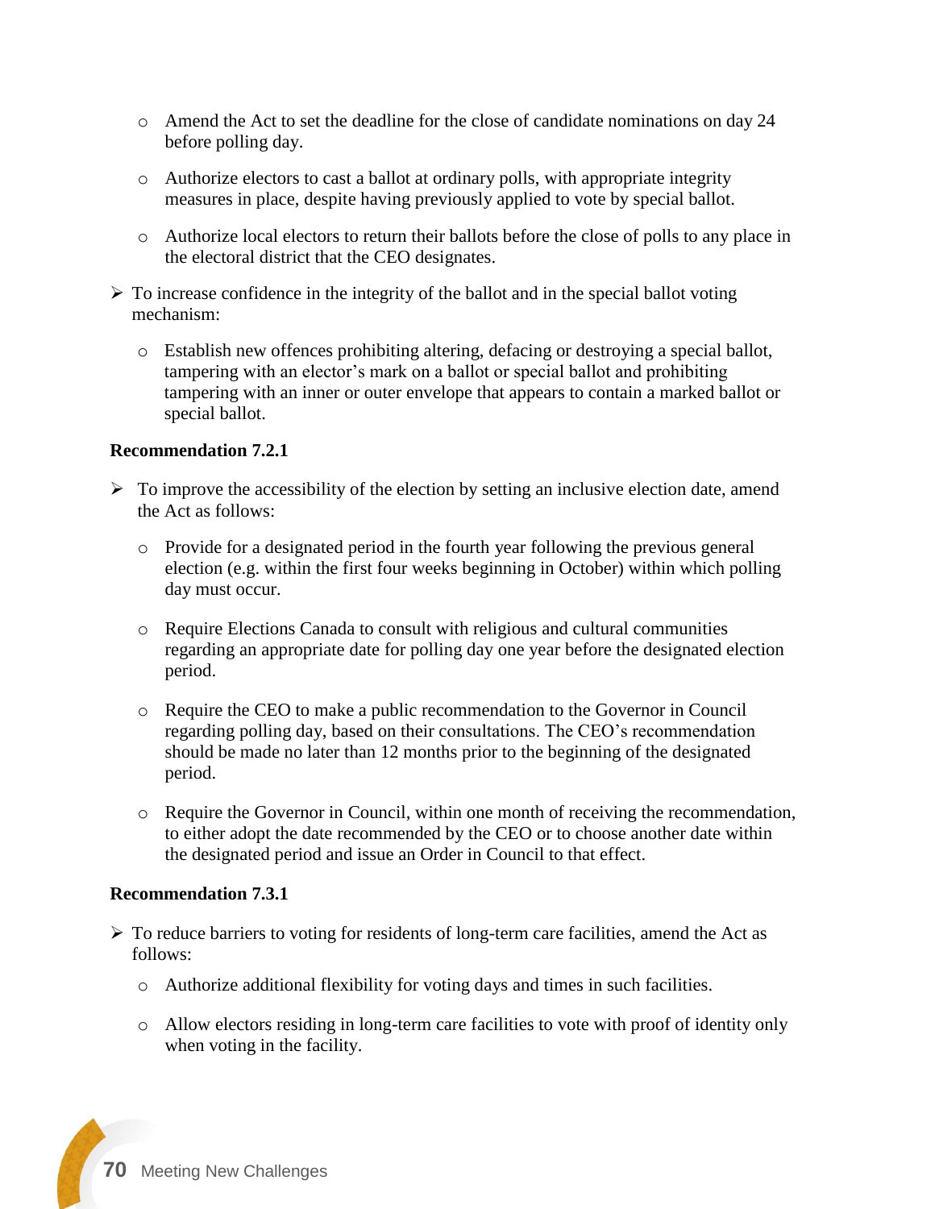- Amend the Act to set the deadline for the close of candidate nominations on day 24 before polling day.
    - Authorize electors to cast a ballot at ordinary polls, with appropriate integrity measures in place, despite having previously applied to vote by special ballot.
    - Authorize local electors to return their ballots before the close of polls to any place in the electoral district that the CEO designates.

- To increase confidence in the integrity of the ballot and in the special ballot voting mechanism:
    - Establish new offences prohibiting altering, defacing or destroying a special ballot, tampering with an elector's mark on a ballot or special ballot and prohibiting tampering with an inner or outer envelope that appears to contain a marked ballot or special ballot.

**Recommendation 7.2.1**

- To improve the accessibility of the election by setting an inclusive election date, amend the Act as follows:
    - Provide for a designated period in the fourth year following the previous general election (e.g. within the first four weeks beginning in October) within which polling day must occur.
    - Require Elections Canada to consult with religious and cultural communities regarding an appropriate date for polling day one year before the designated election period.
    - Require the CEO to make a public recommendation to the Governor in Council regarding polling day, based on their consultations. The CEO's recommendation should be made no later than 12 months prior to the beginning of the designated period.
    - Require the Governor in Council, within one month of receiving the recommendation, to either adopt the date recommended by the CEO or to choose another date within the designated period and issue an Order in Council to that effect.

**Recommendation 7.3.1**

- To reduce barriers to voting for residents of long-term care facilities, amend the Act as follows:
    - Authorize additional flexibility for voting days and times in such facilities.
    - Allow electors residing in long-term care facilities to vote with proof of identity only when voting in the facility.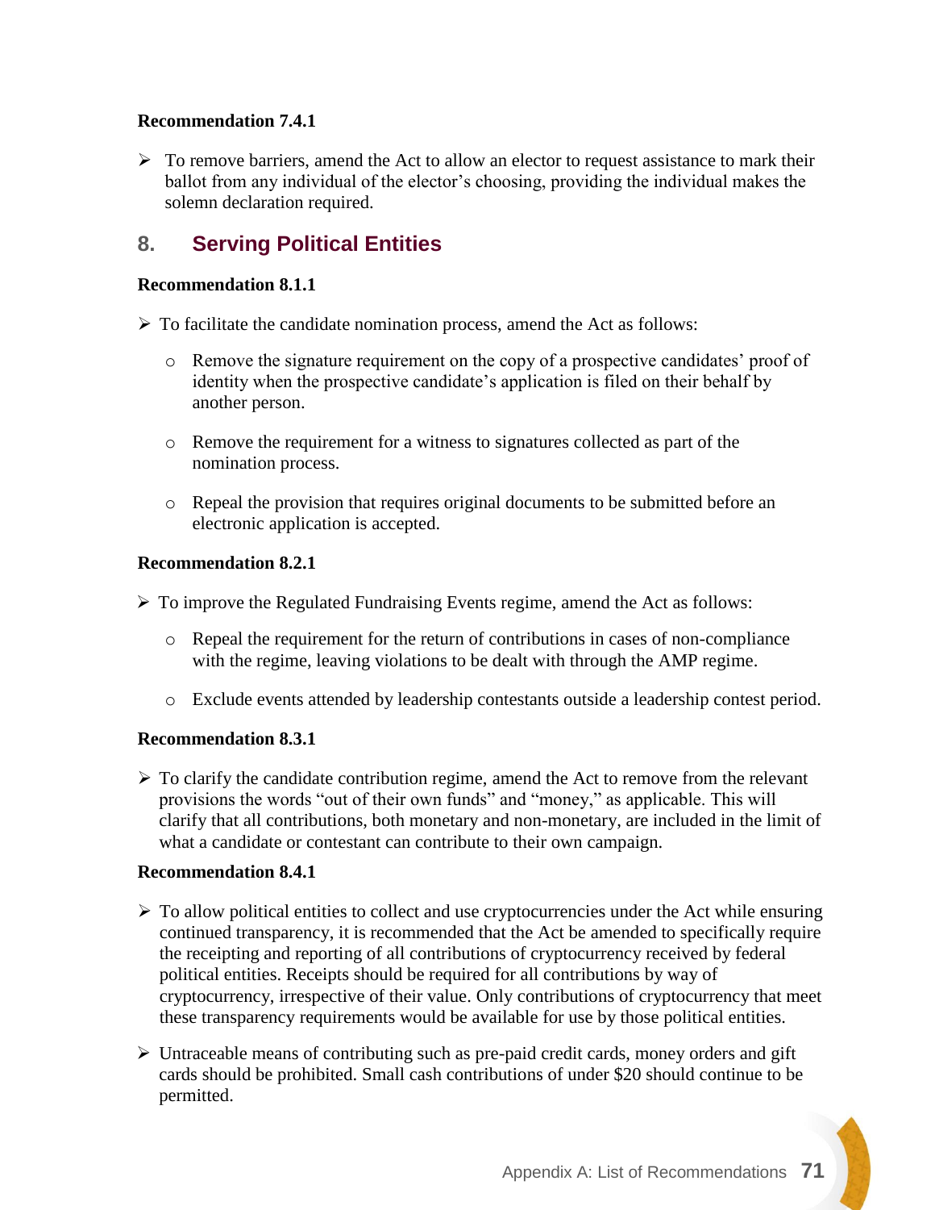**Recommendation 7.4.1**

- To remove barriers, amend the Act to allow an elector to request assistance to mark their ballot from any individual of the elector's choosing, providing the individual makes the solemn declaration required.

## 8. Serving Political Entities

**Recommendation 8.1.1**

- To facilitate the candidate nomination process, amend the Act as follows:
  - Remove the signature requirement on the copy of a prospective candidates' proof of identity when the prospective candidate's application is filed on their behalf by another person.
  - Remove the requirement for a witness to signatures collected as part of the nomination process.
  - Repeal the provision that requires original documents to be submitted before an electronic application is accepted.

**Recommendation 8.2.1**

- To improve the Regulated Fundraising Events regime, amend the Act as follows:
  - Repeal the requirement for the return of contributions in cases of non-compliance with the regime, leaving violations to be dealt with through the AMP regime.
  - Exclude events attended by leadership contestants outside a leadership contest period.

**Recommendation 8.3.1**

- To clarify the candidate contribution regime, amend the Act to remove from the relevant provisions the words "out of their own funds" and "money," as applicable. This will clarify that all contributions, both monetary and non-monetary, are included in the limit of what a candidate or contestant can contribute to their own campaign.

**Recommendation 8.4.1**

- To allow political entities to collect and use cryptocurrencies under the Act while ensuring continued transparency, it is recommended that the Act be amended to specifically require the receipting and reporting of all contributions of cryptocurrency received by federal political entities. Receipts should be required for all contributions by way of cryptocurrency, irrespective of their value. Only contributions of cryptocurrency that meet these transparency requirements would be available for use by those political entities.
- Untraceable means of contributing such as pre-paid credit cards, money orders and gift cards should be prohibited. Small cash contributions of under $20 should continue to be permitted.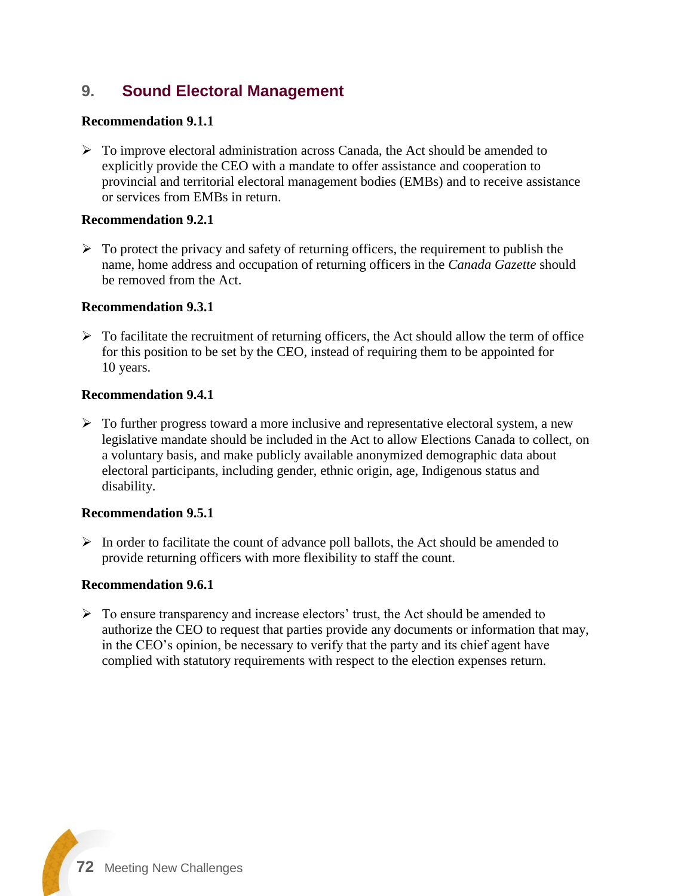## 9. Sound Electoral Management

**Recommendation 9.1.1**

- To improve electoral administration across Canada, the Act should be amended to explicitly provide the CEO with a mandate to offer assistance and cooperation to provincial and territorial electoral management bodies (EMBs) and to receive assistance or services from EMBs in return.

**Recommendation 9.2.1**

- To protect the privacy and safety of returning officers, the requirement to publish the name, home address and occupation of returning officers in the *Canada Gazette* should be removed from the Act.

**Recommendation 9.3.1**

- To facilitate the recruitment of returning officers, the Act should allow the term of office for this position to be set by the CEO, instead of requiring them to be appointed for 10 years.

**Recommendation 9.4.1**

- To further progress toward a more inclusive and representative electoral system, a new legislative mandate should be included in the Act to allow Elections Canada to collect, on a voluntary basis, and make publicly available anonymized demographic data about electoral participants, including gender, ethnic origin, age, Indigenous status and disability.

**Recommendation 9.5.1**

- In order to facilitate the count of advance poll ballots, the Act should be amended to provide returning officers with more flexibility to staff the count.

**Recommendation 9.6.1**

- To ensure transparency and increase electors' trust, the Act should be amended to authorize the CEO to request that parties provide any documents or information that may, in the CEO's opinion, be necessary to verify that the party and its chief agent have complied with statutory requirements with respect to the election expenses return.